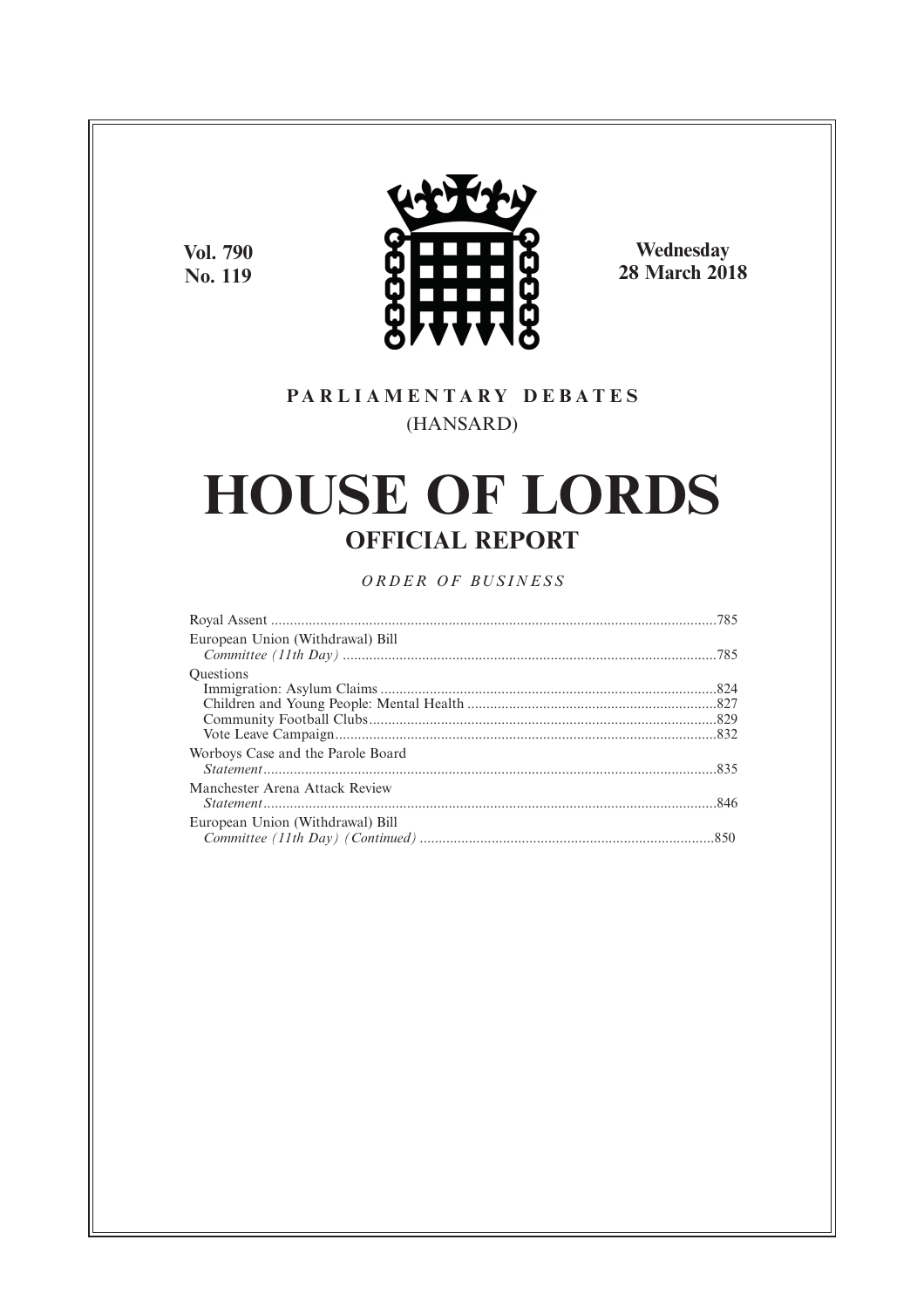Vol. 790
No. 119

Wednesday
28 March 2018

PARLIAMENTARY DEBATES
(HANSARD)

# HOUSE OF LORDS

## OFFICIAL REPORT

*ORDER OF BUSINESS*

Royal Assent ....................................................................................................................785
European Union (Withdrawal) Bill
*Committee (11th Day)* ..................................................................................................785
Questions
Immigration: Asylum Claims ........................................................................................824
Children and Young People: Mental Health .................................................................827
Community Football Clubs...........................................................................................829
Vote Leave Campaign....................................................................................................832
Worboys Case and the Parole Board
*Statement*......................................................................................................................835
Manchester Arena Attack Review
*Statement*......................................................................................................................846
European Union (Withdrawal) Bill
*Committee (11th Day) (Continued)* .............................................................................850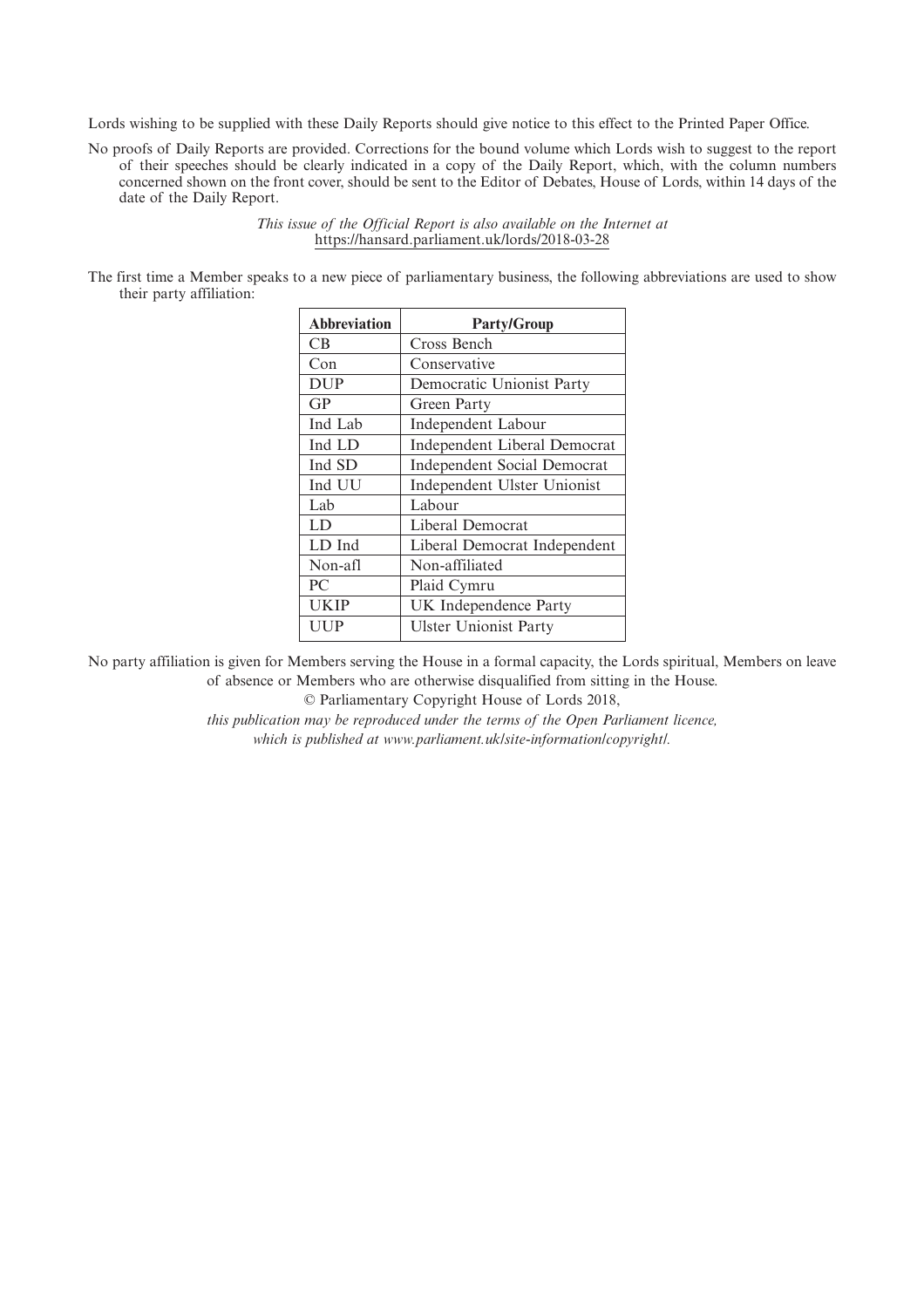Lords wishing to be supplied with these Daily Reports should give notice to this effect to the Printed Paper Office.

No proofs of Daily Reports are provided. Corrections for the bound volume which Lords wish to suggest to the report of their speeches should be clearly indicated in a copy of the Daily Report, which, with the column numbers concerned shown on the front cover, should be sent to the Editor of Debates, House of Lords, within 14 days of the date of the Daily Report.

*This issue of the Official Report is also available on the Internet at* https://hansard.parliament.uk/lords/2018-03-28

The first time a Member speaks to a new piece of parliamentary business, the following abbreviations are used to show their party affiliation:

| Abbreviation | Party/Group |
|---|---|
| CB | Cross Bench |
| Con | Conservative |
| DUP | Democratic Unionist Party |
| GP | Green Party |
| Ind Lab | Independent Labour |
| Ind LD | Independent Liberal Democrat |
| Ind SD | Independent Social Democrat |
| Ind UU | Independent Ulster Unionist |
| Lab | Labour |
| LD | Liberal Democrat |
| LD Ind | Liberal Democrat Independent |
| Non-afl | Non-affiliated |
| PC | Plaid Cymru |
| UKIP | UK Independence Party |
| UUP | Ulster Unionist Party |

No party affiliation is given for Members serving the House in a formal capacity, the Lords spiritual, Members on leave of absence or Members who are otherwise disqualified from sitting in the House.

© Parliamentary Copyright House of Lords 2018,

*this publication may be reproduced under the terms of the Open Parliament licence, which is published at www.parliament.uk/site-information/copyright/.*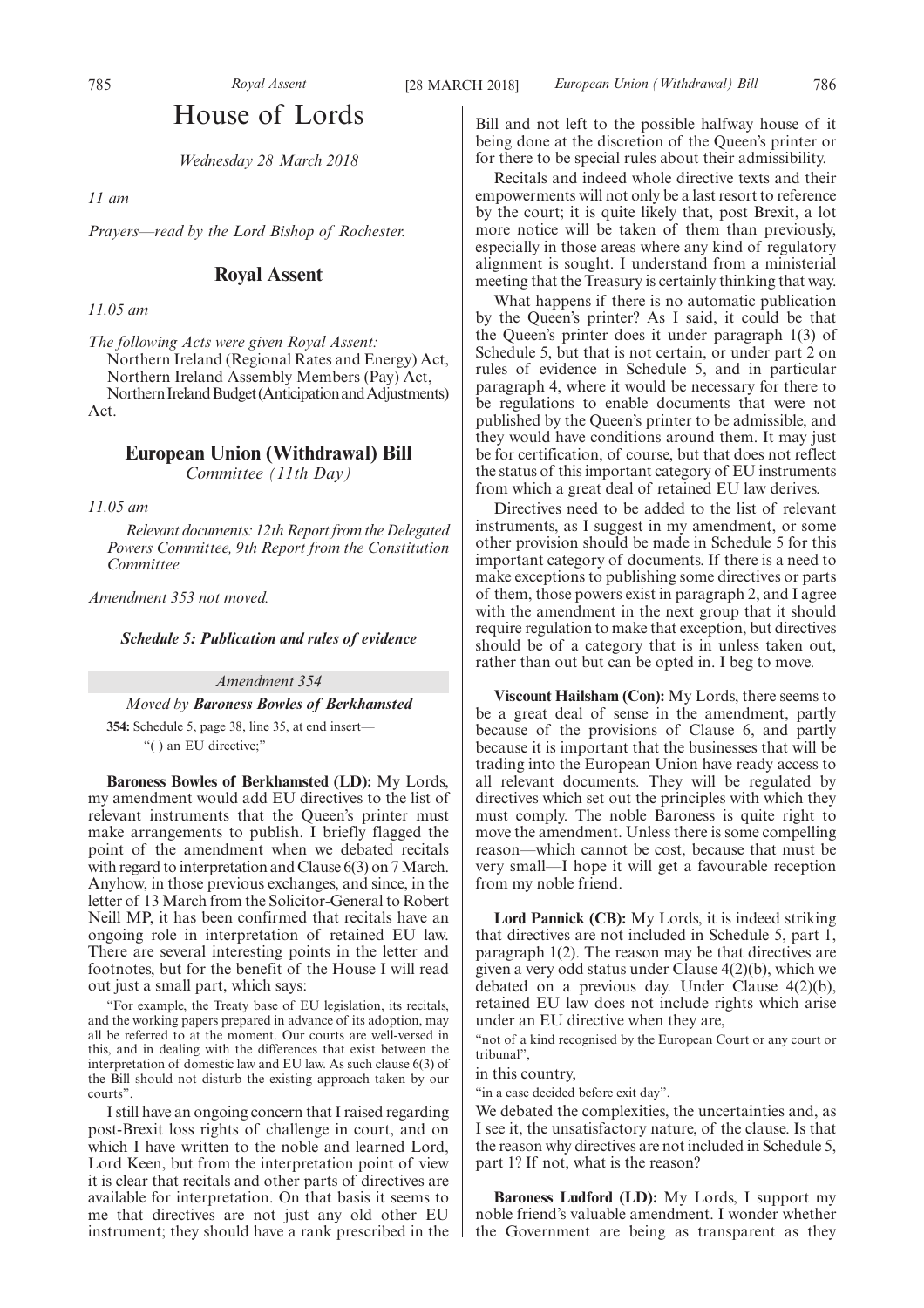# House of Lords

*Wednesday 28 March 2018*

*11 am*

*Prayers—read by the Lord Bishop of Rochester.*

## Royal Assent

*11.05 am*

*The following Acts were given Royal Assent:*

Northern Ireland (Regional Rates and Energy) Act, Northern Ireland Assembly Members (Pay) Act, Northern Ireland Budget (Anticipation and Adjustments) Act.

## European Union (Withdrawal) Bill

*Committee (11th Day)*

*11.05 am*

*Relevant documents: 12th Report from the Delegated Powers Committee, 9th Report from the Constitution Committee*

*Amendment 353 not moved.*

### *Schedule 5: Publication and rules of evidence*

*Amendment 354*

*Moved by* ***Baroness Bowles of Berkhamsted***

**354:** Schedule 5, page 38, line 35, at end insert—

"( ) an EU directive;"

**Baroness Bowles of Berkhamsted (LD):** My Lords, my amendment would add EU directives to the list of relevant instruments that the Queen's printer must make arrangements to publish. I briefly flagged the point of the amendment when we debated recitals with regard to interpretation and Clause 6(3) on 7 March. Anyhow, in those previous exchanges, and since, in the letter of 13 March from the Solicitor-General to Robert Neill MP, it has been confirmed that recitals have an ongoing role in interpretation of retained EU law. There are several interesting points in the letter and footnotes, but for the benefit of the House I will read out just a small part, which says:

"For example, the Treaty base of EU legislation, its recitals, and the working papers prepared in advance of its adoption, may all be referred to at the moment. Our courts are well-versed in this, and in dealing with the differences that exist between the interpretation of domestic law and EU law. As such clause 6(3) of the Bill should not disturb the existing approach taken by our courts".

I still have an ongoing concern that I raised regarding post-Brexit loss rights of challenge in court, and on which I have written to the noble and learned Lord, Lord Keen, but from the interpretation point of view it is clear that recitals and other parts of directives are available for interpretation. On that basis it seems to me that directives are not just any old other EU instrument; they should have a rank prescribed in the Bill and not left to the possible halfway house of it being done at the discretion of the Queen's printer or for there to be special rules about their admissibility.

Recitals and indeed whole directive texts and their empowerments will not only be a last resort to reference by the court; it is quite likely that, post Brexit, a lot more notice will be taken of them than previously, especially in those areas where any kind of regulatory alignment is sought. I understand from a ministerial meeting that the Treasury is certainly thinking that way.

What happens if there is no automatic publication by the Queen's printer? As I said, it could be that the Queen's printer does it under paragraph 1(3) of Schedule 5, but that is not certain, or under part 2 on rules of evidence in Schedule 5, and in particular paragraph 4, where it would be necessary for there to be regulations to enable documents that were not published by the Queen's printer to be admissible, and they would have conditions around them. It may just be for certification, of course, but that does not reflect the status of this important category of EU instruments from which a great deal of retained EU law derives.

Directives need to be added to the list of relevant instruments, as I suggest in my amendment, or some other provision should be made in Schedule 5 for this important category of documents. If there is a need to make exceptions to publishing some directives or parts of them, those powers exist in paragraph 2, and I agree with the amendment in the next group that it should require regulation to make that exception, but directives should be of a category that is in unless taken out, rather than out but can be opted in. I beg to move.

**Viscount Hailsham (Con):** My Lords, there seems to be a great deal of sense in the amendment, partly because of the provisions of Clause 6, and partly because it is important that the businesses that will be trading into the European Union have ready access to all relevant documents. They will be regulated by directives which set out the principles with which they must comply. The noble Baroness is quite right to move the amendment. Unless there is some compelling reason—which cannot be cost, because that must be very small—I hope it will get a favourable reception from my noble friend.

**Lord Pannick (CB):** My Lords, it is indeed striking that directives are not included in Schedule 5, part 1, paragraph 1(2). The reason may be that directives are given a very odd status under Clause 4(2)(b), which we debated on a previous day. Under Clause 4(2)(b), retained EU law does not include rights which arise under an EU directive when they are,

"not of a kind recognised by the European Court or any court or tribunal",

in this country,

"in a case decided before exit day".

We debated the complexities, the uncertainties and, as I see it, the unsatisfactory nature, of the clause. Is that the reason why directives are not included in Schedule 5, part 1? If not, what is the reason?

**Baroness Ludford (LD):** My Lords, I support my noble friend's valuable amendment. I wonder whether the Government are being as transparent as they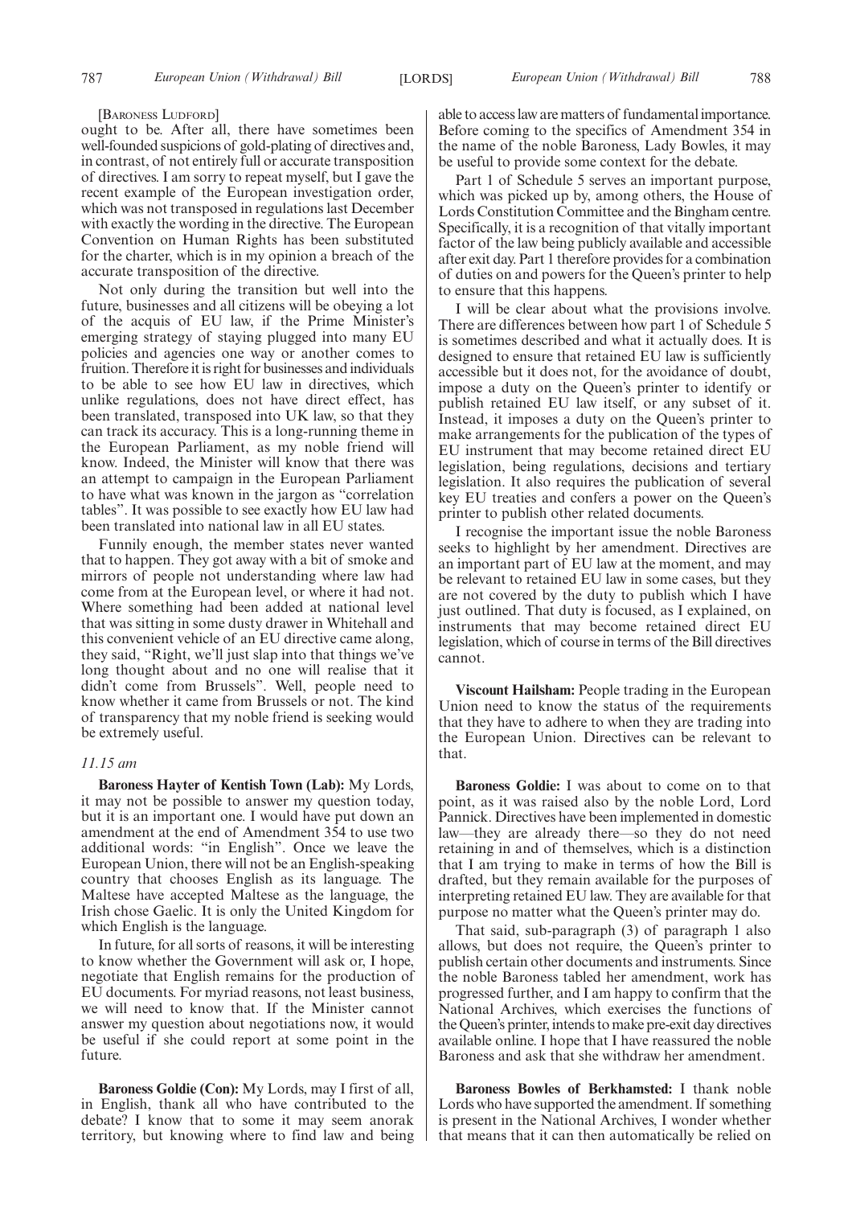[Baroness Ludford]

ought to be. After all, there have sometimes been well-founded suspicions of gold-plating of directives and, in contrast, of not entirely full or accurate transposition of directives. I am sorry to repeat myself, but I gave the recent example of the European investigation order, which was not transposed in regulations last December with exactly the wording in the directive. The European Convention on Human Rights has been substituted for the charter, which is in my opinion a breach of the accurate transposition of the directive.

Not only during the transition but well into the future, businesses and all citizens will be obeying a lot of the acquis of EU law, if the Prime Minister's emerging strategy of staying plugged into many EU policies and agencies one way or another comes to fruition. Therefore it is right for businesses and individuals to be able to see how EU law in directives, which unlike regulations, does not have direct effect, has been translated, transposed into UK law, so that they can track its accuracy. This is a long-running theme in the European Parliament, as my noble friend will know. Indeed, the Minister will know that there was an attempt to campaign in the European Parliament to have what was known in the jargon as "correlation tables". It was possible to see exactly how EU law had been translated into national law in all EU states.

Funnily enough, the member states never wanted that to happen. They got away with a bit of smoke and mirrors of people not understanding where law had come from at the European level, or where it had not. Where something had been added at national level that was sitting in some dusty drawer in Whitehall and this convenient vehicle of an EU directive came along, they said, "Right, we'll just slap into that things we've long thought about and no one will realise that it didn't come from Brussels". Well, people need to know whether it came from Brussels or not. The kind of transparency that my noble friend is seeking would be extremely useful.

*11.15 am*

**Baroness Hayter of Kentish Town (Lab):** My Lords, it may not be possible to answer my question today, but it is an important one. I would have put down an amendment at the end of Amendment 354 to use two additional words: "in English". Once we leave the European Union, there will not be an English-speaking country that chooses English as its language. The Maltese have accepted Maltese as the language, the Irish chose Gaelic. It is only the United Kingdom for which English is the language.

In future, for all sorts of reasons, it will be interesting to know whether the Government will ask or, I hope, negotiate that English remains for the production of EU documents. For myriad reasons, not least business, we will need to know that. If the Minister cannot answer my question about negotiations now, it would be useful if she could report at some point in the future.

**Baroness Goldie (Con):** My Lords, may I first of all, in English, thank all who have contributed to the debate? I know that to some it may seem anorak territory, but knowing where to find law and being able to access law are matters of fundamental importance. Before coming to the specifics of Amendment 354 in the name of the noble Baroness, Lady Bowles, it may be useful to provide some context for the debate.

Part 1 of Schedule 5 serves an important purpose, which was picked up by, among others, the House of Lords Constitution Committee and the Bingham centre. Specifically, it is a recognition of that vitally important factor of the law being publicly available and accessible after exit day. Part 1 therefore provides for a combination of duties on and powers for the Queen's printer to help to ensure that this happens.

I will be clear about what the provisions involve. There are differences between how part 1 of Schedule 5 is sometimes described and what it actually does. It is designed to ensure that retained EU law is sufficiently accessible but it does not, for the avoidance of doubt, impose a duty on the Queen's printer to identify or publish retained EU law itself, or any subset of it. Instead, it imposes a duty on the Queen's printer to make arrangements for the publication of the types of EU instrument that may become retained direct EU legislation, being regulations, decisions and tertiary legislation. It also requires the publication of several key EU treaties and confers a power on the Queen's printer to publish other related documents.

I recognise the important issue the noble Baroness seeks to highlight by her amendment. Directives are an important part of EU law at the moment, and may be relevant to retained EU law in some cases, but they are not covered by the duty to publish which I have just outlined. That duty is focused, as I explained, on instruments that may become retained direct EU legislation, which of course in terms of the Bill directives cannot.

**Viscount Hailsham:** People trading in the European Union need to know the status of the requirements that they have to adhere to when they are trading into the European Union. Directives can be relevant to that.

**Baroness Goldie:** I was about to come on to that point, as it was raised also by the noble Lord, Lord Pannick. Directives have been implemented in domestic law—they are already there—so they do not need retaining in and of themselves, which is a distinction that I am trying to make in terms of how the Bill is drafted, but they remain available for the purposes of interpreting retained EU law. They are available for that purpose no matter what the Queen's printer may do.

That said, sub-paragraph (3) of paragraph 1 also allows, but does not require, the Queen's printer to publish certain other documents and instruments. Since the noble Baroness tabled her amendment, work has progressed further, and I am happy to confirm that the National Archives, which exercises the functions of the Queen's printer, intends to make pre-exit day directives available online. I hope that I have reassured the noble Baroness and ask that she withdraw her amendment.

**Baroness Bowles of Berkhamsted:** I thank noble Lords who have supported the amendment. If something is present in the National Archives, I wonder whether that means that it can then automatically be relied on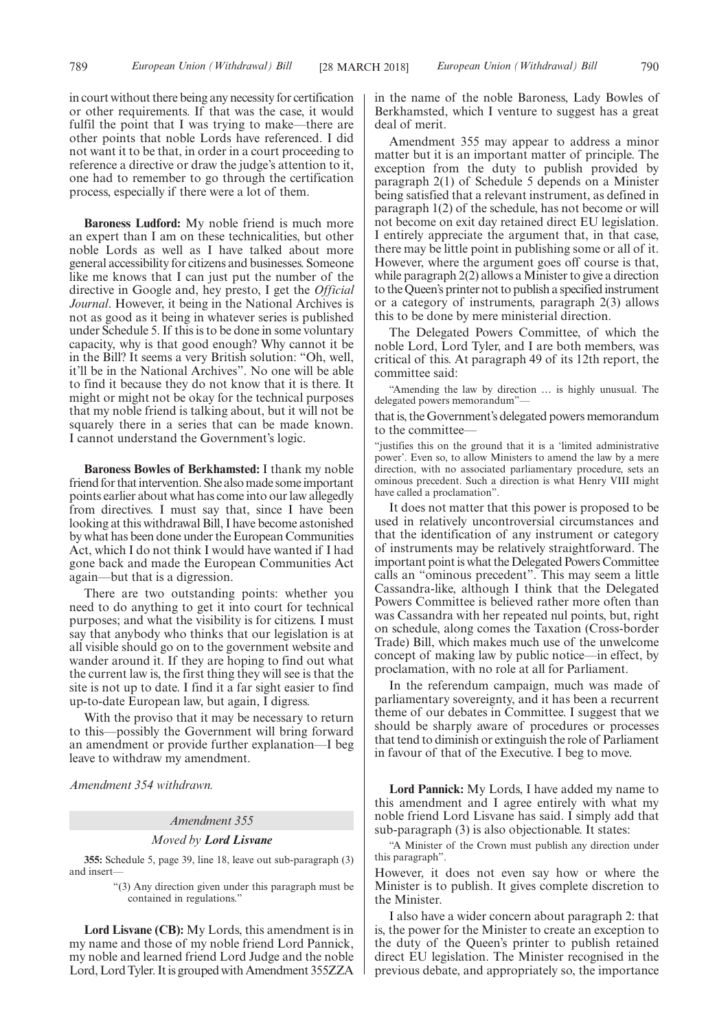in court without there being any necessity for certification or other requirements. If that was the case, it would fulfil the point that I was trying to make—there are other points that noble Lords have referenced. I did not want it to be that, in order in a court proceeding to reference a directive or draw the judge's attention to it, one had to remember to go through the certification process, especially if there were a lot of them.

**Baroness Ludford:** My noble friend is much more an expert than I am on these technicalities, but other noble Lords as well as I have talked about more general accessibility for citizens and businesses. Someone like me knows that I can just put the number of the directive in Google and, hey presto, I get the *Official Journal*. However, it being in the National Archives is not as good as it being in whatever series is published under Schedule 5. If this is to be done in some voluntary capacity, why is that good enough? Why cannot it be in the Bill? It seems a very British solution: "Oh, well, it'll be in the National Archives". No one will be able to find it because they do not know that it is there. It might or might not be okay for the technical purposes that my noble friend is talking about, but it will not be squarely there in a series that can be made known. I cannot understand the Government's logic.

**Baroness Bowles of Berkhamsted:** I thank my noble friend for that intervention. She also made some important points earlier about what has come into our law allegedly from directives. I must say that, since I have been looking at this withdrawal Bill, I have become astonished by what has been done under the European Communities Act, which I do not think I would have wanted if I had gone back and made the European Communities Act again—but that is a digression.

There are two outstanding points: whether you need to do anything to get it into court for technical purposes; and what the visibility is for citizens. I must say that anybody who thinks that our legislation is at all visible should go on to the government website and wander around it. If they are hoping to find out what the current law is, the first thing they will see is that the site is not up to date. I find it a far sight easier to find up-to-date European law, but again, I digress.

With the proviso that it may be necessary to return to this—possibly the Government will bring forward an amendment or provide further explanation—I beg leave to withdraw my amendment.

*Amendment 354 withdrawn.*

*Amendment 355*

*Moved by* ***Lord Lisvane***

**355:** Schedule 5, page 39, line 18, leave out sub-paragraph (3) and insert—

"(3) Any direction given under this paragraph must be contained in regulations."

**Lord Lisvane (CB):** My Lords, this amendment is in my name and those of my noble friend Lord Pannick, my noble and learned friend Lord Judge and the noble Lord, Lord Tyler. It is grouped with Amendment 355ZZA in the name of the noble Baroness, Lady Bowles of Berkhamsted, which I venture to suggest has a great deal of merit.

Amendment 355 may appear to address a minor matter but it is an important matter of principle. The exception from the duty to publish provided by paragraph 2(1) of Schedule 5 depends on a Minister being satisfied that a relevant instrument, as defined in paragraph 1(2) of the schedule, has not become or will not become on exit day retained direct EU legislation. I entirely appreciate the argument that, in that case, there may be little point in publishing some or all of it. However, where the argument goes off course is that, while paragraph 2(2) allows a Minister to give a direction to the Queen's printer not to publish a specified instrument or a category of instruments, paragraph 2(3) allows this to be done by mere ministerial direction.

The Delegated Powers Committee, of which the noble Lord, Lord Tyler, and I are both members, was critical of this. At paragraph 49 of its 12th report, the committee said:

"Amending the law by direction … is highly unusual. The delegated powers memorandum"—

that is, the Government's delegated powers memorandum to the committee—

"justifies this on the ground that it is a 'limited administrative power'. Even so, to allow Ministers to amend the law by a mere direction, with no associated parliamentary procedure, sets an ominous precedent. Such a direction is what Henry VIII might have called a proclamation".

It does not matter that this power is proposed to be used in relatively uncontroversial circumstances and that the identification of any instrument or category of instruments may be relatively straightforward. The important point is what the Delegated Powers Committee calls an "ominous precedent". This may seem a little Cassandra-like, although I think that the Delegated Powers Committee is believed rather more often than was Cassandra with her repeated nul points, but, right on schedule, along comes the Taxation (Cross-border Trade) Bill, which makes much use of the unwelcome concept of making law by public notice—in effect, by proclamation, with no role at all for Parliament.

In the referendum campaign, much was made of parliamentary sovereignty, and it has been a recurrent theme of our debates in Committee. I suggest that we should be sharply aware of procedures or processes that tend to diminish or extinguish the role of Parliament in favour of that of the Executive. I beg to move.

**Lord Pannick:** My Lords, I have added my name to this amendment and I agree entirely with what my noble friend Lord Lisvane has said. I simply add that sub-paragraph (3) is also objectionable. It states:

"A Minister of the Crown must publish any direction under this paragraph".

However, it does not even say how or where the Minister is to publish. It gives complete discretion to the Minister.

I also have a wider concern about paragraph 2: that is, the power for the Minister to create an exception to the duty of the Queen's printer to publish retained direct EU legislation. The Minister recognised in the previous debate, and appropriately so, the importance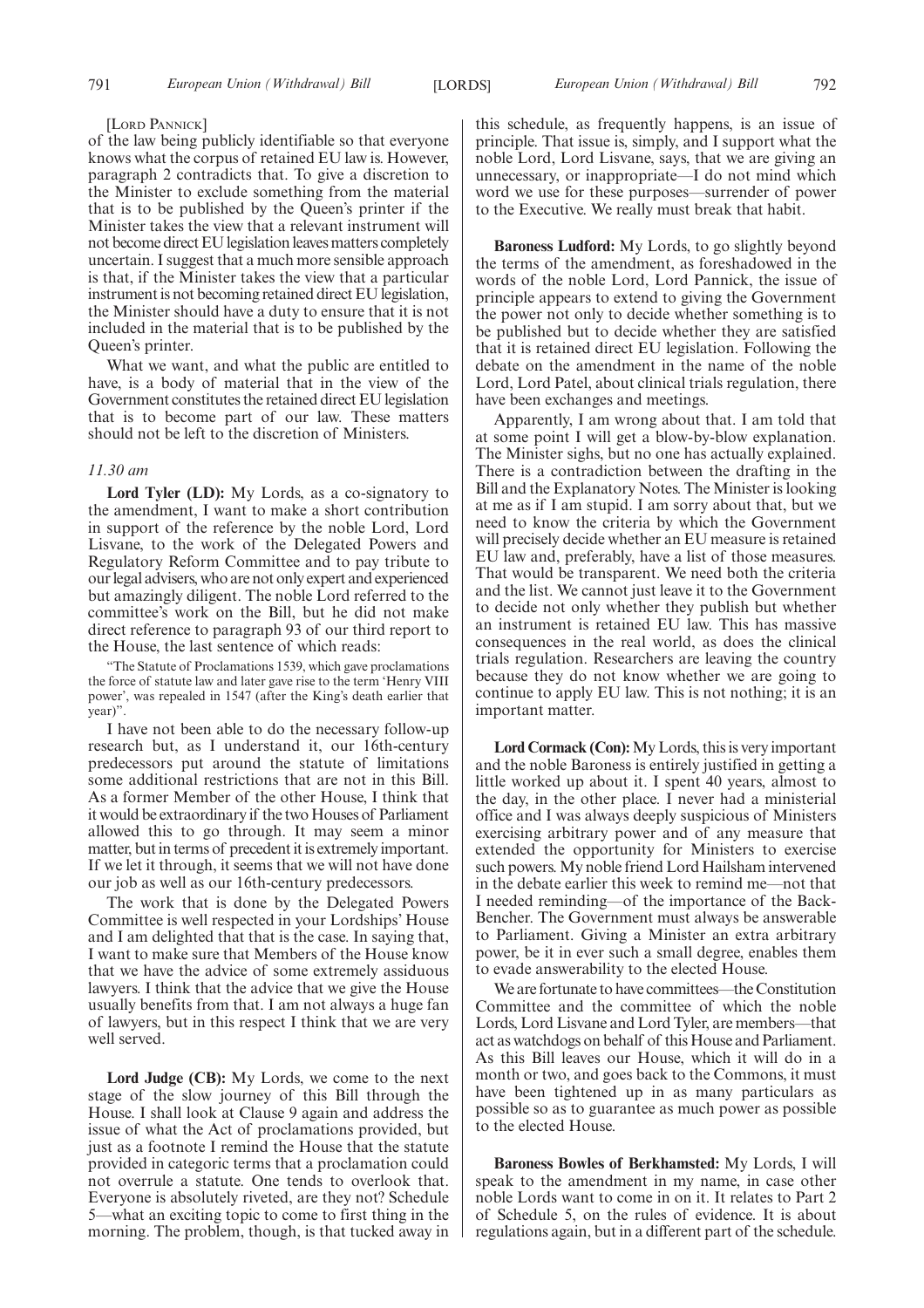[Lord Pannick]

of the law being publicly identifiable so that everyone knows what the corpus of retained EU law is. However, paragraph 2 contradicts that. To give a discretion to the Minister to exclude something from the material that is to be published by the Queen's printer if the Minister takes the view that a relevant instrument will not become direct EU legislation leaves matters completely uncertain. I suggest that a much more sensible approach is that, if the Minister takes the view that a particular instrument is not becoming retained direct EU legislation, the Minister should have a duty to ensure that it is not included in the material that is to be published by the Queen's printer.

What we want, and what the public are entitled to have, is a body of material that in the view of the Government constitutes the retained direct EU legislation that is to become part of our law. These matters should not be left to the discretion of Ministers.

*11.30 am*

**Lord Tyler (LD):** My Lords, as a co-signatory to the amendment, I want to make a short contribution in support of the reference by the noble Lord, Lord Lisvane, to the work of the Delegated Powers and Regulatory Reform Committee and to pay tribute to our legal advisers, who are not only expert and experienced but amazingly diligent. The noble Lord referred to the committee's work on the Bill, but he did not make direct reference to paragraph 93 of our third report to the House, the last sentence of which reads:

"The Statute of Proclamations 1539, which gave proclamations the force of statute law and later gave rise to the term 'Henry VIII power', was repealed in 1547 (after the King's death earlier that year)".

I have not been able to do the necessary follow-up research but, as I understand it, our 16th-century predecessors put around the statute of limitations some additional restrictions that are not in this Bill. As a former Member of the other House, I think that it would be extraordinary if the two Houses of Parliament allowed this to go through. It may seem a minor matter, but in terms of precedent it is extremely important. If we let it through, it seems that we will not have done our job as well as our 16th-century predecessors.

The work that is done by the Delegated Powers Committee is well respected in your Lordships' House and I am delighted that that is the case. In saying that, I want to make sure that Members of the House know that we have the advice of some extremely assiduous lawyers. I think that the advice that we give the House usually benefits from that. I am not always a huge fan of lawyers, but in this respect I think that we are very well served.

**Lord Judge (CB):** My Lords, we come to the next stage of the slow journey of this Bill through the House. I shall look at Clause 9 again and address the issue of what the Act of proclamations provided, but just as a footnote I remind the House that the statute provided in categoric terms that a proclamation could not overrule a statute. One tends to overlook that. Everyone is absolutely riveted, are they not? Schedule 5—what an exciting topic to come to first thing in the morning. The problem, though, is that tucked away in this schedule, as frequently happens, is an issue of principle. That issue is, simply, and I support what the noble Lord, Lord Lisvane, says, that we are giving an unnecessary, or inappropriate—I do not mind which word we use for these purposes—surrender of power to the Executive. We really must break that habit.

**Baroness Ludford:** My Lords, to go slightly beyond the terms of the amendment, as foreshadowed in the words of the noble Lord, Lord Pannick, the issue of principle appears to extend to giving the Government the power not only to decide whether something is to be published but to decide whether they are satisfied that it is retained direct EU legislation. Following the debate on the amendment in the name of the noble Lord, Lord Patel, about clinical trials regulation, there have been exchanges and meetings.

Apparently, I am wrong about that. I am told that at some point I will get a blow-by-blow explanation. The Minister sighs, but no one has actually explained. There is a contradiction between the drafting in the Bill and the Explanatory Notes. The Minister is looking at me as if I am stupid. I am sorry about that, but we need to know the criteria by which the Government will precisely decide whether an EU measure is retained EU law and, preferably, have a list of those measures. That would be transparent. We need both the criteria and the list. We cannot just leave it to the Government to decide not only whether they publish but whether an instrument is retained EU law. This has massive consequences in the real world, as does the clinical trials regulation. Researchers are leaving the country because they do not know whether we are going to continue to apply EU law. This is not nothing; it is an important matter.

**Lord Cormack (Con):** My Lords, this is very important and the noble Baroness is entirely justified in getting a little worked up about it. I spent 40 years, almost to the day, in the other place. I never had a ministerial office and I was always deeply suspicious of Ministers exercising arbitrary power and of any measure that extended the opportunity for Ministers to exercise such powers. My noble friend Lord Hailsham intervened in the debate earlier this week to remind me—not that I needed reminding—of the importance of the Back-Bencher. The Government must always be answerable to Parliament. Giving a Minister an extra arbitrary power, be it in ever such a small degree, enables them to evade answerability to the elected House.

We are fortunate to have committees—the Constitution Committee and the committee of which the noble Lords, Lord Lisvane and Lord Tyler, are members—that act as watchdogs on behalf of this House and Parliament. As this Bill leaves our House, which it will do in a month or two, and goes back to the Commons, it must have been tightened up in as many particulars as possible so as to guarantee as much power as possible to the elected House.

**Baroness Bowles of Berkhamsted:** My Lords, I will speak to the amendment in my name, in case other noble Lords want to come in on it. It relates to Part 2 of Schedule 5, on the rules of evidence. It is about regulations again, but in a different part of the schedule.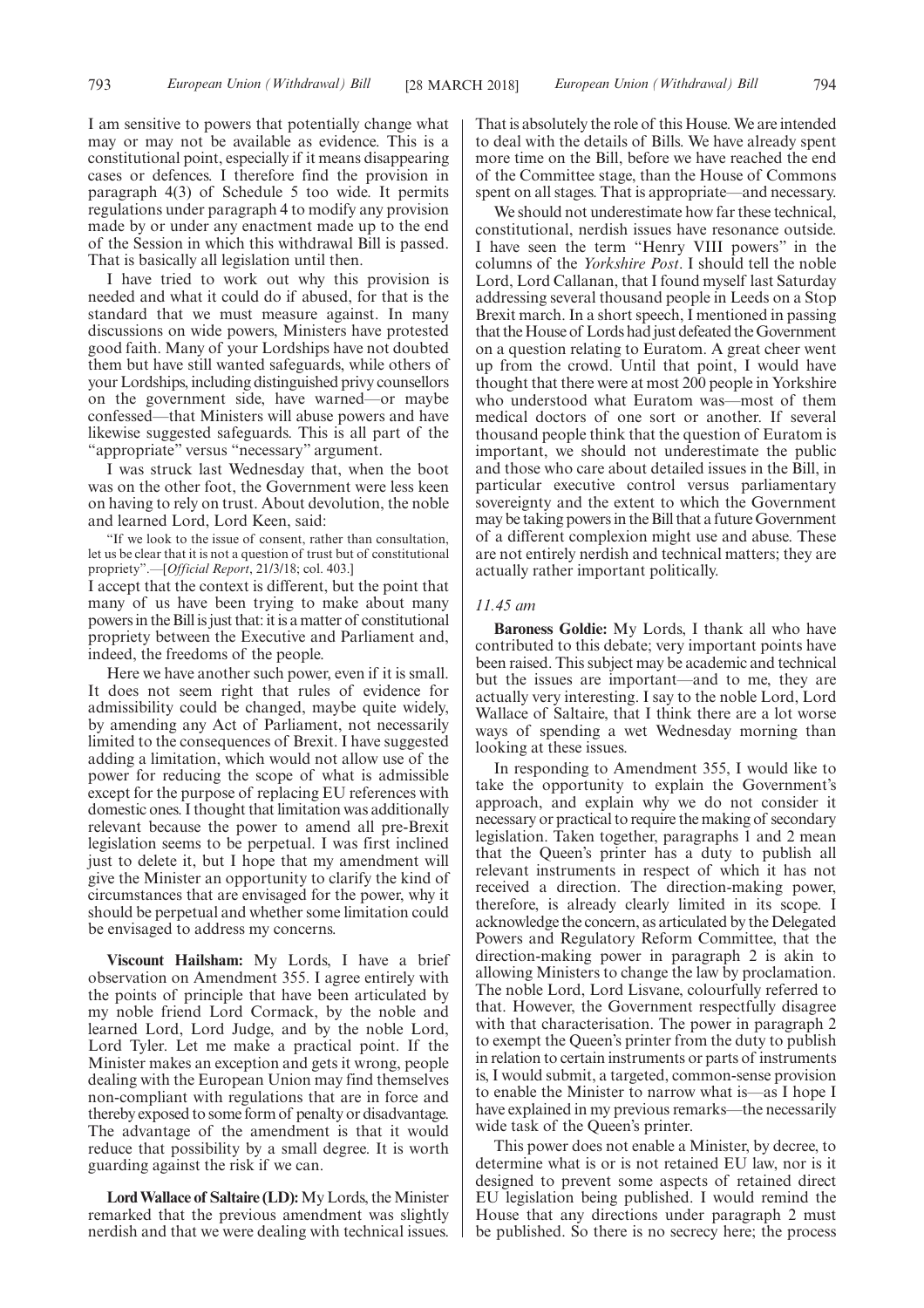I am sensitive to powers that potentially change what may or may not be available as evidence. This is a constitutional point, especially if it means disappearing cases or defences. I therefore find the provision in paragraph 4(3) of Schedule 5 too wide. It permits regulations under paragraph 4 to modify any provision made by or under any enactment made up to the end of the Session in which this withdrawal Bill is passed. That is basically all legislation until then.

I have tried to work out why this provision is needed and what it could do if abused, for that is the standard that we must measure against. In many discussions on wide powers, Ministers have protested good faith. Many of your Lordships have not doubted them but have still wanted safeguards, while others of your Lordships, including distinguished privy counsellors on the government side, have warned—or maybe confessed—that Ministers will abuse powers and have likewise suggested safeguards. This is all part of the "appropriate" versus "necessary" argument.

I was struck last Wednesday that, when the boot was on the other foot, the Government were less keen on having to rely on trust. About devolution, the noble and learned Lord, Lord Keen, said:

"If we look to the issue of consent, rather than consultation, let us be clear that it is not a question of trust but of constitutional propriety".—[*Official Report*, 21/3/18; col. 403.]

I accept that the context is different, but the point that many of us have been trying to make about many powers in the Bill is just that: it is a matter of constitutional propriety between the Executive and Parliament and, indeed, the freedoms of the people.

Here we have another such power, even if it is small. It does not seem right that rules of evidence for admissibility could be changed, maybe quite widely, by amending any Act of Parliament, not necessarily limited to the consequences of Brexit. I have suggested adding a limitation, which would not allow use of the power for reducing the scope of what is admissible except for the purpose of replacing EU references with domestic ones. I thought that limitation was additionally relevant because the power to amend all pre-Brexit legislation seems to be perpetual. I was first inclined just to delete it, but I hope that my amendment will give the Minister an opportunity to clarify the kind of circumstances that are envisaged for the power, why it should be perpetual and whether some limitation could be envisaged to address my concerns.

**Viscount Hailsham:** My Lords, I have a brief observation on Amendment 355. I agree entirely with the points of principle that have been articulated by my noble friend Lord Cormack, by the noble and learned Lord, Lord Judge, and by the noble Lord, Lord Tyler. Let me make a practical point. If the Minister makes an exception and gets it wrong, people dealing with the European Union may find themselves non-compliant with regulations that are in force and thereby exposed to some form of penalty or disadvantage. The advantage of the amendment is that it would reduce that possibility by a small degree. It is worth guarding against the risk if we can.

**Lord Wallace of Saltaire (LD):** My Lords, the Minister remarked that the previous amendment was slightly nerdish and that we were dealing with technical issues. That is absolutely the role of this House. We are intended to deal with the details of Bills. We have already spent more time on the Bill, before we have reached the end of the Committee stage, than the House of Commons spent on all stages. That is appropriate—and necessary.

We should not underestimate how far these technical, constitutional, nerdish issues have resonance outside. I have seen the term "Henry VIII powers" in the columns of the *Yorkshire Post*. I should tell the noble Lord, Lord Callanan, that I found myself last Saturday addressing several thousand people in Leeds on a Stop Brexit march. In a short speech, I mentioned in passing that the House of Lords had just defeated the Government on a question relating to Euratom. A great cheer went up from the crowd. Until that point, I would have thought that there were at most 200 people in Yorkshire who understood what Euratom was—most of them medical doctors of one sort or another. If several thousand people think that the question of Euratom is important, we should not underestimate the public and those who care about detailed issues in the Bill, in particular executive control versus parliamentary sovereignty and the extent to which the Government may be taking powers in the Bill that a future Government of a different complexion might use and abuse. These are not entirely nerdish and technical matters; they are actually rather important politically.

*11.45 am*

**Baroness Goldie:** My Lords, I thank all who have contributed to this debate; very important points have been raised. This subject may be academic and technical but the issues are important—and to me, they are actually very interesting. I say to the noble Lord, Lord Wallace of Saltaire, that I think there are a lot worse ways of spending a wet Wednesday morning than looking at these issues.

In responding to Amendment 355, I would like to take the opportunity to explain the Government's approach, and explain why we do not consider it necessary or practical to require the making of secondary legislation. Taken together, paragraphs 1 and 2 mean that the Queen's printer has a duty to publish all relevant instruments in respect of which it has not received a direction. The direction-making power, therefore, is already clearly limited in its scope. I acknowledge the concern, as articulated by the Delegated Powers and Regulatory Reform Committee, that the direction-making power in paragraph 2 is akin to allowing Ministers to change the law by proclamation. The noble Lord, Lord Lisvane, colourfully referred to that. However, the Government respectfully disagree with that characterisation. The power in paragraph 2 to exempt the Queen's printer from the duty to publish in relation to certain instruments or parts of instruments is, I would submit, a targeted, common-sense provision to enable the Minister to narrow what is—as I hope I have explained in my previous remarks—the necessarily wide task of the Queen's printer.

This power does not enable a Minister, by decree, to determine what is or is not retained EU law, nor is it designed to prevent some aspects of retained direct EU legislation being published. I would remind the House that any directions under paragraph 2 must be published. So there is no secrecy here; the process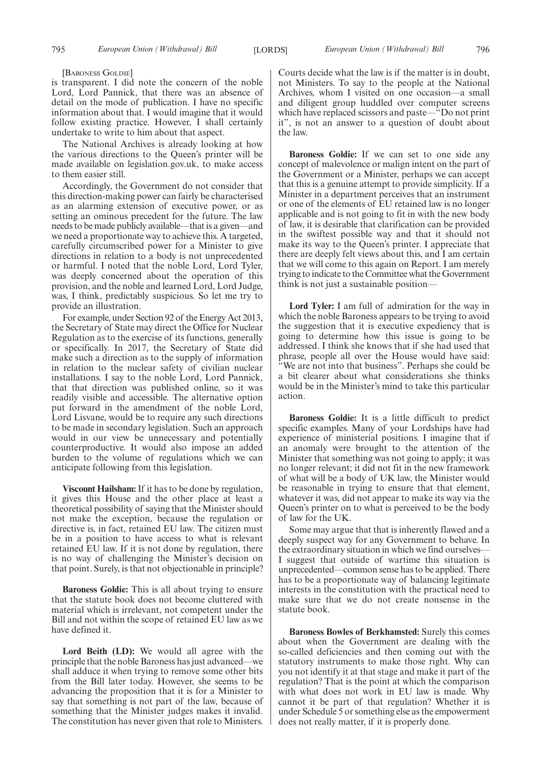[Baroness Goldie]

is transparent. I did note the concern of the noble Lord, Lord Pannick, that there was an absence of detail on the mode of publication. I have no specific information about that. I would imagine that it would follow existing practice. However, I shall certainly undertake to write to him about that aspect.

The National Archives is already looking at how the various directions to the Queen's printer will be made available on legislation.gov.uk, to make access to them easier still.

Accordingly, the Government do not consider that this direction-making power can fairly be characterised as an alarming extension of executive power, or as setting an ominous precedent for the future. The law needs to be made publicly available—that is a given—and we need a proportionate way to achieve this. A targeted, carefully circumscribed power for a Minister to give directions in relation to a body is not unprecedented or harmful. I noted that the noble Lord, Lord Tyler, was deeply concerned about the operation of this provision, and the noble and learned Lord, Lord Judge, was, I think, predictably suspicious. So let me try to provide an illustration.

For example, under Section 92 of the Energy Act 2013, the Secretary of State may direct the Office for Nuclear Regulation as to the exercise of its functions, generally or specifically. In 2017, the Secretary of State did make such a direction as to the supply of information in relation to the nuclear safety of civilian nuclear installations. I say to the noble Lord, Lord Pannick, that that direction was published online, so it was readily visible and accessible. The alternative option put forward in the amendment of the noble Lord, Lord Lisvane, would be to require any such directions to be made in secondary legislation. Such an approach would in our view be unnecessary and potentially counterproductive. It would also impose an added burden to the volume of regulations which we can anticipate following from this legislation.

**Viscount Hailsham:** If it has to be done by regulation, it gives this House and the other place at least a theoretical possibility of saying that the Minister should not make the exception, because the regulation or directive is, in fact, retained EU law. The citizen must be in a position to have access to what is relevant retained EU law. If it is not done by regulation, there is no way of challenging the Minister's decision on that point. Surely, is that not objectionable in principle?

**Baroness Goldie:** This is all about trying to ensure that the statute book does not become cluttered with material which is irrelevant, not competent under the Bill and not within the scope of retained EU law as we have defined it.

**Lord Beith (LD):** We would all agree with the principle that the noble Baroness has just advanced—we shall adduce it when trying to remove some other bits from the Bill later today. However, she seems to be advancing the proposition that it is for a Minister to say that something is not part of the law, because of something that the Minister judges makes it invalid. The constitution has never given that role to Ministers. Courts decide what the law is if the matter is in doubt, not Ministers. To say to the people at the National Archives, whom I visited on one occasion—a small and diligent group huddled over computer screens which have replaced scissors and paste—"Do not print it", is not an answer to a question of doubt about the law.

**Baroness Goldie:** If we can set to one side any concept of malevolence or malign intent on the part of the Government or a Minister, perhaps we can accept that this is a genuine attempt to provide simplicity. If a Minister in a department perceives that an instrument or one of the elements of EU retained law is no longer applicable and is not going to fit in with the new body of law, it is desirable that clarification can be provided in the swiftest possible way and that it should not make its way to the Queen's printer. I appreciate that there are deeply felt views about this, and I am certain that we will come to this again on Report. I am merely trying to indicate to the Committee what the Government think is not just a sustainable position—

**Lord Tyler:** I am full of admiration for the way in which the noble Baroness appears to be trying to avoid the suggestion that it is executive expediency that is going to determine how this issue is going to be addressed. I think she knows that if she had used that phrase, people all over the House would have said: "We are not into that business". Perhaps she could be a bit clearer about what considerations she thinks would be in the Minister's mind to take this particular action.

**Baroness Goldie:** It is a little difficult to predict specific examples. Many of your Lordships have had experience of ministerial positions. I imagine that if an anomaly were brought to the attention of the Minister that something was not going to apply; it was no longer relevant; it did not fit in the new framework of what will be a body of UK law, the Minister would be reasonable in trying to ensure that that element, whatever it was, did not appear to make its way via the Queen's printer on to what is perceived to be the body of law for the UK.

Some may argue that that is inherently flawed and a deeply suspect way for any Government to behave. In the extraordinary situation in which we find ourselves—I suggest that outside of wartime this situation is unprecedented—common sense has to be applied. There has to be a proportionate way of balancing legitimate interests in the constitution with the practical need to make sure that we do not create nonsense in the statute book.

**Baroness Bowles of Berkhamsted:** Surely this comes about when the Government are dealing with the so-called deficiencies and then coming out with the statutory instruments to make those right. Why can you not identify it at that stage and make it part of the regulation? That is the point at which the comparison with what does not work in EU law is made. Why cannot it be part of that regulation? Whether it is under Schedule 5 or something else as the empowerment does not really matter, if it is properly done.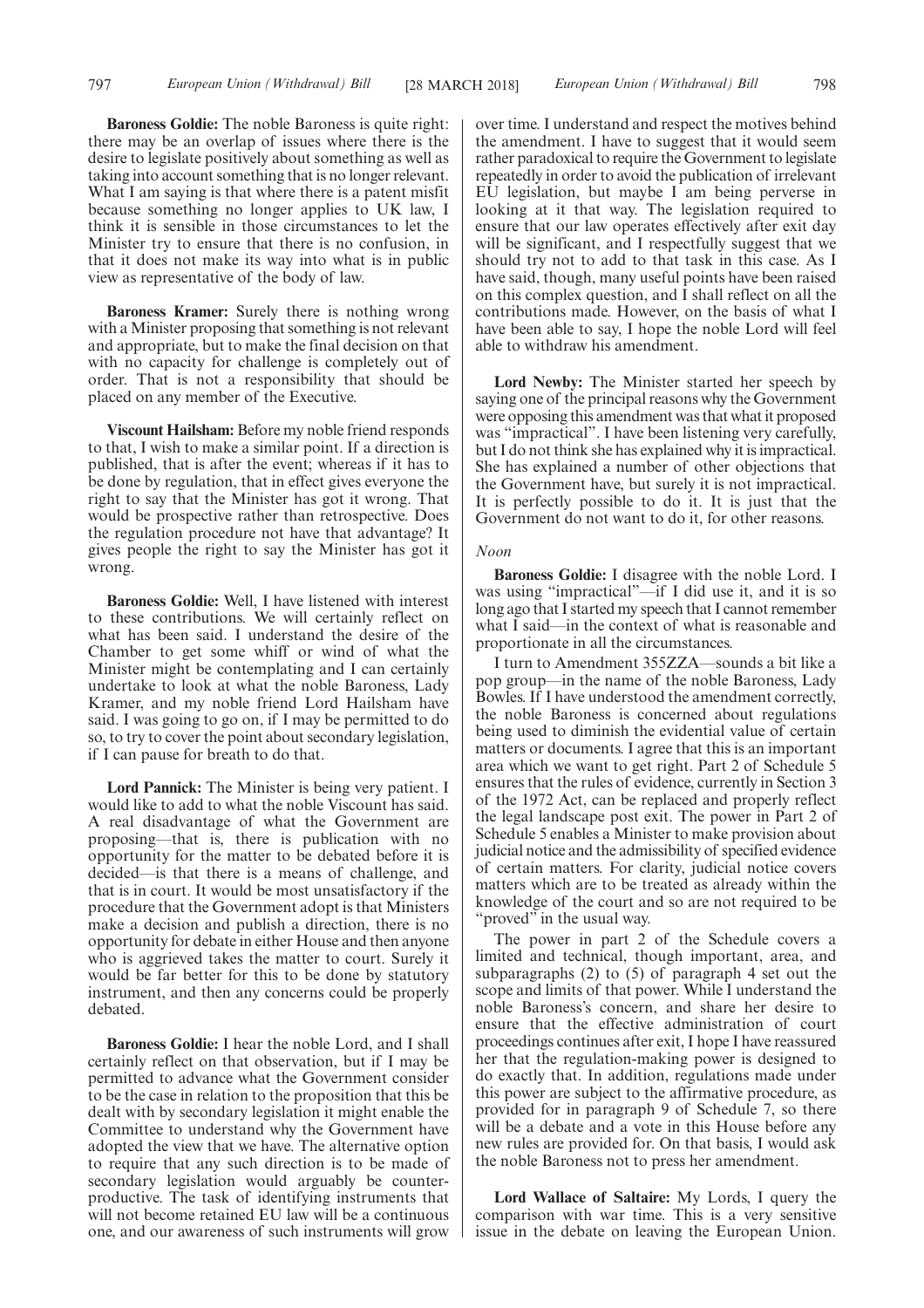**Baroness Goldie:** The noble Baroness is quite right: there may be an overlap of issues where there is the desire to legislate positively about something as well as taking into account something that is no longer relevant. What I am saying is that where there is a patent misfit because something no longer applies to UK law, I think it is sensible in those circumstances to let the Minister try to ensure that there is no confusion, in that it does not make its way into what is in public view as representative of the body of law.

**Baroness Kramer:** Surely there is nothing wrong with a Minister proposing that something is not relevant and appropriate, but to make the final decision on that with no capacity for challenge is completely out of order. That is not a responsibility that should be placed on any member of the Executive.

**Viscount Hailsham:** Before my noble friend responds to that, I wish to make a similar point. If a direction is published, that is after the event; whereas if it has to be done by regulation, that in effect gives everyone the right to say that the Minister has got it wrong. That would be prospective rather than retrospective. Does the regulation procedure not have that advantage? It gives people the right to say the Minister has got it wrong.

**Baroness Goldie:** Well, I have listened with interest to these contributions. We will certainly reflect on what has been said. I understand the desire of the Chamber to get some whiff or wind of what the Minister might be contemplating and I can certainly undertake to look at what the noble Baroness, Lady Kramer, and my noble friend Lord Hailsham have said. I was going to go on, if I may be permitted to do so, to try to cover the point about secondary legislation, if I can pause for breath to do that.

**Lord Pannick:** The Minister is being very patient. I would like to add to what the noble Viscount has said. A real disadvantage of what the Government are proposing—that is, there is publication with no opportunity for the matter to be debated before it is decided—is that there is a means of challenge, and that is in court. It would be most unsatisfactory if the procedure that the Government adopt is that Ministers make a decision and publish a direction, there is no opportunity for debate in either House and then anyone who is aggrieved takes the matter to court. Surely it would be far better for this to be done by statutory instrument, and then any concerns could be properly debated.

**Baroness Goldie:** I hear the noble Lord, and I shall certainly reflect on that observation, but if I may be permitted to advance what the Government consider to be the case in relation to the proposition that this be dealt with by secondary legislation it might enable the Committee to understand why the Government have adopted the view that we have. The alternative option to require that any such direction is to be made of secondary legislation would arguably be counter-productive. The task of identifying instruments that will not become retained EU law will be a continuous one, and our awareness of such instruments will grow over time. I understand and respect the motives behind the amendment. I have to suggest that it would seem rather paradoxical to require the Government to legislate repeatedly in order to avoid the publication of irrelevant EU legislation, but maybe I am being perverse in looking at it that way. The legislation required to ensure that our law operates effectively after exit day will be significant, and I respectfully suggest that we should try not to add to that task in this case. As I have said, though, many useful points have been raised on this complex question, and I shall reflect on all the contributions made. However, on the basis of what I have been able to say, I hope the noble Lord will feel able to withdraw his amendment.

**Lord Newby:** The Minister started her speech by saying one of the principal reasons why the Government were opposing this amendment was that what it proposed was "impractical". I have been listening very carefully, but I do not think she has explained why it is impractical. She has explained a number of other objections that the Government have, but surely it is not impractical. It is perfectly possible to do it. It is just that the Government do not want to do it, for other reasons.

*Noon*

**Baroness Goldie:** I disagree with the noble Lord. I was using "impractical"—if I did use it, and it is so long ago that I started my speech that I cannot remember what I said—in the context of what is reasonable and proportionate in all the circumstances.

I turn to Amendment 355ZZA—sounds a bit like a pop group—in the name of the noble Baroness, Lady Bowles. If I have understood the amendment correctly, the noble Baroness is concerned about regulations being used to diminish the evidential value of certain matters or documents. I agree that this is an important area which we want to get right. Part 2 of Schedule 5 ensures that the rules of evidence, currently in Section 3 of the 1972 Act, can be replaced and properly reflect the legal landscape post exit. The power in Part 2 of Schedule 5 enables a Minister to make provision about judicial notice and the admissibility of specified evidence of certain matters. For clarity, judicial notice covers matters which are to be treated as already within the knowledge of the court and so are not required to be "proved" in the usual way.

The power in part 2 of the Schedule covers a limited and technical, though important, area, and subparagraphs (2) to (5) of paragraph 4 set out the scope and limits of that power. While I understand the noble Baroness's concern, and share her desire to ensure that the effective administration of court proceedings continues after exit, I hope I have reassured her that the regulation-making power is designed to do exactly that. In addition, regulations made under this power are subject to the affirmative procedure, as provided for in paragraph 9 of Schedule 7, so there will be a debate and a vote in this House before any new rules are provided for. On that basis, I would ask the noble Baroness not to press her amendment.

**Lord Wallace of Saltaire:** My Lords, I query the comparison with war time. This is a very sensitive issue in the debate on leaving the European Union.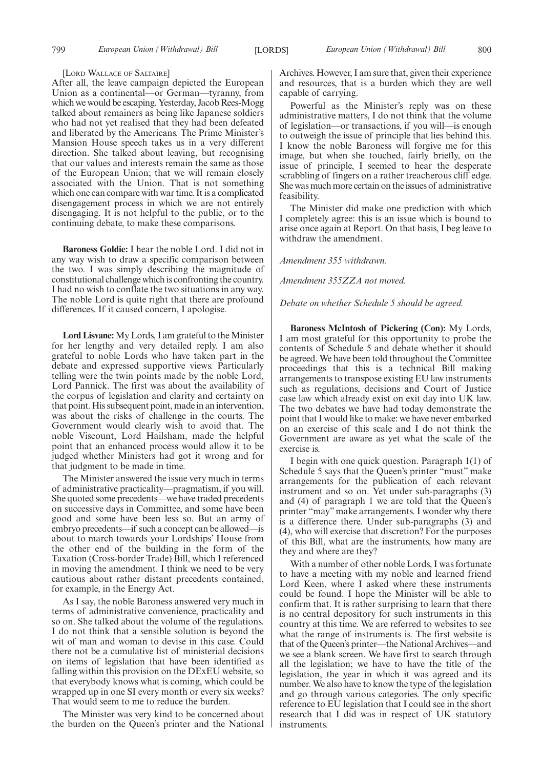[LORD WALLACE OF SALTAIRE]

After all, the leave campaign depicted the European Union as a continental—or German—tyranny, from which we would be escaping. Yesterday, Jacob Rees-Mogg talked about remainers as being like Japanese soldiers who had not yet realised that they had been defeated and liberated by the Americans. The Prime Minister's Mansion House speech takes us in a very different direction. She talked about leaving, but recognising that our values and interests remain the same as those of the European Union; that we will remain closely associated with the Union. That is not something which one can compare with war time. It is a complicated disengagement process in which we are not entirely disengaging. It is not helpful to the public, or to the continuing debate, to make these comparisons.

**Baroness Goldie:** I hear the noble Lord. I did not in any way wish to draw a specific comparison between the two. I was simply describing the magnitude of constitutional challenge which is confronting the country. I had no wish to conflate the two situations in any way. The noble Lord is quite right that there are profound differences. If it caused concern, I apologise.

**Lord Lisvane:** My Lords, I am grateful to the Minister for her lengthy and very detailed reply. I am also grateful to noble Lords who have taken part in the debate and expressed supportive views. Particularly telling were the twin points made by the noble Lord, Lord Pannick. The first was about the availability of the corpus of legislation and clarity and certainty on that point. His subsequent point, made in an intervention, was about the risks of challenge in the courts. The Government would clearly wish to avoid that. The noble Viscount, Lord Hailsham, made the helpful point that an enhanced process would allow it to be judged whether Ministers had got it wrong and for that judgment to be made in time.

The Minister answered the issue very much in terms of administrative practicality—pragmatism, if you will. She quoted some precedents—we have traded precedents on successive days in Committee, and some have been good and some have been less so. But an army of embryo precedents—if such a concept can be allowed—is about to march towards your Lordships' House from the other end of the building in the form of the Taxation (Cross-border Trade) Bill, which I referenced in moving the amendment. I think we need to be very cautious about rather distant precedents contained, for example, in the Energy Act.

As I say, the noble Baroness answered very much in terms of administrative convenience, practicality and so on. She talked about the volume of the regulations. I do not think that a sensible solution is beyond the wit of man and woman to devise in this case. Could there not be a cumulative list of ministerial decisions on items of legislation that have been identified as falling within this provision on the DExEU website, so that everybody knows what is coming, which could be wrapped up in one SI every month or every six weeks? That would seem to me to reduce the burden.

The Minister was very kind to be concerned about the burden on the Queen's printer and the National Archives. However, I am sure that, given their experience and resources, that is a burden which they are well capable of carrying.

Powerful as the Minister's reply was on these administrative matters, I do not think that the volume of legislation—or transactions, if you will—is enough to outweigh the issue of principle that lies behind this. I know the noble Baroness will forgive me for this image, but when she touched, fairly briefly, on the issue of principle, I seemed to hear the desperate scrabbling of fingers on a rather treacherous cliff edge. She was much more certain on the issues of administrative feasibility.

The Minister did make one prediction with which I completely agree: this is an issue which is bound to arise once again at Report. On that basis, I beg leave to withdraw the amendment.

*Amendment 355 withdrawn.*

*Amendment 355ZZA not moved.*

*Debate on whether Schedule 5 should be agreed.*

**Baroness McIntosh of Pickering (Con):** My Lords, I am most grateful for this opportunity to probe the contents of Schedule 5 and debate whether it should be agreed. We have been told throughout the Committee proceedings that this is a technical Bill making arrangements to transpose existing EU law instruments such as regulations, decisions and Court of Justice case law which already exist on exit day into UK law. The two debates we have had today demonstrate the point that I would like to make: we have never embarked on an exercise of this scale and I do not think the Government are aware as yet what the scale of the exercise is.

I begin with one quick question. Paragraph 1(1) of Schedule 5 says that the Queen's printer "must" make arrangements for the publication of each relevant instrument and so on. Yet under sub-paragraphs (3) and (4) of paragraph 1 we are told that the Queen's printer "may" make arrangements. I wonder why there is a difference there. Under sub-paragraphs (3) and (4), who will exercise that discretion? For the purposes of this Bill, what are the instruments, how many are they and where are they?

With a number of other noble Lords, I was fortunate to have a meeting with my noble and learned friend Lord Keen, where I asked where these instruments could be found. I hope the Minister will be able to confirm that. It is rather surprising to learn that there is no central depository for such instruments in this country at this time. We are referred to websites to see what the range of instruments is. The first website is that of the Queen's printer—the National Archives—and we see a blank screen. We have first to search through all the legislation; we have to have the title of the legislation, the year in which it was agreed and its number. We also have to know the type of the legislation and go through various categories. The only specific reference to EU legislation that I could see in the short research that I did was in respect of UK statutory instruments.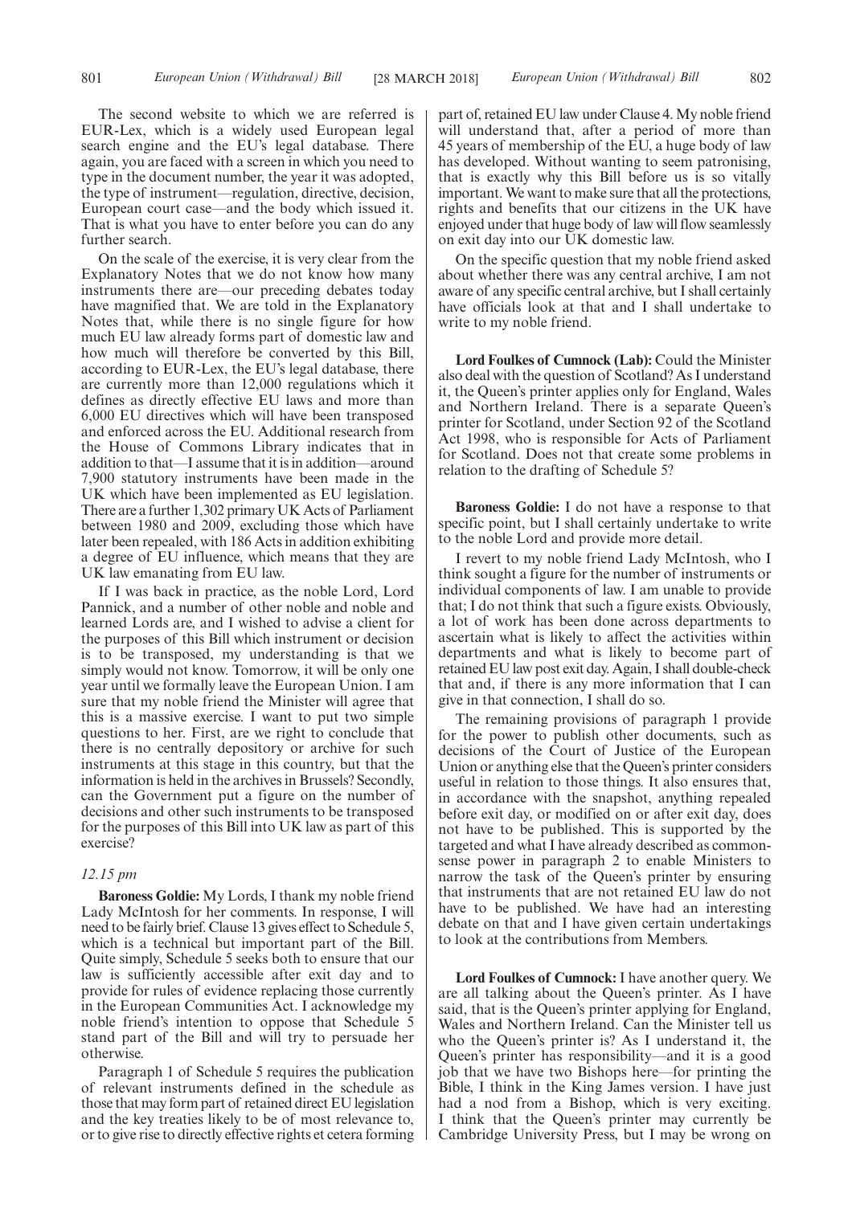The second website to which we are referred is EUR-Lex, which is a widely used European legal search engine and the EU's legal database. There again, you are faced with a screen in which you need to type in the document number, the year it was adopted, the type of instrument—regulation, directive, decision, European court case—and the body which issued it. That is what you have to enter before you can do any further search.

On the scale of the exercise, it is very clear from the Explanatory Notes that we do not know how many instruments there are—our preceding debates today have magnified that. We are told in the Explanatory Notes that, while there is no single figure for how much EU law already forms part of domestic law and how much will therefore be converted by this Bill, according to EUR-Lex, the EU's legal database, there are currently more than 12,000 regulations which it defines as directly effective EU laws and more than 6,000 EU directives which will have been transposed and enforced across the EU. Additional research from the House of Commons Library indicates that in addition to that—I assume that it is in addition—around 7,900 statutory instruments have been made in the UK which have been implemented as EU legislation. There are a further 1,302 primary UK Acts of Parliament between 1980 and 2009, excluding those which have later been repealed, with 186 Acts in addition exhibiting a degree of EU influence, which means that they are UK law emanating from EU law.

If I was back in practice, as the noble Lord, Lord Pannick, and a number of other noble and noble and learned Lords are, and I wished to advise a client for the purposes of this Bill which instrument or decision is to be transposed, my understanding is that we simply would not know. Tomorrow, it will be only one year until we formally leave the European Union. I am sure that my noble friend the Minister will agree that this is a massive exercise. I want to put two simple questions to her. First, are we right to conclude that there is no centrally depository or archive for such instruments at this stage in this country, but that the information is held in the archives in Brussels? Secondly, can the Government put a figure on the number of decisions and other such instruments to be transposed for the purposes of this Bill into UK law as part of this exercise?

*12.15 pm*

**Baroness Goldie:** My Lords, I thank my noble friend Lady McIntosh for her comments. In response, I will need to be fairly brief. Clause 13 gives effect to Schedule 5, which is a technical but important part of the Bill. Quite simply, Schedule 5 seeks both to ensure that our law is sufficiently accessible after exit day and to provide for rules of evidence replacing those currently in the European Communities Act. I acknowledge my noble friend's intention to oppose that Schedule 5 stand part of the Bill and will try to persuade her otherwise.

Paragraph 1 of Schedule 5 requires the publication of relevant instruments defined in the schedule as those that may form part of retained direct EU legislation and the key treaties likely to be of most relevance to, or to give rise to directly effective rights et cetera forming part of, retained EU law under Clause 4. My noble friend will understand that, after a period of more than 45 years of membership of the EU, a huge body of law has developed. Without wanting to seem patronising, that is exactly why this Bill before us is so vitally important. We want to make sure that all the protections, rights and benefits that our citizens in the UK have enjoyed under that huge body of law will flow seamlessly on exit day into our UK domestic law.

On the specific question that my noble friend asked about whether there was any central archive, I am not aware of any specific central archive, but I shall certainly have officials look at that and I shall undertake to write to my noble friend.

**Lord Foulkes of Cumnock (Lab):** Could the Minister also deal with the question of Scotland? As I understand it, the Queen's printer applies only for England, Wales and Northern Ireland. There is a separate Queen's printer for Scotland, under Section 92 of the Scotland Act 1998, who is responsible for Acts of Parliament for Scotland. Does not that create some problems in relation to the drafting of Schedule 5?

**Baroness Goldie:** I do not have a response to that specific point, but I shall certainly undertake to write to the noble Lord and provide more detail.

I revert to my noble friend Lady McIntosh, who I think sought a figure for the number of instruments or individual components of law. I am unable to provide that; I do not think that such a figure exists. Obviously, a lot of work has been done across departments to ascertain what is likely to affect the activities within departments and what is likely to become part of retained EU law post exit day. Again, I shall double-check that and, if there is any more information that I can give in that connection, I shall do so.

The remaining provisions of paragraph 1 provide for the power to publish other documents, such as decisions of the Court of Justice of the European Union or anything else that the Queen's printer considers useful in relation to those things. It also ensures that, in accordance with the snapshot, anything repealed before exit day, or modified on or after exit day, does not have to be published. This is supported by the targeted and what I have already described as common-sense power in paragraph 2 to enable Ministers to narrow the task of the Queen's printer by ensuring that instruments that are not retained EU law do not have to be published. We have had an interesting debate on that and I have given certain undertakings to look at the contributions from Members.

**Lord Foulkes of Cumnock:** I have another query. We are all talking about the Queen's printer. As I have said, that is the Queen's printer applying for England, Wales and Northern Ireland. Can the Minister tell us who the Queen's printer is? As I understand it, the Queen's printer has responsibility—and it is a good job that we have two Bishops here—for printing the Bible, I think in the King James version. I have just had a nod from a Bishop, which is very exciting. I think that the Queen's printer may currently be Cambridge University Press, but I may be wrong on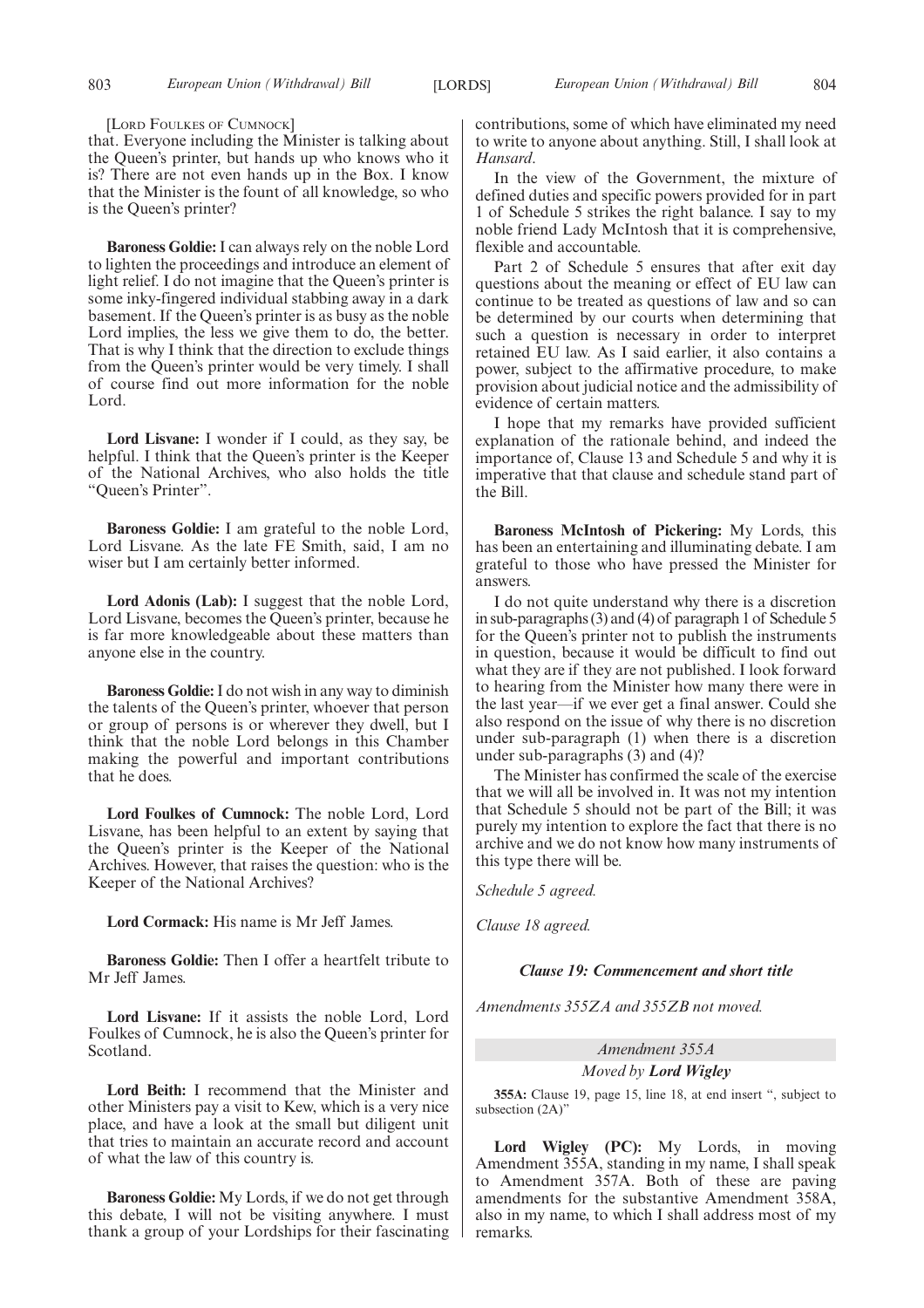[Lord Foulkes of Cumnock]

that. Everyone including the Minister is talking about the Queen's printer, but hands up who knows who it is? There are not even hands up in the Box. I know that the Minister is the fount of all knowledge, so who is the Queen's printer?

**Baroness Goldie:** I can always rely on the noble Lord to lighten the proceedings and introduce an element of light relief. I do not imagine that the Queen's printer is some inky-fingered individual stabbing away in a dark basement. If the Queen's printer is as busy as the noble Lord implies, the less we give them to do, the better. That is why I think that the direction to exclude things from the Queen's printer would be very timely. I shall of course find out more information for the noble Lord.

**Lord Lisvane:** I wonder if I could, as they say, be helpful. I think that the Queen's printer is the Keeper of the National Archives, who also holds the title "Queen's Printer".

**Baroness Goldie:** I am grateful to the noble Lord, Lord Lisvane. As the late FE Smith, said, I am no wiser but I am certainly better informed.

**Lord Adonis (Lab):** I suggest that the noble Lord, Lord Lisvane, becomes the Queen's printer, because he is far more knowledgeable about these matters than anyone else in the country.

**Baroness Goldie:** I do not wish in any way to diminish the talents of the Queen's printer, whoever that person or group of persons is or wherever they dwell, but I think that the noble Lord belongs in this Chamber making the powerful and important contributions that he does.

**Lord Foulkes of Cumnock:** The noble Lord, Lord Lisvane, has been helpful to an extent by saying that the Queen's printer is the Keeper of the National Archives. However, that raises the question: who is the Keeper of the National Archives?

**Lord Cormack:** His name is Mr Jeff James.

**Baroness Goldie:** Then I offer a heartfelt tribute to Mr Jeff James.

**Lord Lisvane:** If it assists the noble Lord, Lord Foulkes of Cumnock, he is also the Queen's printer for Scotland.

**Lord Beith:** I recommend that the Minister and other Ministers pay a visit to Kew, which is a very nice place, and have a look at the small but diligent unit that tries to maintain an accurate record and account of what the law of this country is.

**Baroness Goldie:** My Lords, if we do not get through this debate, I will not be visiting anywhere. I must thank a group of your Lordships for their fascinating contributions, some of which have eliminated my need to write to anyone about anything. Still, I shall look at *Hansard*.

In the view of the Government, the mixture of defined duties and specific powers provided for in part 1 of Schedule 5 strikes the right balance. I say to my noble friend Lady McIntosh that it is comprehensive, flexible and accountable.

Part 2 of Schedule 5 ensures that after exit day questions about the meaning or effect of EU law can continue to be treated as questions of law and so can be determined by our courts when determining that such a question is necessary in order to interpret retained EU law. As I said earlier, it also contains a power, subject to the affirmative procedure, to make provision about judicial notice and the admissibility of evidence of certain matters.

I hope that my remarks have provided sufficient explanation of the rationale behind, and indeed the importance of, Clause 13 and Schedule 5 and why it is imperative that that clause and schedule stand part of the Bill.

**Baroness McIntosh of Pickering:** My Lords, this has been an entertaining and illuminating debate. I am grateful to those who have pressed the Minister for answers.

I do not quite understand why there is a discretion in sub-paragraphs (3) and (4) of paragraph 1 of Schedule 5 for the Queen's printer not to publish the instruments in question, because it would be difficult to find out what they are if they are not published. I look forward to hearing from the Minister how many there were in the last year—if we ever get a final answer. Could she also respond on the issue of why there is no discretion under sub-paragraph (1) when there is a discretion under sub-paragraphs (3) and (4)?

The Minister has confirmed the scale of the exercise that we will all be involved in. It was not my intention that Schedule 5 should not be part of the Bill; it was purely my intention to explore the fact that there is no archive and we do not know how many instruments of this type there will be.

*Schedule 5 agreed.*

*Clause 18 agreed.*

### *Clause 19: Commencement and short title*

*Amendments 355ZA and 355ZB not moved.*

*Amendment 355A*

*Moved by **Lord Wigley***

**355A:** Clause 19, page 15, line 18, at end insert ", subject to subsection (2A)"

**Lord Wigley (PC):** My Lords, in moving Amendment 355A, standing in my name, I shall speak to Amendment 357A. Both of these are paving amendments for the substantive Amendment 358A, also in my name, to which I shall address most of my remarks.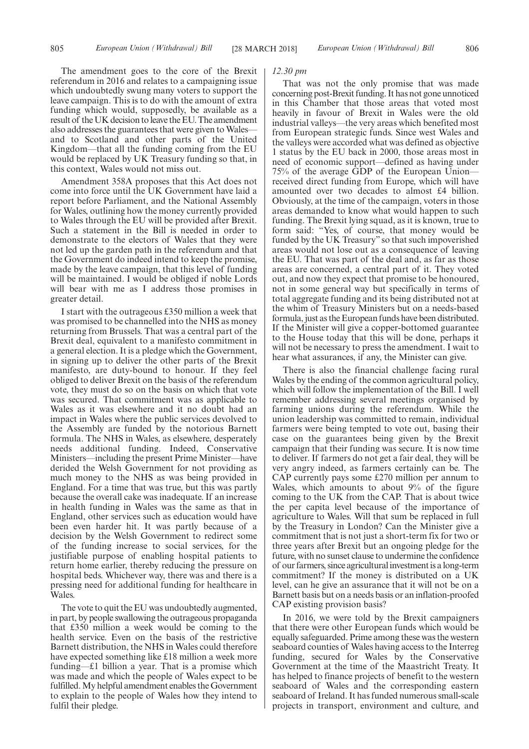The amendment goes to the core of the Brexit referendum in 2016 and relates to a campaigning issue which undoubtedly swung many voters to support the leave campaign. This is to do with the amount of extra funding which would, supposedly, be available as a result of the UK decision to leave the EU. The amendment also addresses the guarantees that were given to Wales—and to Scotland and other parts of the United Kingdom—that all the funding coming from the EU would be replaced by UK Treasury funding so that, in this context, Wales would not miss out.

Amendment 358A proposes that this Act does not come into force until the UK Government have laid a report before Parliament, and the National Assembly for Wales, outlining how the money currently provided to Wales through the EU will be provided after Brexit. Such a statement in the Bill is needed in order to demonstrate to the electors of Wales that they were not led up the garden path in the referendum and that the Government do indeed intend to keep the promise, made by the leave campaign, that this level of funding will be maintained. I would be obliged if noble Lords will bear with me as I address those promises in greater detail.

I start with the outrageous £350 million a week that was promised to be channelled into the NHS as money returning from Brussels. That was a central part of the Brexit deal, equivalent to a manifesto commitment in a general election. It is a pledge which the Government, in signing up to deliver the other parts of the Brexit manifesto, are duty-bound to honour. If they feel obliged to deliver Brexit on the basis of the referendum vote, they must do so on the basis on which that vote was secured. That commitment was as applicable to Wales as it was elsewhere and it no doubt had an impact in Wales where the public services devolved to the Assembly are funded by the notorious Barnett formula. The NHS in Wales, as elsewhere, desperately needs additional funding. Indeed, Conservative Ministers—including the present Prime Minister—have derided the Welsh Government for not providing as much money to the NHS as was being provided in England. For a time that was true, but this was partly because the overall cake was inadequate. If an increase in health funding in Wales was the same as that in England, other services such as education would have been even harder hit. It was partly because of a decision by the Welsh Government to redirect some of the funding increase to social services, for the justifiable purpose of enabling hospital patients to return home earlier, thereby reducing the pressure on hospital beds. Whichever way, there was and there is a pressing need for additional funding for healthcare in Wales.

The vote to quit the EU was undoubtedly augmented, in part, by people swallowing the outrageous propaganda that £350 million a week would be coming to the health service. Even on the basis of the restrictive Barnett distribution, the NHS in Wales could therefore have expected something like £18 million a week more funding—£1 billion a year. That is a promise which was made and which the people of Wales expect to be fulfilled. My helpful amendment enables the Government to explain to the people of Wales how they intend to fulfil their pledge.

*12.30 pm*

That was not the only promise that was made concerning post-Brexit funding. It has not gone unnoticed in this Chamber that those areas that voted most heavily in favour of Brexit in Wales were the old industrial valleys—the very areas which benefited most from European strategic funds. Since west Wales and the valleys were accorded what was defined as objective 1 status by the EU back in 2000, those areas most in need of economic support—defined as having under 75% of the average GDP of the European Union—received direct funding from Europe, which will have amounted over two decades to almost £4 billion. Obviously, at the time of the campaign, voters in those areas demanded to know what would happen to such funding. The Brexit lying squad, as it is known, true to form said: "Yes, of course, that money would be funded by the UK Treasury" so that such impoverished areas would not lose out as a consequence of leaving the EU. That was part of the deal and, as far as those areas are concerned, a central part of it. They voted out, and now they expect that promise to be honoured, not in some general way but specifically in terms of total aggregate funding and its being distributed not at the whim of Treasury Ministers but on a needs-based formula, just as the European funds have been distributed. If the Minister will give a copper-bottomed guarantee to the House today that this will be done, perhaps it will not be necessary to press the amendment. I wait to hear what assurances, if any, the Minister can give.

There is also the financial challenge facing rural Wales by the ending of the common agricultural policy, which will follow the implementation of the Bill. I well remember addressing several meetings organised by farming unions during the referendum. While the union leadership was committed to remain, individual farmers were being tempted to vote out, basing their case on the guarantees being given by the Brexit campaign that their funding was secure. It is now time to deliver. If farmers do not get a fair deal, they will be very angry indeed, as farmers certainly can be. The CAP currently pays some £270 million per annum to Wales, which amounts to about 9% of the figure coming to the UK from the CAP. That is about twice the per capita level because of the importance of agriculture to Wales. Will that sum be replaced in full by the Treasury in London? Can the Minister give a commitment that is not just a short-term fix for two or three years after Brexit but an ongoing pledge for the future, with no sunset clause to undermine the confidence of our farmers, since agricultural investment is a long-term commitment? If the money is distributed on a UK level, can he give an assurance that it will not be on a Barnett basis but on a needs basis or an inflation-proofed CAP existing provision basis?

In 2016, we were told by the Brexit campaigners that there were other European funds which would be equally safeguarded. Prime among these was the western seaboard counties of Wales having access to the Interreg funding, secured for Wales by the Conservative Government at the time of the Maastricht Treaty. It has helped to finance projects of benefit to the western seaboard of Wales and the corresponding eastern seaboard of Ireland. It has funded numerous small-scale projects in transport, environment and culture, and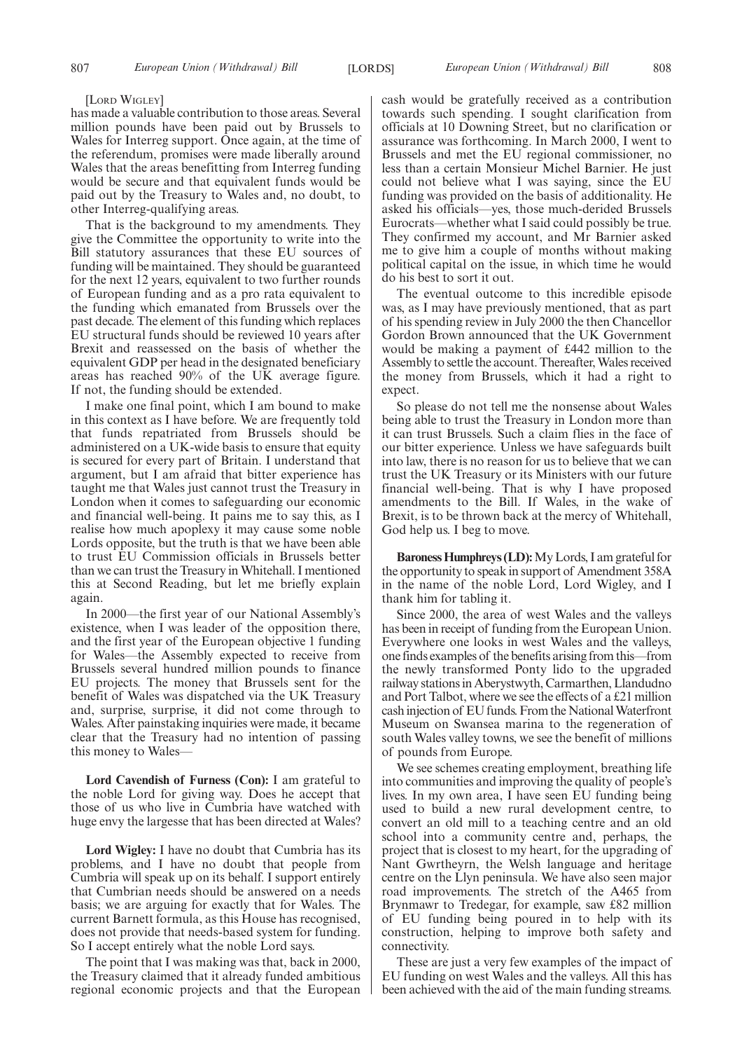[LORD WIGLEY]

has made a valuable contribution to those areas. Several million pounds have been paid out by Brussels to Wales for Interreg support. Once again, at the time of the referendum, promises were made liberally around Wales that the areas benefitting from Interreg funding would be secure and that equivalent funds would be paid out by the Treasury to Wales and, no doubt, to other Interreg-qualifying areas.

That is the background to my amendments. They give the Committee the opportunity to write into the Bill statutory assurances that these EU sources of funding will be maintained. They should be guaranteed for the next 12 years, equivalent to two further rounds of European funding and as a pro rata equivalent to the funding which emanated from Brussels over the past decade. The element of this funding which replaces EU structural funds should be reviewed 10 years after Brexit and reassessed on the basis of whether the equivalent GDP per head in the designated beneficiary areas has reached 90% of the UK average figure. If not, the funding should be extended.

I make one final point, which I am bound to make in this context as I have before. We are frequently told that funds repatriated from Brussels should be administered on a UK-wide basis to ensure that equity is secured for every part of Britain. I understand that argument, but I am afraid that bitter experience has taught me that Wales just cannot trust the Treasury in London when it comes to safeguarding our economic and financial well-being. It pains me to say this, as I realise how much apoplexy it may cause some noble Lords opposite, but the truth is that we have been able to trust EU Commission officials in Brussels better than we can trust the Treasury in Whitehall. I mentioned this at Second Reading, but let me briefly explain again.

In 2000—the first year of our National Assembly's existence, when I was leader of the opposition there, and the first year of the European objective 1 funding for Wales—the Assembly expected to receive from Brussels several hundred million pounds to finance EU projects. The money that Brussels sent for the benefit of Wales was dispatched via the UK Treasury and, surprise, surprise, it did not come through to Wales. After painstaking inquiries were made, it became clear that the Treasury had no intention of passing this money to Wales—

**Lord Cavendish of Furness (Con):** I am grateful to the noble Lord for giving way. Does he accept that those of us who live in Cumbria have watched with huge envy the largesse that has been directed at Wales?

**Lord Wigley:** I have no doubt that Cumbria has its problems, and I have no doubt that people from Cumbria will speak up on its behalf. I support entirely that Cumbrian needs should be answered on a needs basis; we are arguing for exactly that for Wales. The current Barnett formula, as this House has recognised, does not provide that needs-based system for funding. So I accept entirely what the noble Lord says.

The point that I was making was that, back in 2000, the Treasury claimed that it already funded ambitious regional economic projects and that the European cash would be gratefully received as a contribution towards such spending. I sought clarification from officials at 10 Downing Street, but no clarification or assurance was forthcoming. In March 2000, I went to Brussels and met the EU regional commissioner, no less than a certain Monsieur Michel Barnier. He just could not believe what I was saying, since the EU funding was provided on the basis of additionality. He asked his officials—yes, those much-derided Brussels Eurocrats—whether what I said could possibly be true. They confirmed my account, and Mr Barnier asked me to give him a couple of months without making political capital on the issue, in which time he would do his best to sort it out.

The eventual outcome to this incredible episode was, as I may have previously mentioned, that as part of his spending review in July 2000 the then Chancellor Gordon Brown announced that the UK Government would be making a payment of £442 million to the Assembly to settle the account. Thereafter, Wales received the money from Brussels, which it had a right to expect.

So please do not tell me the nonsense about Wales being able to trust the Treasury in London more than it can trust Brussels. Such a claim flies in the face of our bitter experience. Unless we have safeguards built into law, there is no reason for us to believe that we can trust the UK Treasury or its Ministers with our future financial well-being. That is why I have proposed amendments to the Bill. If Wales, in the wake of Brexit, is to be thrown back at the mercy of Whitehall, God help us. I beg to move.

**Baroness Humphreys (LD):** My Lords, I am grateful for the opportunity to speak in support of Amendment 358A in the name of the noble Lord, Lord Wigley, and I thank him for tabling it.

Since 2000, the area of west Wales and the valleys has been in receipt of funding from the European Union. Everywhere one looks in west Wales and the valleys, one finds examples of the benefits arising from this—from the newly transformed Ponty lido to the upgraded railway stations in Aberystwyth, Carmarthen, Llandudno and Port Talbot, where we see the effects of a £21 million cash injection of EU funds. From the National Waterfront Museum on Swansea marina to the regeneration of south Wales valley towns, we see the benefit of millions of pounds from Europe.

We see schemes creating employment, breathing life into communities and improving the quality of people's lives. In my own area, I have seen EU funding being used to build a new rural development centre, to convert an old mill to a teaching centre and an old school into a community centre and, perhaps, the project that is closest to my heart, for the upgrading of Nant Gwrtheyrn, the Welsh language and heritage centre on the Llyn peninsula. We have also seen major road improvements. The stretch of the A465 from Brynmawr to Tredegar, for example, saw £82 million of EU funding being poured in to help with its construction, helping to improve both safety and connectivity.

These are just a very few examples of the impact of EU funding on west Wales and the valleys. All this has been achieved with the aid of the main funding streams.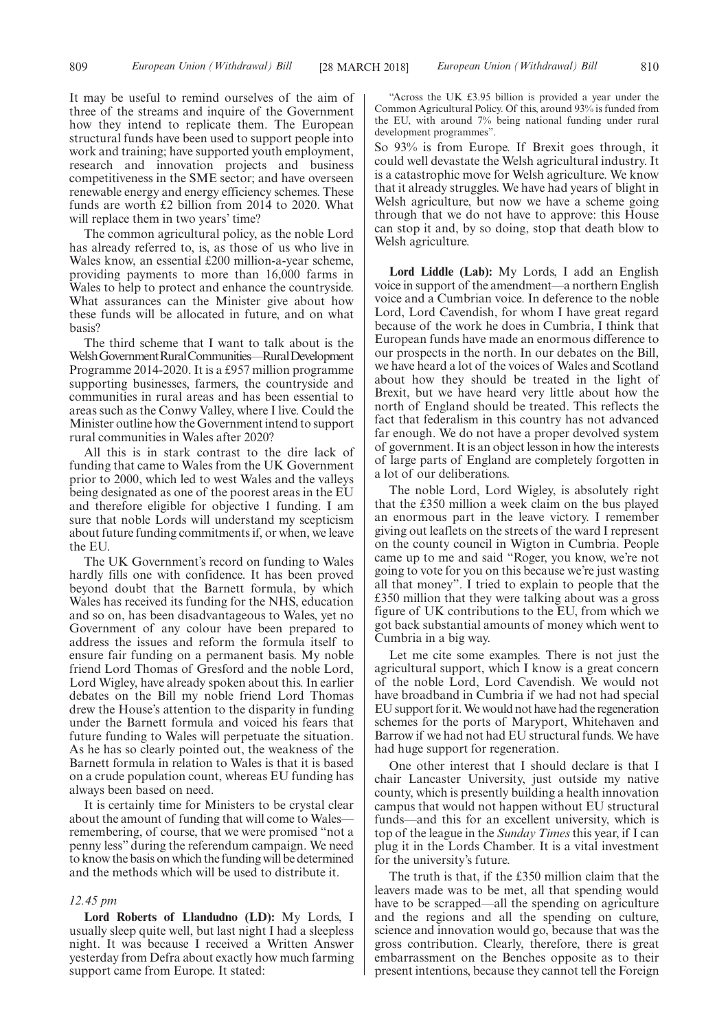It may be useful to remind ourselves of the aim of three of the streams and inquire of the Government how they intend to replicate them. The European structural funds have been used to support people into work and training; have supported youth employment, research and innovation projects and business competitiveness in the SME sector; and have overseen renewable energy and energy efficiency schemes. These funds are worth £2 billion from 2014 to 2020. What will replace them in two years' time?

The common agricultural policy, as the noble Lord has already referred to, is, as those of us who live in Wales know, an essential £200 million-a-year scheme, providing payments to more than 16,000 farms in Wales to help to protect and enhance the countryside. What assurances can the Minister give about how these funds will be allocated in future, and on what basis?

The third scheme that I want to talk about is the Welsh Government Rural Communities—Rural Development Programme 2014-2020. It is a £957 million programme supporting businesses, farmers, the countryside and communities in rural areas and has been essential to areas such as the Conwy Valley, where I live. Could the Minister outline how the Government intend to support rural communities in Wales after 2020?

All this is in stark contrast to the dire lack of funding that came to Wales from the UK Government prior to 2000, which led to west Wales and the valleys being designated as one of the poorest areas in the EU and therefore eligible for objective 1 funding. I am sure that noble Lords will understand my scepticism about future funding commitments if, or when, we leave the EU.

The UK Government's record on funding to Wales hardly fills one with confidence. It has been proved beyond doubt that the Barnett formula, by which Wales has received its funding for the NHS, education and so on, has been disadvantageous to Wales, yet no Government of any colour have been prepared to address the issues and reform the formula itself to ensure fair funding on a permanent basis. My noble friend Lord Thomas of Gresford and the noble Lord, Lord Wigley, have already spoken about this. In earlier debates on the Bill my noble friend Lord Thomas drew the House's attention to the disparity in funding under the Barnett formula and voiced his fears that future funding to Wales will perpetuate the situation. As he has so clearly pointed out, the weakness of the Barnett formula in relation to Wales is that it is based on a crude population count, whereas EU funding has always been based on need.

It is certainly time for Ministers to be crystal clear about the amount of funding that will come to Wales—remembering, of course, that we were promised "not a penny less" during the referendum campaign. We need to know the basis on which the funding will be determined and the methods which will be used to distribute it.

*12.45 pm*

**Lord Roberts of Llandudno (LD):** My Lords, I usually sleep quite well, but last night I had a sleepless night. It was because I received a Written Answer yesterday from Defra about exactly how much farming support came from Europe. It stated:

"Across the UK £3.95 billion is provided a year under the Common Agricultural Policy. Of this, around 93% is funded from the EU, with around 7% being national funding under rural development programmes".

So 93% is from Europe. If Brexit goes through, it could well devastate the Welsh agricultural industry. It is a catastrophic move for Welsh agriculture. We know that it already struggles. We have had years of blight in Welsh agriculture, but now we have a scheme going through that we do not have to approve: this House can stop it and, by so doing, stop that death blow to Welsh agriculture.

**Lord Liddle (Lab):** My Lords, I add an English voice in support of the amendment—a northern English voice and a Cumbrian voice. In deference to the noble Lord, Lord Cavendish, for whom I have great regard because of the work he does in Cumbria, I think that European funds have made an enormous difference to our prospects in the north. In our debates on the Bill, we have heard a lot of the voices of Wales and Scotland about how they should be treated in the light of Brexit, but we have heard very little about how the north of England should be treated. This reflects the fact that federalism in this country has not advanced far enough. We do not have a proper devolved system of government. It is an object lesson in how the interests of large parts of England are completely forgotten in a lot of our deliberations.

The noble Lord, Lord Wigley, is absolutely right that the £350 million a week claim on the bus played an enormous part in the leave victory. I remember giving out leaflets on the streets of the ward I represent on the county council in Wigton in Cumbria. People came up to me and said "Roger, you know, we're not going to vote for you on this because we're just wasting all that money". I tried to explain to people that the £350 million that they were talking about was a gross figure of UK contributions to the EU, from which we got back substantial amounts of money which went to Cumbria in a big way.

Let me cite some examples. There is not just the agricultural support, which I know is a great concern of the noble Lord, Lord Cavendish. We would not have broadband in Cumbria if we had not had special EU support for it. We would not have had the regeneration schemes for the ports of Maryport, Whitehaven and Barrow if we had not had EU structural funds. We have had huge support for regeneration.

One other interest that I should declare is that I chair Lancaster University, just outside my native county, which is presently building a health innovation campus that would not happen without EU structural funds—and this for an excellent university, which is top of the league in the *Sunday Times* this year, if I can plug it in the Lords Chamber. It is a vital investment for the university's future.

The truth is that, if the £350 million claim that the leavers made was to be met, all that spending would have to be scrapped—all the spending on agriculture and the regions and all the spending on culture, science and innovation would go, because that was the gross contribution. Clearly, therefore, there is great embarrassment on the Benches opposite as to their present intentions, because they cannot tell the Foreign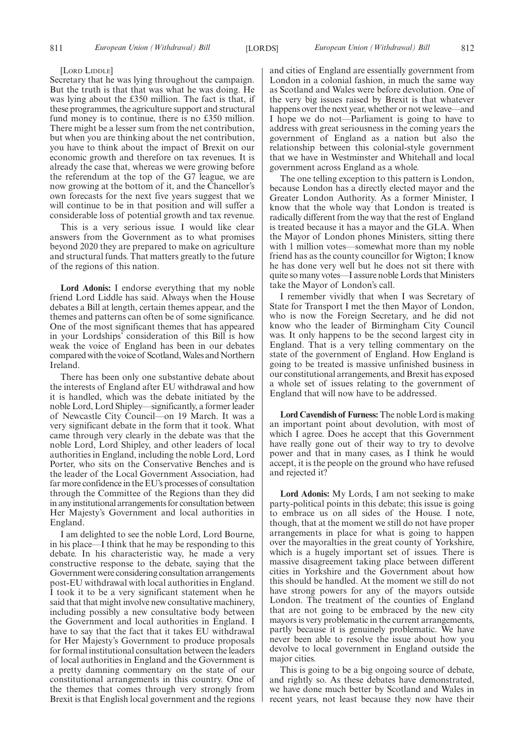[LORD LIDDLE]

Secretary that he was lying throughout the campaign. But the truth is that that was what he was doing. He was lying about the £350 million. The fact is that, if these programmes, the agriculture support and structural fund money is to continue, there is no £350 million. There might be a lesser sum from the net contribution, but when you are thinking about the net contribution, you have to think about the impact of Brexit on our economic growth and therefore on tax revenues. It is already the case that, whereas we were growing before the referendum at the top of the G7 league, we are now growing at the bottom of it, and the Chancellor's own forecasts for the next five years suggest that we will continue to be in that position and will suffer a considerable loss of potential growth and tax revenue.

This is a very serious issue. I would like clear answers from the Government as to what promises beyond 2020 they are prepared to make on agriculture and structural funds. That matters greatly to the future of the regions of this nation.

**Lord Adonis:** I endorse everything that my noble friend Lord Liddle has said. Always when the House debates a Bill at length, certain themes appear, and the themes and patterns can often be of some significance. One of the most significant themes that has appeared in your Lordships' consideration of this Bill is how weak the voice of England has been in our debates compared with the voice of Scotland, Wales and Northern Ireland.

There has been only one substantive debate about the interests of England after EU withdrawal and how it is handled, which was the debate initiated by the noble Lord, Lord Shipley—significantly, a former leader of Newcastle City Council—on 19 March. It was a very significant debate in the form that it took. What came through very clearly in the debate was that the noble Lord, Lord Shipley, and other leaders of local authorities in England, including the noble Lord, Lord Porter, who sits on the Conservative Benches and is the leader of the Local Government Association, had far more confidence in the EU's processes of consultation through the Committee of the Regions than they did in any institutional arrangements for consultation between Her Majesty's Government and local authorities in England.

I am delighted to see the noble Lord, Lord Bourne, in his place—I think that he may be responding to this debate. In his characteristic way, he made a very constructive response to the debate, saying that the Government were considering consultation arrangements post-EU withdrawal with local authorities in England. I took it to be a very significant statement when he said that that might involve new consultative machinery, including possibly a new consultative body between the Government and local authorities in England. I have to say that the fact that it takes EU withdrawal for Her Majesty's Government to produce proposals for formal institutional consultation between the leaders of local authorities in England and the Government is a pretty damning commentary on the state of our constitutional arrangements in this country. One of the themes that comes through very strongly from Brexit is that English local government and the regions and cities of England are essentially government from London in a colonial fashion, in much the same way as Scotland and Wales were before devolution. One of the very big issues raised by Brexit is that whatever happens over the next year, whether or not we leave—and I hope we do not—Parliament is going to have to address with great seriousness in the coming years the government of England as a nation but also the relationship between this colonial-style government that we have in Westminster and Whitehall and local government across England as a whole.

The one telling exception to this pattern is London, because London has a directly elected mayor and the Greater London Authority. As a former Minister, I know that the whole way that London is treated is radically different from the way that the rest of England is treated because it has a mayor and the GLA. When the Mayor of London phones Ministers, sitting there with 1 million votes—somewhat more than my noble friend has as the county councillor for Wigton; I know he has done very well but he does not sit there with quite so many votes—I assure noble Lords that Ministers take the Mayor of London's call.

I remember vividly that when I was Secretary of State for Transport I met the then Mayor of London, who is now the Foreign Secretary, and he did not know who the leader of Birmingham City Council was. It only happens to be the second largest city in England. That is a very telling commentary on the state of the government of England. How England is going to be treated is massive unfinished business in our constitutional arrangements, and Brexit has exposed a whole set of issues relating to the government of England that will now have to be addressed.

**Lord Cavendish of Furness:** The noble Lord is making an important point about devolution, with most of which I agree. Does he accept that this Government have really gone out of their way to try to devolve power and that in many cases, as I think he would accept, it is the people on the ground who have refused and rejected it?

**Lord Adonis:** My Lords, I am not seeking to make party-political points in this debate; this issue is going to embrace us on all sides of the House. I note, though, that at the moment we still do not have proper arrangements in place for what is going to happen over the mayoralties in the great county of Yorkshire, which is a hugely important set of issues. There is massive disagreement taking place between different cities in Yorkshire and the Government about how this should be handled. At the moment we still do not have strong powers for any of the mayors outside London. The treatment of the counties of England that are not going to be embraced by the new city mayors is very problematic in the current arrangements, partly because it is genuinely problematic. We have never been able to resolve the issue about how you devolve to local government in England outside the major cities.

This is going to be a big ongoing source of debate, and rightly so. As these debates have demonstrated, we have done much better by Scotland and Wales in recent years, not least because they now have their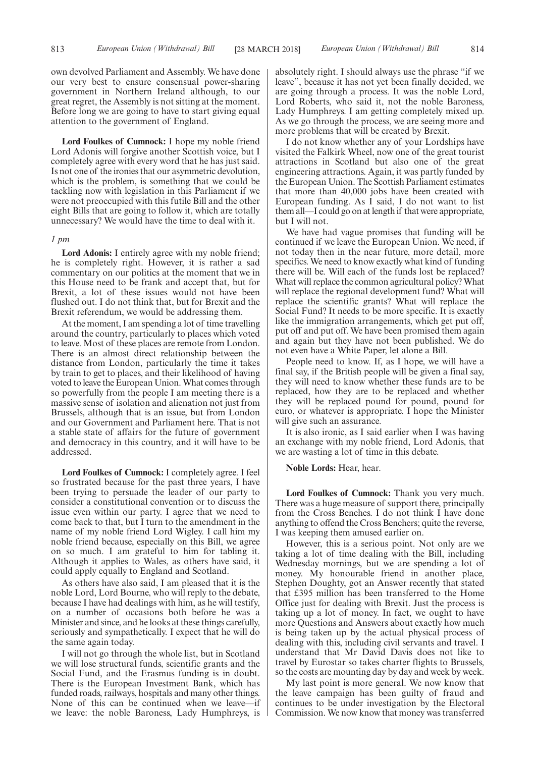own devolved Parliament and Assembly. We have done our very best to ensure consensual power-sharing government in Northern Ireland although, to our great regret, the Assembly is not sitting at the moment. Before long we are going to have to start giving equal attention to the government of England.

**Lord Foulkes of Cumnock:** I hope my noble friend Lord Adonis will forgive another Scottish voice, but I completely agree with every word that he has just said. Is not one of the ironies that our asymmetric devolution, which is the problem, is something that we could be tackling now with legislation in this Parliament if we were not preoccupied with this futile Bill and the other eight Bills that are going to follow it, which are totally unnecessary? We would have the time to deal with it.

*1 pm*

**Lord Adonis:** I entirely agree with my noble friend; he is completely right. However, it is rather a sad commentary on our politics at the moment that we in this House need to be frank and accept that, but for Brexit, a lot of these issues would not have been flushed out. I do not think that, but for Brexit and the Brexit referendum, we would be addressing them.

At the moment, I am spending a lot of time travelling around the country, particularly to places which voted to leave. Most of these places are remote from London. There is an almost direct relationship between the distance from London, particularly the time it takes by train to get to places, and their likelihood of having voted to leave the European Union. What comes through so powerfully from the people I am meeting there is a massive sense of isolation and alienation not just from Brussels, although that is an issue, but from London and our Government and Parliament here. That is not a stable state of affairs for the future of government and democracy in this country, and it will have to be addressed.

**Lord Foulkes of Cumnock:** I completely agree. I feel so frustrated because for the past three years, I have been trying to persuade the leader of our party to consider a constitutional convention or to discuss the issue even within our party. I agree that we need to come back to that, but I turn to the amendment in the name of my noble friend Lord Wigley. I call him my noble friend because, especially on this Bill, we agree on so much. I am grateful to him for tabling it. Although it applies to Wales, as others have said, it could apply equally to England and Scotland.

As others have also said, I am pleased that it is the noble Lord, Lord Bourne, who will reply to the debate, because I have had dealings with him, as he will testify, on a number of occasions both before he was a Minister and since, and he looks at these things carefully, seriously and sympathetically. I expect that he will do the same again today.

I will not go through the whole list, but in Scotland we will lose structural funds, scientific grants and the Social Fund, and the Erasmus funding is in doubt. There is the European Investment Bank, which has funded roads, railways, hospitals and many other things. None of this can be continued when we leave—if we leave: the noble Baroness, Lady Humphreys, is absolutely right. I should always use the phrase "if we leave", because it has not yet been finally decided, we are going through a process. It was the noble Lord, Lord Roberts, who said it, not the noble Baroness, Lady Humphreys. I am getting completely mixed up. As we go through the process, we are seeing more and more problems that will be created by Brexit.

I do not know whether any of your Lordships have visited the Falkirk Wheel, now one of the great tourist attractions in Scotland but also one of the great engineering attractions. Again, it was partly funded by the European Union. The Scottish Parliament estimates that more than 40,000 jobs have been created with European funding. As I said, I do not want to list them all—I could go on at length if that were appropriate, but I will not.

We have had vague promises that funding will be continued if we leave the European Union. We need, if not today then in the near future, more detail, more specifics. We need to know exactly what kind of funding there will be. Will each of the funds lost be replaced? What will replace the common agricultural policy? What will replace the regional development fund? What will replace the scientific grants? What will replace the Social Fund? It needs to be more specific. It is exactly like the immigration arrangements, which get put off, put off and put off. We have been promised them again and again but they have not been published. We do not even have a White Paper, let alone a Bill.

People need to know. If, as I hope, we will have a final say, if the British people will be given a final say, they will need to know whether these funds are to be replaced, how they are to be replaced and whether they will be replaced pound for pound, pound for euro, or whatever is appropriate. I hope the Minister will give such an assurance.

It is also ironic, as I said earlier when I was having an exchange with my noble friend, Lord Adonis, that we are wasting a lot of time in this debate.

**Noble Lords:** Hear, hear.

**Lord Foulkes of Cumnock:** Thank you very much. There was a huge measure of support there, principally from the Cross Benches. I do not think I have done anything to offend the Cross Benchers; quite the reverse, I was keeping them amused earlier on.

However, this is a serious point. Not only are we taking a lot of time dealing with the Bill, including Wednesday mornings, but we are spending a lot of money. My honourable friend in another place, Stephen Doughty, got an Answer recently that stated that £395 million has been transferred to the Home Office just for dealing with Brexit. Just the process is taking up a lot of money. In fact, we ought to have more Questions and Answers about exactly how much is being taken up by the actual physical process of dealing with this, including civil servants and travel. I understand that Mr David Davis does not like to travel by Eurostar so takes charter flights to Brussels, so the costs are mounting day by day and week by week.

My last point is more general. We now know that the leave campaign has been guilty of fraud and continues to be under investigation by the Electoral Commission. We now know that money was transferred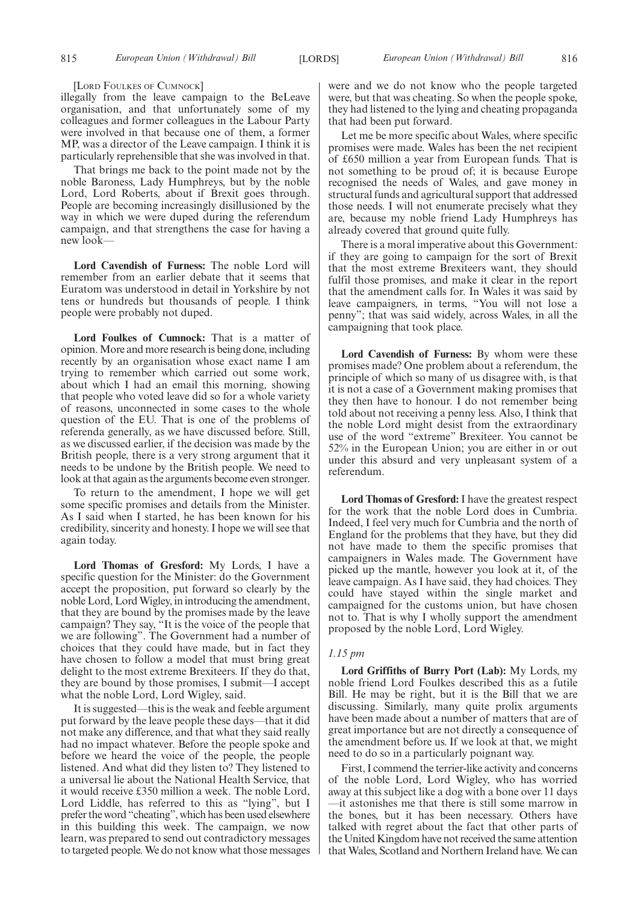[LORD FOULKES OF CUMNOCK]

illegally from the leave campaign to the BeLeave organisation, and that unfortunately some of my colleagues and former colleagues in the Labour Party were involved in that because one of them, a former MP, was a director of the Leave campaign. I think it is particularly reprehensible that she was involved in that.

That brings me back to the point made not by the noble Baroness, Lady Humphreys, but by the noble Lord, Lord Roberts, about if Brexit goes through. People are becoming increasingly disillusioned by the way in which we were duped during the referendum campaign, and that strengthens the case for having a new look—

**Lord Cavendish of Furness:** The noble Lord will remember from an earlier debate that it seems that Euratom was understood in detail in Yorkshire by not tens or hundreds but thousands of people. I think people were probably not duped.

**Lord Foulkes of Cumnock:** That is a matter of opinion. More and more research is being done, including recently by an organisation whose exact name I am trying to remember which carried out some work, about which I had an email this morning, showing that people who voted leave did so for a whole variety of reasons, unconnected in some cases to the whole question of the EU. That is one of the problems of referenda generally, as we have discussed before. Still, as we discussed earlier, if the decision was made by the British people, there is a very strong argument that it needs to be undone by the British people. We need to look at that again as the arguments become even stronger.

To return to the amendment, I hope we will get some specific promises and details from the Minister. As I said when I started, he has been known for his credibility, sincerity and honesty. I hope we will see that again today.

**Lord Thomas of Gresford:** My Lords, I have a specific question for the Minister: do the Government accept the proposition, put forward so clearly by the noble Lord, Lord Wigley, in introducing the amendment, that they are bound by the promises made by the leave campaign? They say, "It is the voice of the people that we are following". The Government had a number of choices that they could have made, but in fact they have chosen to follow a model that must bring great delight to the most extreme Brexiteers. If they do that, they are bound by those promises, I submit—I accept what the noble Lord, Lord Wigley, said.

It is suggested—this is the weak and feeble argument put forward by the leave people these days—that it did not make any difference, and that what they said really had no impact whatever. Before the people spoke and before we heard the voice of the people, the people listened. And what did they listen to? They listened to a universal lie about the National Health Service, that it would receive £350 million a week. The noble Lord, Lord Liddle, has referred to this as "lying", but I prefer the word "cheating", which has been used elsewhere in this building this week. The campaign, we now learn, was prepared to send out contradictory messages to targeted people. We do not know what those messages were and we do not know who the people targeted were, but that was cheating. So when the people spoke, they had listened to the lying and cheating propaganda that had been put forward.

Let me be more specific about Wales, where specific promises were made. Wales has been the net recipient of £650 million a year from European funds. That is not something to be proud of; it is because Europe recognised the needs of Wales, and gave money in structural funds and agricultural support that addressed those needs. I will not enumerate precisely what they are, because my noble friend Lady Humphreys has already covered that ground quite fully.

There is a moral imperative about this Government: if they are going to campaign for the sort of Brexit that the most extreme Brexiteers want, they should fulfil those promises, and make it clear in the report that the amendment calls for. In Wales it was said by leave campaigners, in terms, "You will not lose a penny"; that was said widely, across Wales, in all the campaigning that took place.

**Lord Cavendish of Furness:** By whom were these promises made? One problem about a referendum, the principle of which so many of us disagree with, is that it is not a case of a Government making promises that they then have to honour. I do not remember being told about not receiving a penny less. Also, I think that the noble Lord might desist from the extraordinary use of the word "extreme" Brexiteer. You cannot be 52% in the European Union; you are either in or out under this absurd and very unpleasant system of a referendum.

**Lord Thomas of Gresford:** I have the greatest respect for the work that the noble Lord does in Cumbria. Indeed, I feel very much for Cumbria and the north of England for the problems that they have, but they did not have made to them the specific promises that campaigners in Wales made. The Government have picked up the mantle, however you look at it, of the leave campaign. As I have said, they had choices. They could have stayed within the single market and campaigned for the customs union, but have chosen not to. That is why I wholly support the amendment proposed by the noble Lord, Lord Wigley.

*1.15 pm*

**Lord Griffiths of Burry Port (Lab):** My Lords, my noble friend Lord Foulkes described this as a futile Bill. He may be right, but it is the Bill that we are discussing. Similarly, many quite prolix arguments have been made about a number of matters that are of great importance but are not directly a consequence of the amendment before us. If we look at that, we might need to do so in a particularly poignant way.

First, I commend the terrier-like activity and concerns of the noble Lord, Lord Wigley, who has worried away at this subject like a dog with a bone over 11 days—it astonishes me that there is still some marrow in the bones, but it has been necessary. Others have talked with regret about the fact that other parts of the United Kingdom have not received the same attention that Wales, Scotland and Northern Ireland have. We can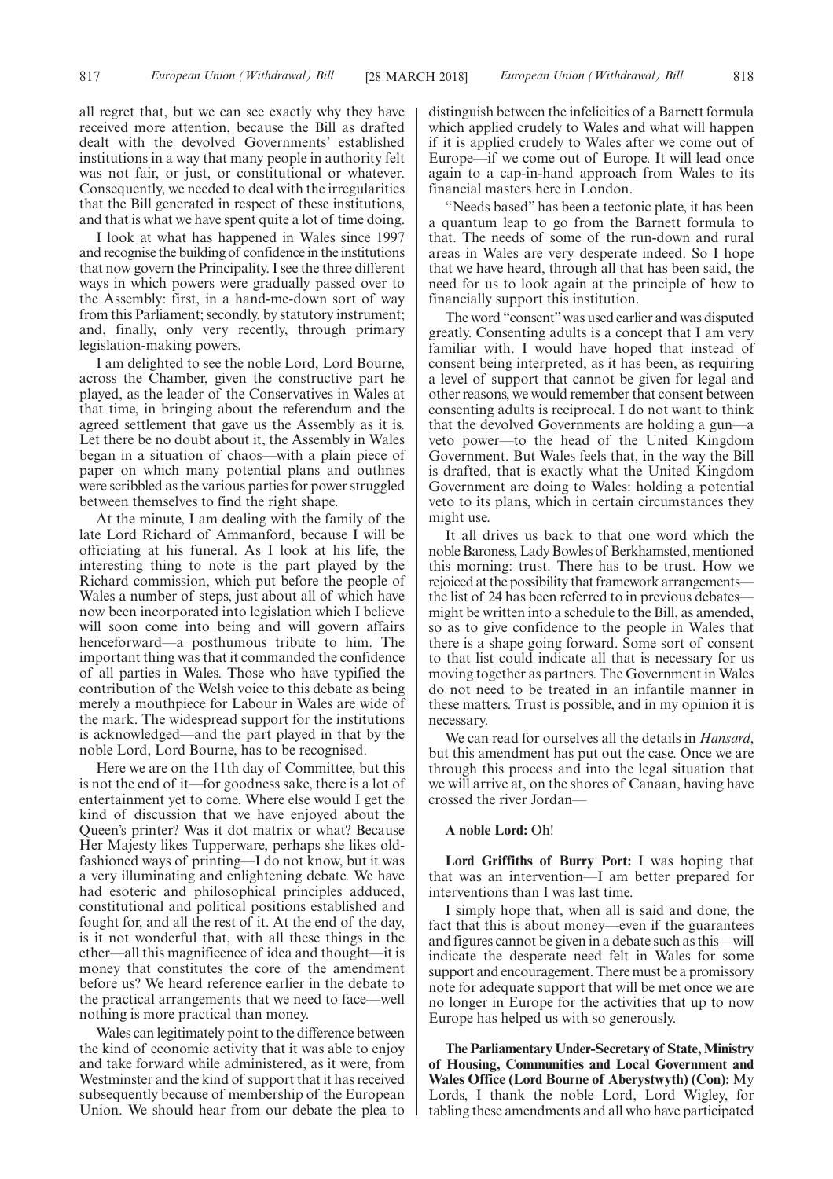all regret that, but we can see exactly why they have received more attention, because the Bill as drafted dealt with the devolved Governments' established institutions in a way that many people in authority felt was not fair, or just, or constitutional or whatever. Consequently, we needed to deal with the irregularities that the Bill generated in respect of these institutions, and that is what we have spent quite a lot of time doing.

I look at what has happened in Wales since 1997 and recognise the building of confidence in the institutions that now govern the Principality. I see the three different ways in which powers were gradually passed over to the Assembly: first, in a hand-me-down sort of way from this Parliament; secondly, by statutory instrument; and, finally, only very recently, through primary legislation-making powers.

I am delighted to see the noble Lord, Lord Bourne, across the Chamber, given the constructive part he played, as the leader of the Conservatives in Wales at that time, in bringing about the referendum and the agreed settlement that gave us the Assembly as it is. Let there be no doubt about it, the Assembly in Wales began in a situation of chaos—with a plain piece of paper on which many potential plans and outlines were scribbled as the various parties for power struggled between themselves to find the right shape.

At the minute, I am dealing with the family of the late Lord Richard of Ammanford, because I will be officiating at his funeral. As I look at his life, the interesting thing to note is the part played by the Richard commission, which put before the people of Wales a number of steps, just about all of which have now been incorporated into legislation which I believe will soon come into being and will govern affairs henceforward—a posthumous tribute to him. The important thing was that it commanded the confidence of all parties in Wales. Those who have typified the contribution of the Welsh voice to this debate as being merely a mouthpiece for Labour in Wales are wide of the mark. The widespread support for the institutions is acknowledged—and the part played in that by the noble Lord, Lord Bourne, has to be recognised.

Here we are on the 11th day of Committee, but this is not the end of it—for goodness sake, there is a lot of entertainment yet to come. Where else would I get the kind of discussion that we have enjoyed about the Queen's printer? Was it dot matrix or what? Because Her Majesty likes Tupperware, perhaps she likes old-fashioned ways of printing—I do not know, but it was a very illuminating and enlightening debate. We have had esoteric and philosophical principles adduced, constitutional and political positions established and fought for, and all the rest of it. At the end of the day, is it not wonderful that, with all these things in the ether—all this magnificence of idea and thought—it is money that constitutes the core of the amendment before us? We heard reference earlier in the debate to the practical arrangements that we need to face—well nothing is more practical than money.

Wales can legitimately point to the difference between the kind of economic activity that it was able to enjoy and take forward while administered, as it were, from Westminster and the kind of support that it has received subsequently because of membership of the European Union. We should hear from our debate the plea to distinguish between the infelicities of a Barnett formula which applied crudely to Wales and what will happen if it is applied crudely to Wales after we come out of Europe—if we come out of Europe. It will lead once again to a cap-in-hand approach from Wales to its financial masters here in London.

"Needs based" has been a tectonic plate, it has been a quantum leap to go from the Barnett formula to that. The needs of some of the run-down and rural areas in Wales are very desperate indeed. So I hope that we have heard, through all that has been said, the need for us to look again at the principle of how to financially support this institution.

The word "consent" was used earlier and was disputed greatly. Consenting adults is a concept that I am very familiar with. I would have hoped that instead of consent being interpreted, as it has been, as requiring a level of support that cannot be given for legal and other reasons, we would remember that consent between consenting adults is reciprocal. I do not want to think that the devolved Governments are holding a gun—a veto power—to the head of the United Kingdom Government. But Wales feels that, in the way the Bill is drafted, that is exactly what the United Kingdom Government are doing to Wales: holding a potential veto to its plans, which in certain circumstances they might use.

It all drives us back to that one word which the noble Baroness, Lady Bowles of Berkhamsted, mentioned this morning: trust. There has to be trust. How we rejoiced at the possibility that framework arrangements—the list of 24 has been referred to in previous debates—might be written into a schedule to the Bill, as amended, so as to give confidence to the people in Wales that there is a shape going forward. Some sort of consent to that list could indicate all that is necessary for us moving together as partners. The Government in Wales do not need to be treated in an infantile manner in these matters. Trust is possible, and in my opinion it is necessary.

We can read for ourselves all the details in *Hansard*, but this amendment has put out the case. Once we are through this process and into the legal situation that we will arrive at, on the shores of Canaan, having have crossed the river Jordan—

**A noble Lord:** Oh!

**Lord Griffiths of Burry Port:** I was hoping that that was an intervention—I am better prepared for interventions than I was last time.

I simply hope that, when all is said and done, the fact that this is about money—even if the guarantees and figures cannot be given in a debate such as this—will indicate the desperate need felt in Wales for some support and encouragement. There must be a promissory note for adequate support that will be met once we are no longer in Europe for the activities that up to now Europe has helped us with so generously.

**The Parliamentary Under-Secretary of State, Ministry of Housing, Communities and Local Government and Wales Office (Lord Bourne of Aberystwyth) (Con):** My Lords, I thank the noble Lord, Lord Wigley, for tabling these amendments and all who have participated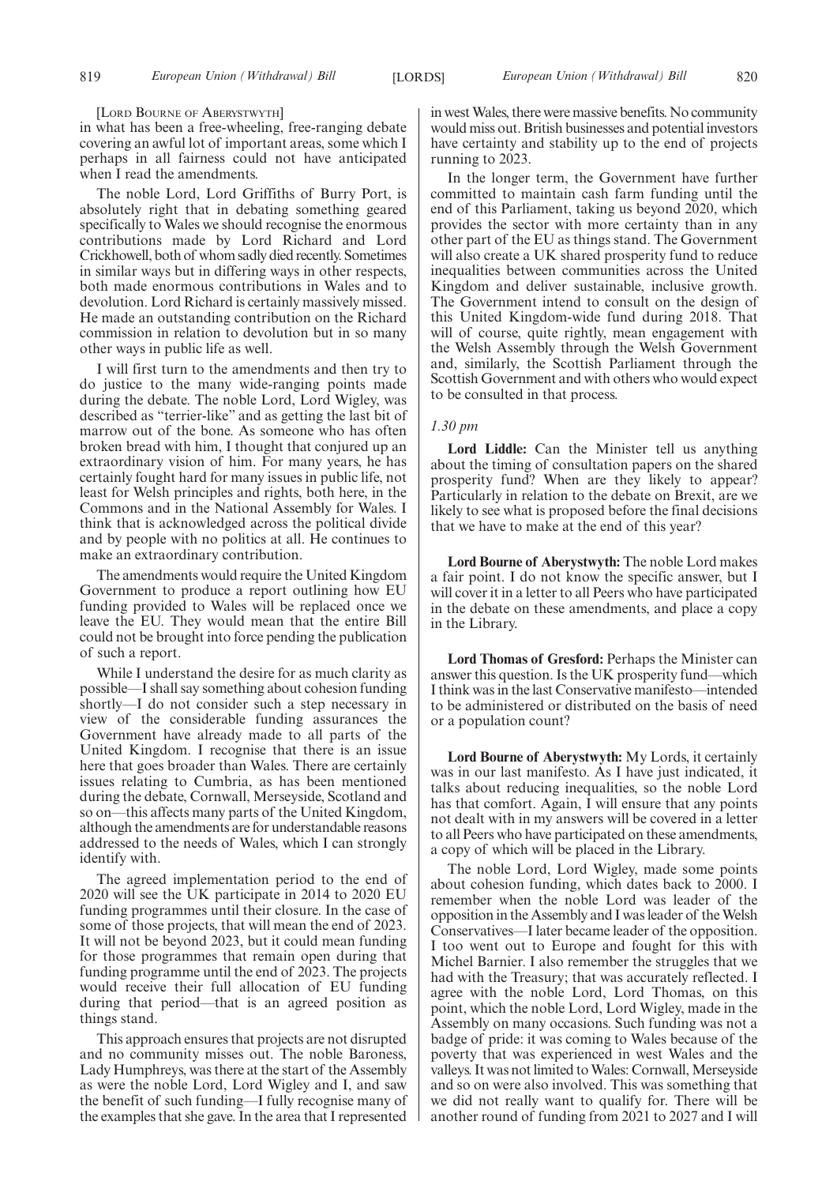[LORD BOURNE OF ABERYSTWYTH]

in what has been a free-wheeling, free-ranging debate covering an awful lot of important areas, some which I perhaps in all fairness could not have anticipated when I read the amendments.

The noble Lord, Lord Griffiths of Burry Port, is absolutely right that in debating something geared specifically to Wales we should recognise the enormous contributions made by Lord Richard and Lord Crickhowell, both of whom sadly died recently. Sometimes in similar ways but in differing ways in other respects, both made enormous contributions in Wales and to devolution. Lord Richard is certainly massively missed. He made an outstanding contribution on the Richard commission in relation to devolution but in so many other ways in public life as well.

I will first turn to the amendments and then try to do justice to the many wide-ranging points made during the debate. The noble Lord, Lord Wigley, was described as "terrier-like" and as getting the last bit of marrow out of the bone. As someone who has often broken bread with him, I thought that conjured up an extraordinary vision of him. For many years, he has certainly fought hard for many issues in public life, not least for Welsh principles and rights, both here, in the Commons and in the National Assembly for Wales. I think that is acknowledged across the political divide and by people with no politics at all. He continues to make an extraordinary contribution.

The amendments would require the United Kingdom Government to produce a report outlining how EU funding provided to Wales will be replaced once we leave the EU. They would mean that the entire Bill could not be brought into force pending the publication of such a report.

While I understand the desire for as much clarity as possible—I shall say something about cohesion funding shortly—I do not consider such a step necessary in view of the considerable funding assurances the Government have already made to all parts of the United Kingdom. I recognise that there is an issue here that goes broader than Wales. There are certainly issues relating to Cumbria, as has been mentioned during the debate, Cornwall, Merseyside, Scotland and so on—this affects many parts of the United Kingdom, although the amendments are for understandable reasons addressed to the needs of Wales, which I can strongly identify with.

The agreed implementation period to the end of 2020 will see the UK participate in 2014 to 2020 EU funding programmes until their closure. In the case of some of those projects, that will mean the end of 2023. It will not be beyond 2023, but it could mean funding for those programmes that remain open during that funding programme until the end of 2023. The projects would receive their full allocation of EU funding during that period—that is an agreed position as things stand.

This approach ensures that projects are not disrupted and no community misses out. The noble Baroness, Lady Humphreys, was there at the start of the Assembly as were the noble Lord, Lord Wigley and I, and saw the benefit of such funding—I fully recognise many of the examples that she gave. In the area that I represented in west Wales, there were massive benefits. No community would miss out. British businesses and potential investors have certainty and stability up to the end of projects running to 2023.

In the longer term, the Government have further committed to maintain cash farm funding until the end of this Parliament, taking us beyond 2020, which provides the sector with more certainty than in any other part of the EU as things stand. The Government will also create a UK shared prosperity fund to reduce inequalities between communities across the United Kingdom and deliver sustainable, inclusive growth. The Government intend to consult on the design of this United Kingdom-wide fund during 2018. That will of course, quite rightly, mean engagement with the Welsh Assembly through the Welsh Government and, similarly, the Scottish Parliament through the Scottish Government and with others who would expect to be consulted in that process.

*1.30 pm*

**Lord Liddle:** Can the Minister tell us anything about the timing of consultation papers on the shared prosperity fund? When are they likely to appear? Particularly in relation to the debate on Brexit, are we likely to see what is proposed before the final decisions that we have to make at the end of this year?

**Lord Bourne of Aberystwyth:** The noble Lord makes a fair point. I do not know the specific answer, but I will cover it in a letter to all Peers who have participated in the debate on these amendments, and place a copy in the Library.

**Lord Thomas of Gresford:** Perhaps the Minister can answer this question. Is the UK prosperity fund—which I think was in the last Conservative manifesto—intended to be administered or distributed on the basis of need or a population count?

**Lord Bourne of Aberystwyth:** My Lords, it certainly was in our last manifesto. As I have just indicated, it talks about reducing inequalities, so the noble Lord has that comfort. Again, I will ensure that any points not dealt with in my answers will be covered in a letter to all Peers who have participated on these amendments, a copy of which will be placed in the Library.

The noble Lord, Lord Wigley, made some points about cohesion funding, which dates back to 2000. I remember when the noble Lord was leader of the opposition in the Assembly and I was leader of the Welsh Conservatives—I later became leader of the opposition. I too went out to Europe and fought for this with Michel Barnier. I also remember the struggles that we had with the Treasury; that was accurately reflected. I agree with the noble Lord, Lord Thomas, on this point, which the noble Lord, Lord Wigley, made in the Assembly on many occasions. Such funding was not a badge of pride: it was coming to Wales because of the poverty that was experienced in west Wales and the valleys. It was not limited to Wales: Cornwall, Merseyside and so on were also involved. This was something that we did not really want to qualify for. There will be another round of funding from 2021 to 2027 and I will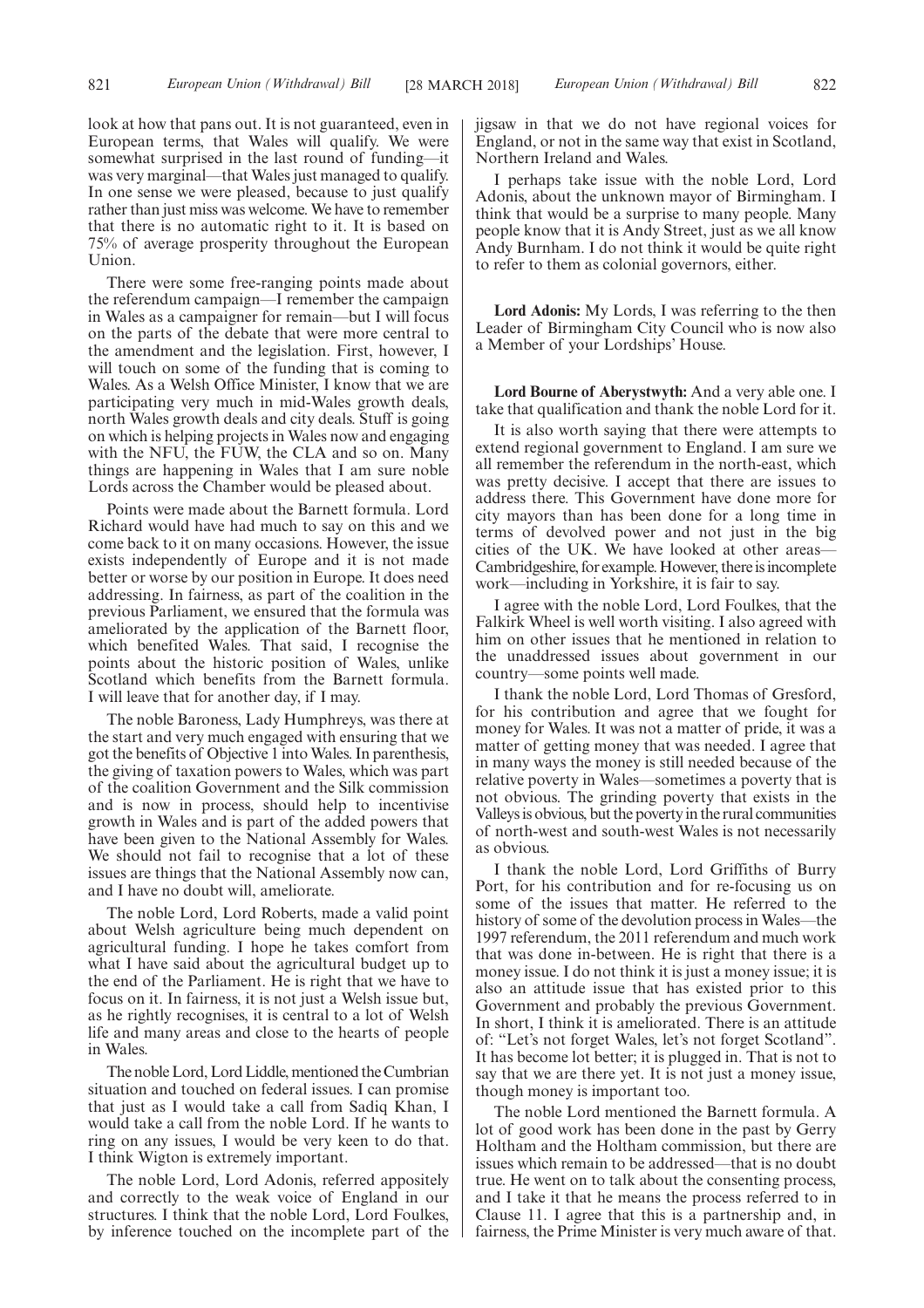look at how that pans out. It is not guaranteed, even in European terms, that Wales will qualify. We were somewhat surprised in the last round of funding—it was very marginal—that Wales just managed to qualify. In one sense we were pleased, because to just qualify rather than just miss was welcome. We have to remember that there is no automatic right to it. It is based on 75% of average prosperity throughout the European Union.

There were some free-ranging points made about the referendum campaign—I remember the campaign in Wales as a campaigner for remain—but I will focus on the parts of the debate that were more central to the amendment and the legislation. First, however, I will touch on some of the funding that is coming to Wales. As a Welsh Office Minister, I know that we are participating very much in mid-Wales growth deals, north Wales growth deals and city deals. Stuff is going on which is helping projects in Wales now and engaging with the NFU, the FUW, the CLA and so on. Many things are happening in Wales that I am sure noble Lords across the Chamber would be pleased about.

Points were made about the Barnett formula. Lord Richard would have had much to say on this and we come back to it on many occasions. However, the issue exists independently of Europe and it is not made better or worse by our position in Europe. It does need addressing. In fairness, as part of the coalition in the previous Parliament, we ensured that the formula was ameliorated by the application of the Barnett floor, which benefited Wales. That said, I recognise the points about the historic position of Wales, unlike Scotland which benefits from the Barnett formula. I will leave that for another day, if I may.

The noble Baroness, Lady Humphreys, was there at the start and very much engaged with ensuring that we got the benefits of Objective 1 into Wales. In parenthesis, the giving of taxation powers to Wales, which was part of the coalition Government and the Silk commission and is now in process, should help to incentivise growth in Wales and is part of the added powers that have been given to the National Assembly for Wales. We should not fail to recognise that a lot of these issues are things that the National Assembly now can, and I have no doubt will, ameliorate.

The noble Lord, Lord Roberts, made a valid point about Welsh agriculture being much dependent on agricultural funding. I hope he takes comfort from what I have said about the agricultural budget up to the end of the Parliament. He is right that we have to focus on it. In fairness, it is not just a Welsh issue but, as he rightly recognises, it is central to a lot of Welsh life and many areas and close to the hearts of people in Wales.

The noble Lord, Lord Liddle, mentioned the Cumbrian situation and touched on federal issues. I can promise that just as I would take a call from Sadiq Khan, I would take a call from the noble Lord. If he wants to ring on any issues, I would be very keen to do that. I think Wigton is extremely important.

The noble Lord, Lord Adonis, referred appositely and correctly to the weak voice of England in our structures. I think that the noble Lord, Lord Foulkes, by inference touched on the incomplete part of the jigsaw in that we do not have regional voices for England, or not in the same way that exist in Scotland, Northern Ireland and Wales.

I perhaps take issue with the noble Lord, Lord Adonis, about the unknown mayor of Birmingham. I think that would be a surprise to many people. Many people know that it is Andy Street, just as we all know Andy Burnham. I do not think it would be quite right to refer to them as colonial governors, either.

**Lord Adonis:** My Lords, I was referring to the then Leader of Birmingham City Council who is now also a Member of your Lordships' House.

**Lord Bourne of Aberystwyth:** And a very able one. I take that qualification and thank the noble Lord for it.

It is also worth saying that there were attempts to extend regional government to England. I am sure we all remember the referendum in the north-east, which was pretty decisive. I accept that there are issues to address there. This Government have done more for city mayors than has been done for a long time in terms of devolved power and not just in the big cities of the UK. We have looked at other areas—Cambridgeshire, for example. However, there is incomplete work—including in Yorkshire, it is fair to say.

I agree with the noble Lord, Lord Foulkes, that the Falkirk Wheel is well worth visiting. I also agreed with him on other issues that he mentioned in relation to the unaddressed issues about government in our country—some points well made.

I thank the noble Lord, Lord Thomas of Gresford, for his contribution and agree that we fought for money for Wales. It was not a matter of pride, it was a matter of getting money that was needed. I agree that in many ways the money is still needed because of the relative poverty in Wales—sometimes a poverty that is not obvious. The grinding poverty that exists in the Valleys is obvious, but the poverty in the rural communities of north-west and south-west Wales is not necessarily as obvious.

I thank the noble Lord, Lord Griffiths of Burry Port, for his contribution and for re-focusing us on some of the issues that matter. He referred to the history of some of the devolution process in Wales—the 1997 referendum, the 2011 referendum and much work that was done in-between. He is right that there is a money issue. I do not think it is just a money issue; it is also an attitude issue that has existed prior to this Government and probably the previous Government. In short, I think it is ameliorated. There is an attitude of: "Let's not forget Wales, let's not forget Scotland". It has become lot better; it is plugged in. That is not to say that we are there yet. It is not just a money issue, though money is important too.

The noble Lord mentioned the Barnett formula. A lot of good work has been done in the past by Gerry Holtham and the Holtham commission, but there are issues which remain to be addressed—that is no doubt true. He went on to talk about the consenting process, and I take it that he means the process referred to in Clause 11. I agree that this is a partnership and, in fairness, the Prime Minister is very much aware of that.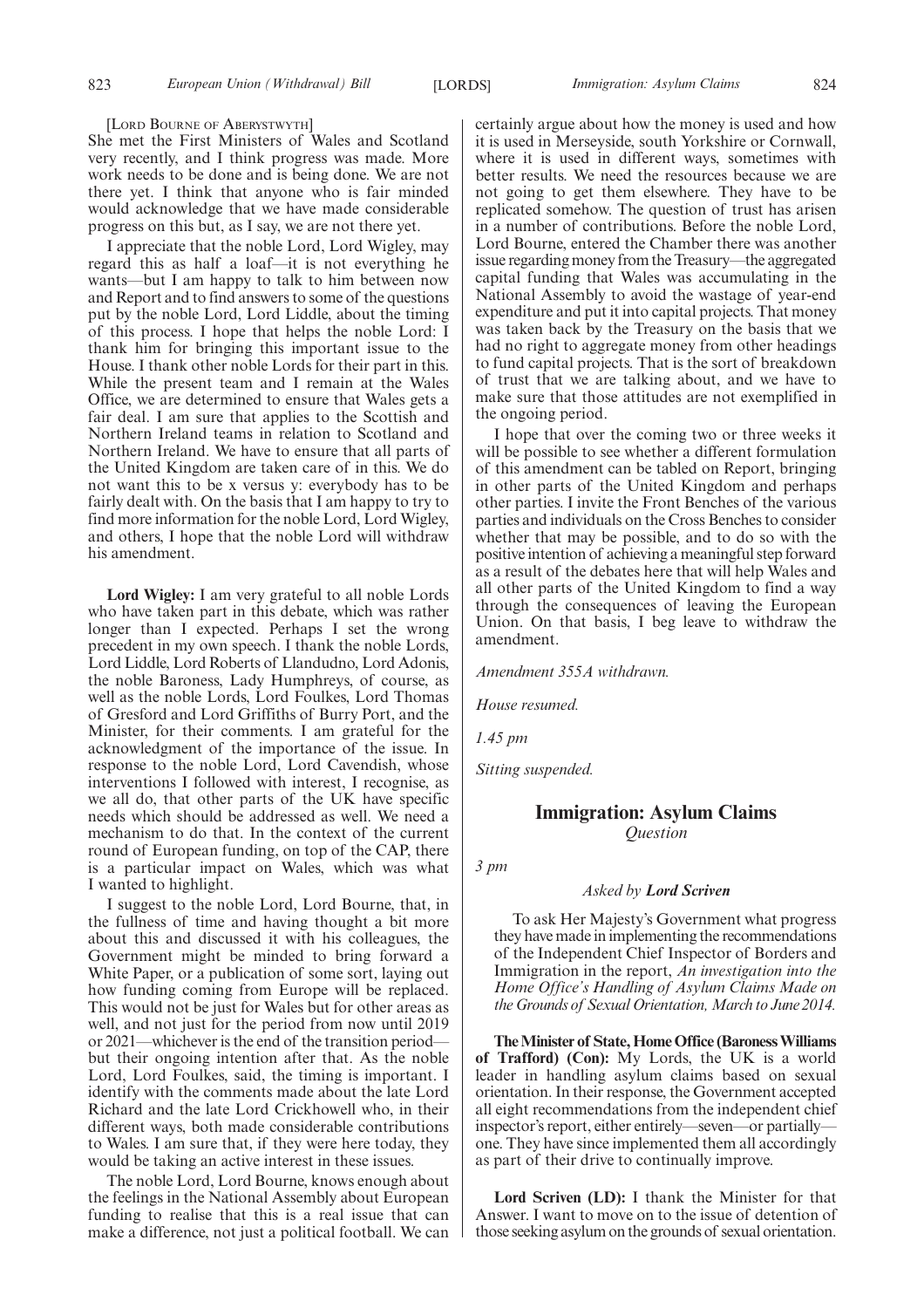[LORD BOURNE OF ABERYSTWYTH]

She met the First Ministers of Wales and Scotland very recently, and I think progress was made. More work needs to be done and is being done. We are not there yet. I think that anyone who is fair minded would acknowledge that we have made considerable progress on this but, as I say, we are not there yet.

I appreciate that the noble Lord, Lord Wigley, may regard this as half a loaf—it is not everything he wants—but I am happy to talk to him between now and Report and to find answers to some of the questions put by the noble Lord, Lord Liddle, about the timing of this process. I hope that helps the noble Lord: I thank him for bringing this important issue to the House. I thank other noble Lords for their part in this. While the present team and I remain at the Wales Office, we are determined to ensure that Wales gets a fair deal. I am sure that applies to the Scottish and Northern Ireland teams in relation to Scotland and Northern Ireland. We have to ensure that all parts of the United Kingdom are taken care of in this. We do not want this to be x versus y: everybody has to be fairly dealt with. On the basis that I am happy to try to find more information for the noble Lord, Lord Wigley, and others, I hope that the noble Lord will withdraw his amendment.

**Lord Wigley:** I am very grateful to all noble Lords who have taken part in this debate, which was rather longer than I expected. Perhaps I set the wrong precedent in my own speech. I thank the noble Lords, Lord Liddle, Lord Roberts of Llandudno, Lord Adonis, the noble Baroness, Lady Humphreys, of course, as well as the noble Lords, Lord Foulkes, Lord Thomas of Gresford and Lord Griffiths of Burry Port, and the Minister, for their comments. I am grateful for the acknowledgment of the importance of the issue. In response to the noble Lord, Lord Cavendish, whose interventions I followed with interest, I recognise, as we all do, that other parts of the UK have specific needs which should be addressed as well. We need a mechanism to do that. In the context of the current round of European funding, on top of the CAP, there is a particular impact on Wales, which was what I wanted to highlight.

I suggest to the noble Lord, Lord Bourne, that, in the fullness of time and having thought a bit more about this and discussed it with his colleagues, the Government might be minded to bring forward a White Paper, or a publication of some sort, laying out how funding coming from Europe will be replaced. This would not be just for Wales but for other areas as well, and not just for the period from now until 2019 or 2021—whichever is the end of the transition period—but their ongoing intention after that. As the noble Lord, Lord Foulkes, said, the timing is important. I identify with the comments made about the late Lord Richard and the late Lord Crickhowell who, in their different ways, both made considerable contributions to Wales. I am sure that, if they were here today, they would be taking an active interest in these issues.

The noble Lord, Lord Bourne, knows enough about the feelings in the National Assembly about European funding to realise that this is a real issue that can make a difference, not just a political football. We can certainly argue about how the money is used and how it is used in Merseyside, south Yorkshire or Cornwall, where it is used in different ways, sometimes with better results. We need the resources because we are not going to get them elsewhere. They have to be replicated somehow. The question of trust has arisen in a number of contributions. Before the noble Lord, Lord Bourne, entered the Chamber there was another issue regarding money from the Treasury—the aggregated capital funding that Wales was accumulating in the National Assembly to avoid the wastage of year-end expenditure and put it into capital projects. That money was taken back by the Treasury on the basis that we had no right to aggregate money from other headings to fund capital projects. That is the sort of breakdown of trust that we are talking about, and we have to make sure that those attitudes are not exemplified in the ongoing period.

I hope that over the coming two or three weeks it will be possible to see whether a different formulation of this amendment can be tabled on Report, bringing in other parts of the United Kingdom and perhaps other parties. I invite the Front Benches of the various parties and individuals on the Cross Benches to consider whether that may be possible, and to do so with the positive intention of achieving a meaningful step forward as a result of the debates here that will help Wales and all other parts of the United Kingdom to find a way through the consequences of leaving the European Union. On that basis, I beg leave to withdraw the amendment.

*Amendment 355A withdrawn.*

*House resumed.*

*1.45 pm*

*Sitting suspended.*

## Immigration: Asylum Claims
*Question*

*3 pm*

*Asked by* ***Lord Scriven***

To ask Her Majesty's Government what progress they have made in implementing the recommendations of the Independent Chief Inspector of Borders and Immigration in the report, *An investigation into the Home Office's Handling of Asylum Claims Made on the Grounds of Sexual Orientation, March to June 2014.*

**The Minister of State, Home Office (Baroness Williams of Trafford) (Con):** My Lords, the UK is a world leader in handling asylum claims based on sexual orientation. In their response, the Government accepted all eight recommendations from the independent chief inspector's report, either entirely—seven—or partially—one. They have since implemented them all accordingly as part of their drive to continually improve.

**Lord Scriven (LD):** I thank the Minister for that Answer. I want to move on to the issue of detention of those seeking asylum on the grounds of sexual orientation.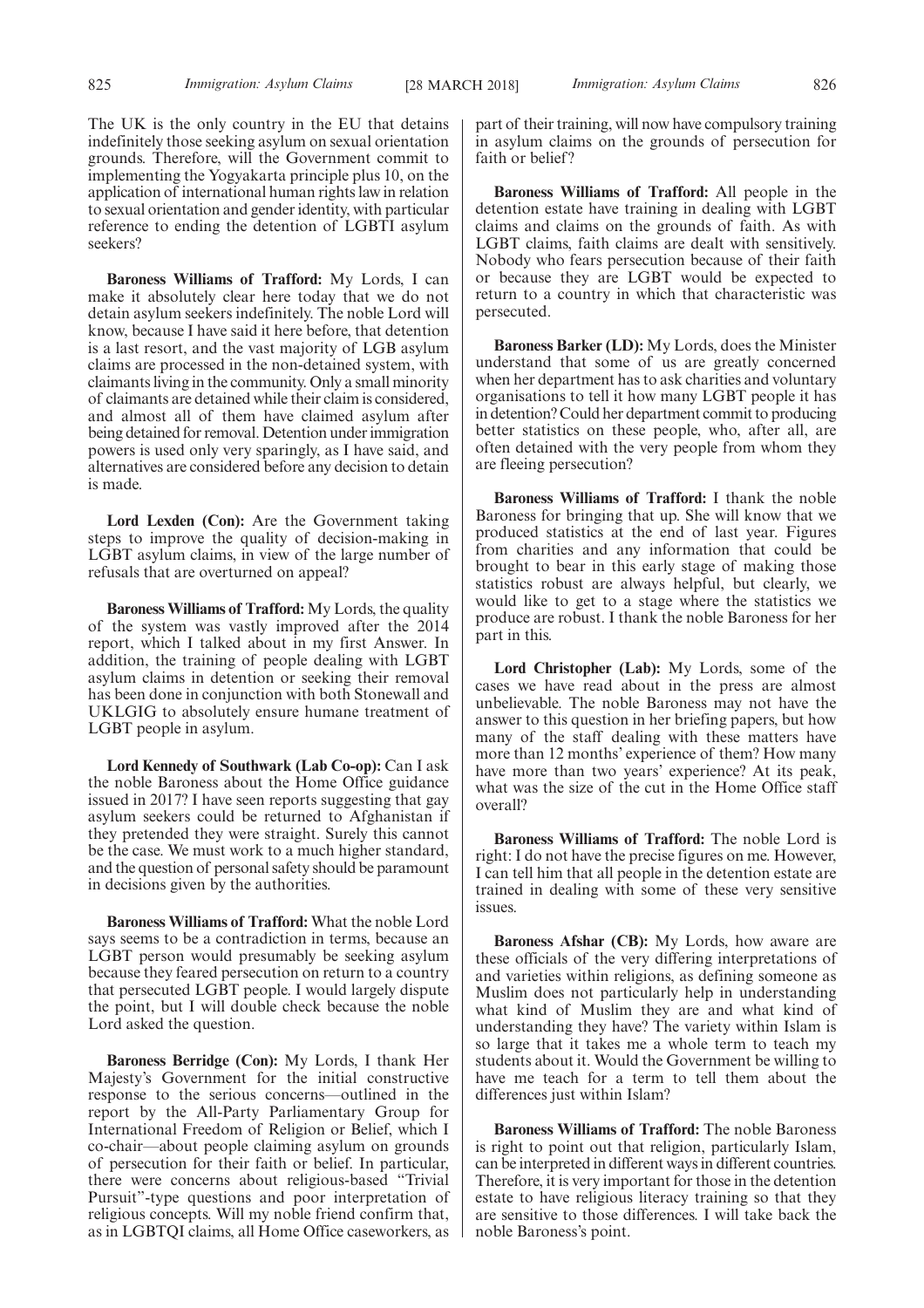The UK is the only country in the EU that detains indefinitely those seeking asylum on sexual orientation grounds. Therefore, will the Government commit to implementing the Yogyakarta principle plus 10, on the application of international human rights law in relation to sexual orientation and gender identity, with particular reference to ending the detention of LGBTI asylum seekers?

**Baroness Williams of Trafford:** My Lords, I can make it absolutely clear here today that we do not detain asylum seekers indefinitely. The noble Lord will know, because I have said it here before, that detention is a last resort, and the vast majority of LGB asylum claims are processed in the non-detained system, with claimants living in the community. Only a small minority of claimants are detained while their claim is considered, and almost all of them have claimed asylum after being detained for removal. Detention under immigration powers is used only very sparingly, as I have said, and alternatives are considered before any decision to detain is made.

**Lord Lexden (Con):** Are the Government taking steps to improve the quality of decision-making in LGBT asylum claims, in view of the large number of refusals that are overturned on appeal?

**Baroness Williams of Trafford:** My Lords, the quality of the system was vastly improved after the 2014 report, which I talked about in my first Answer. In addition, the training of people dealing with LGBT asylum claims in detention or seeking their removal has been done in conjunction with both Stonewall and UKLGIG to absolutely ensure humane treatment of LGBT people in asylum.

**Lord Kennedy of Southwark (Lab Co-op):** Can I ask the noble Baroness about the Home Office guidance issued in 2017? I have seen reports suggesting that gay asylum seekers could be returned to Afghanistan if they pretended they were straight. Surely this cannot be the case. We must work to a much higher standard, and the question of personal safety should be paramount in decisions given by the authorities.

**Baroness Williams of Trafford:** What the noble Lord says seems to be a contradiction in terms, because an LGBT person would presumably be seeking asylum because they feared persecution on return to a country that persecuted LGBT people. I would largely dispute the point, but I will double check because the noble Lord asked the question.

**Baroness Berridge (Con):** My Lords, I thank Her Majesty's Government for the initial constructive response to the serious concerns—outlined in the report by the All-Party Parliamentary Group for International Freedom of Religion or Belief, which I co-chair—about people claiming asylum on grounds of persecution for their faith or belief. In particular, there were concerns about religious-based "Trivial Pursuit"-type questions and poor interpretation of religious concepts. Will my noble friend confirm that, as in LGBTQI claims, all Home Office caseworkers, as part of their training, will now have compulsory training in asylum claims on the grounds of persecution for faith or belief?

**Baroness Williams of Trafford:** All people in the detention estate have training in dealing with LGBT claims and claims on the grounds of faith. As with LGBT claims, faith claims are dealt with sensitively. Nobody who fears persecution because of their faith or because they are LGBT would be expected to return to a country in which that characteristic was persecuted.

**Baroness Barker (LD):** My Lords, does the Minister understand that some of us are greatly concerned when her department has to ask charities and voluntary organisations to tell it how many LGBT people it has in detention? Could her department commit to producing better statistics on these people, who, after all, are often detained with the very people from whom they are fleeing persecution?

**Baroness Williams of Trafford:** I thank the noble Baroness for bringing that up. She will know that we produced statistics at the end of last year. Figures from charities and any information that could be brought to bear in this early stage of making those statistics robust are always helpful, but clearly, we would like to get to a stage where the statistics we produce are robust. I thank the noble Baroness for her part in this.

**Lord Christopher (Lab):** My Lords, some of the cases we have read about in the press are almost unbelievable. The noble Baroness may not have the answer to this question in her briefing papers, but how many of the staff dealing with these matters have more than 12 months' experience of them? How many have more than two years' experience? At its peak, what was the size of the cut in the Home Office staff overall?

**Baroness Williams of Trafford:** The noble Lord is right: I do not have the precise figures on me. However, I can tell him that all people in the detention estate are trained in dealing with some of these very sensitive issues.

**Baroness Afshar (CB):** My Lords, how aware are these officials of the very differing interpretations of and varieties within religions, as defining someone as Muslim does not particularly help in understanding what kind of Muslim they are and what kind of understanding they have? The variety within Islam is so large that it takes me a whole term to teach my students about it. Would the Government be willing to have me teach for a term to tell them about the differences just within Islam?

**Baroness Williams of Trafford:** The noble Baroness is right to point out that religion, particularly Islam, can be interpreted in different ways in different countries. Therefore, it is very important for those in the detention estate to have religious literacy training so that they are sensitive to those differences. I will take back the noble Baroness's point.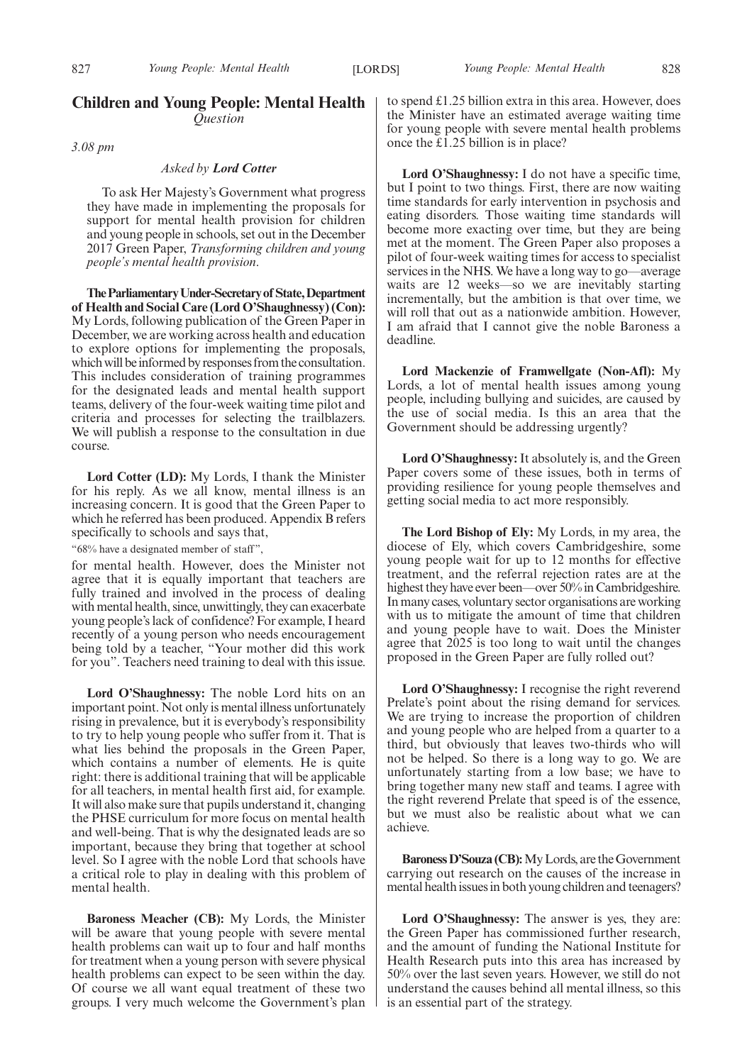## Children and Young People: Mental Health

*Question*

*3.08 pm*

*Asked by **Lord Cotter***

To ask Her Majesty's Government what progress they have made in implementing the proposals for support for mental health provision for children and young people in schools, set out in the December 2017 Green Paper, *Transforming children and young people's mental health provision*.

**The Parliamentary Under-Secretary of State, Department of Health and Social Care (Lord O'Shaughnessy) (Con):** My Lords, following publication of the Green Paper in December, we are working across health and education to explore options for implementing the proposals, which will be informed by responses from the consultation. This includes consideration of training programmes for the designated leads and mental health support teams, delivery of the four-week waiting time pilot and criteria and processes for selecting the trailblazers. We will publish a response to the consultation in due course.

**Lord Cotter (LD):** My Lords, I thank the Minister for his reply. As we all know, mental illness is an increasing concern. It is good that the Green Paper to which he referred has been produced. Appendix B refers specifically to schools and says that,

"68% have a designated member of staff",

for mental health. However, does the Minister not agree that it is equally important that teachers are fully trained and involved in the process of dealing with mental health, since, unwittingly, they can exacerbate young people's lack of confidence? For example, I heard recently of a young person who needs encouragement being told by a teacher, "Your mother did this work for you". Teachers need training to deal with this issue.

**Lord O'Shaughnessy:** The noble Lord hits on an important point. Not only is mental illness unfortunately rising in prevalence, but it is everybody's responsibility to try to help young people who suffer from it. That is what lies behind the proposals in the Green Paper, which contains a number of elements. He is quite right: there is additional training that will be applicable for all teachers, in mental health first aid, for example. It will also make sure that pupils understand it, changing the PHSE curriculum for more focus on mental health and well-being. That is why the designated leads are so important, because they bring that together at school level. So I agree with the noble Lord that schools have a critical role to play in dealing with this problem of mental health.

**Baroness Meacher (CB):** My Lords, the Minister will be aware that young people with severe mental health problems can wait up to four and half months for treatment when a young person with severe physical health problems can expect to be seen within the day. Of course we all want equal treatment of these two groups. I very much welcome the Government's plan to spend £1.25 billion extra in this area. However, does the Minister have an estimated average waiting time for young people with severe mental health problems once the £1.25 billion is in place?

**Lord O'Shaughnessy:** I do not have a specific time, but I point to two things. First, there are now waiting time standards for early intervention in psychosis and eating disorders. Those waiting time standards will become more exacting over time, but they are being met at the moment. The Green Paper also proposes a pilot of four-week waiting times for access to specialist services in the NHS. We have a long way to go—average waits are 12 weeks—so we are inevitably starting incrementally, but the ambition is that over time, we will roll that out as a nationwide ambition. However, I am afraid that I cannot give the noble Baroness a deadline.

**Lord Mackenzie of Framwellgate (Non-Afl):** My Lords, a lot of mental health issues among young people, including bullying and suicides, are caused by the use of social media. Is this an area that the Government should be addressing urgently?

**Lord O'Shaughnessy:** It absolutely is, and the Green Paper covers some of these issues, both in terms of providing resilience for young people themselves and getting social media to act more responsibly.

**The Lord Bishop of Ely:** My Lords, in my area, the diocese of Ely, which covers Cambridgeshire, some young people wait for up to 12 months for effective treatment, and the referral rejection rates are at the highest they have ever been—over 50% in Cambridgeshire. In many cases, voluntary sector organisations are working with us to mitigate the amount of time that children and young people have to wait. Does the Minister agree that 2025 is too long to wait until the changes proposed in the Green Paper are fully rolled out?

**Lord O'Shaughnessy:** I recognise the right reverend Prelate's point about the rising demand for services. We are trying to increase the proportion of children and young people who are helped from a quarter to a third, but obviously that leaves two-thirds who will not be helped. So there is a long way to go. We are unfortunately starting from a low base; we have to bring together many new staff and teams. I agree with the right reverend Prelate that speed is of the essence, but we must also be realistic about what we can achieve.

**Baroness D'Souza (CB):** My Lords, are the Government carrying out research on the causes of the increase in mental health issues in both young children and teenagers?

**Lord O'Shaughnessy:** The answer is yes, they are: the Green Paper has commissioned further research, and the amount of funding the National Institute for Health Research puts into this area has increased by 50% over the last seven years. However, we still do not understand the causes behind all mental illness, so this is an essential part of the strategy.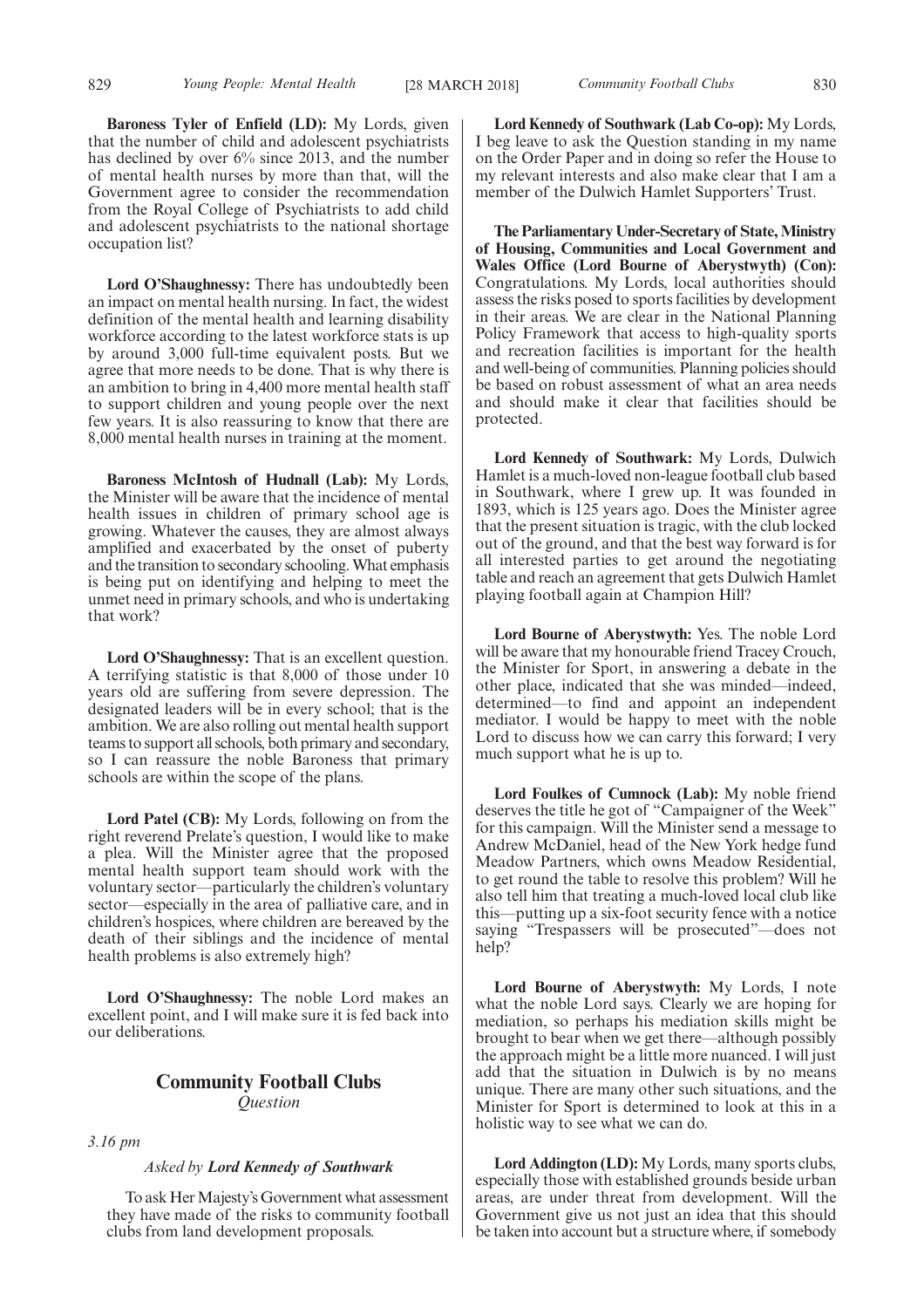**Baroness Tyler of Enfield (LD):** My Lords, given that the number of child and adolescent psychiatrists has declined by over 6% since 2013, and the number of mental health nurses by more than that, will the Government agree to consider the recommendation from the Royal College of Psychiatrists to add child and adolescent psychiatrists to the national shortage occupation list?

**Lord O'Shaughnessy:** There has undoubtedly been an impact on mental health nursing. In fact, the widest definition of the mental health and learning disability workforce according to the latest workforce stats is up by around 3,000 full-time equivalent posts. But we agree that more needs to be done. That is why there is an ambition to bring in 4,400 more mental health staff to support children and young people over the next few years. It is also reassuring to know that there are 8,000 mental health nurses in training at the moment.

**Baroness McIntosh of Hudnall (Lab):** My Lords, the Minister will be aware that the incidence of mental health issues in children of primary school age is growing. Whatever the causes, they are almost always amplified and exacerbated by the onset of puberty and the transition to secondary schooling. What emphasis is being put on identifying and helping to meet the unmet need in primary schools, and who is undertaking that work?

**Lord O'Shaughnessy:** That is an excellent question. A terrifying statistic is that 8,000 of those under 10 years old are suffering from severe depression. The designated leaders will be in every school; that is the ambition. We are also rolling out mental health support teams to support all schools, both primary and secondary, so I can reassure the noble Baroness that primary schools are within the scope of the plans.

**Lord Patel (CB):** My Lords, following on from the right reverend Prelate's question, I would like to make a plea. Will the Minister agree that the proposed mental health support team should work with the voluntary sector—particularly the children's voluntary sector—especially in the area of palliative care, and in children's hospices, where children are bereaved by the death of their siblings and the incidence of mental health problems is also extremely high?

**Lord O'Shaughnessy:** The noble Lord makes an excellent point, and I will make sure it is fed back into our deliberations.

## Community Football Clubs

*Question*

*3.16 pm*

*Asked by* ***Lord Kennedy of Southwark***

To ask Her Majesty's Government what assessment they have made of the risks to community football clubs from land development proposals.

**Lord Kennedy of Southwark (Lab Co-op):** My Lords, I beg leave to ask the Question standing in my name on the Order Paper and in doing so refer the House to my relevant interests and also make clear that I am a member of the Dulwich Hamlet Supporters' Trust.

**The Parliamentary Under-Secretary of State, Ministry of Housing, Communities and Local Government and Wales Office (Lord Bourne of Aberystwyth) (Con):** Congratulations. My Lords, local authorities should assess the risks posed to sports facilities by development in their areas. We are clear in the National Planning Policy Framework that access to high-quality sports and recreation facilities is important for the health and well-being of communities. Planning policies should be based on robust assessment of what an area needs and should make it clear that facilities should be protected.

**Lord Kennedy of Southwark:** My Lords, Dulwich Hamlet is a much-loved non-league football club based in Southwark, where I grew up. It was founded in 1893, which is 125 years ago. Does the Minister agree that the present situation is tragic, with the club locked out of the ground, and that the best way forward is for all interested parties to get around the negotiating table and reach an agreement that gets Dulwich Hamlet playing football again at Champion Hill?

**Lord Bourne of Aberystwyth:** Yes. The noble Lord will be aware that my honourable friend Tracey Crouch, the Minister for Sport, in answering a debate in the other place, indicated that she was minded—indeed, determined—to find and appoint an independent mediator. I would be happy to meet with the noble Lord to discuss how we can carry this forward; I very much support what he is up to.

**Lord Foulkes of Cumnock (Lab):** My noble friend deserves the title he got of "Campaigner of the Week" for this campaign. Will the Minister send a message to Andrew McDaniel, head of the New York hedge fund Meadow Partners, which owns Meadow Residential, to get round the table to resolve this problem? Will he also tell him that treating a much-loved local club like this—putting up a six-foot security fence with a notice saying "Trespassers will be prosecuted"—does not help?

**Lord Bourne of Aberystwyth:** My Lords, I note what the noble Lord says. Clearly we are hoping for mediation, so perhaps his mediation skills might be brought to bear when we get there—although possibly the approach might be a little more nuanced. I will just add that the situation in Dulwich is by no means unique. There are many other such situations, and the Minister for Sport is determined to look at this in a holistic way to see what we can do.

**Lord Addington (LD):** My Lords, many sports clubs, especially those with established grounds beside urban areas, are under threat from development. Will the Government give us not just an idea that this should be taken into account but a structure where, if somebody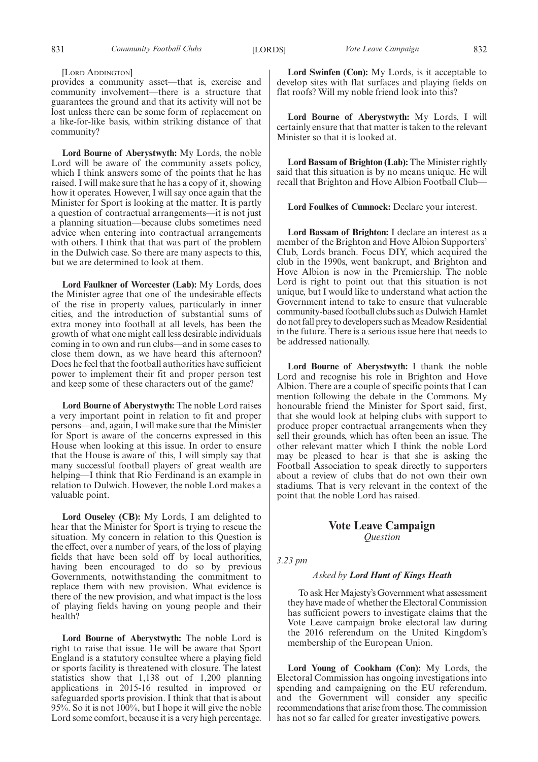[LORD ADDINGTON]

provides a community asset—that is, exercise and community involvement—there is a structure that guarantees the ground and that its activity will not be lost unless there can be some form of replacement on a like-for-like basis, within striking distance of that community?

**Lord Bourne of Aberystwyth:** My Lords, the noble Lord will be aware of the community assets policy, which I think answers some of the points that he has raised. I will make sure that he has a copy of it, showing how it operates. However, I will say once again that the Minister for Sport is looking at the matter. It is partly a question of contractual arrangements—it is not just a planning situation—because clubs sometimes need advice when entering into contractual arrangements with others. I think that that was part of the problem in the Dulwich case. So there are many aspects to this, but we are determined to look at them.

**Lord Faulkner of Worcester (Lab):** My Lords, does the Minister agree that one of the undesirable effects of the rise in property values, particularly in inner cities, and the introduction of substantial sums of extra money into football at all levels, has been the growth of what one might call less desirable individuals coming in to own and run clubs—and in some cases to close them down, as we have heard this afternoon? Does he feel that the football authorities have sufficient power to implement their fit and proper person test and keep some of these characters out of the game?

**Lord Bourne of Aberystwyth:** The noble Lord raises a very important point in relation to fit and proper persons—and, again, I will make sure that the Minister for Sport is aware of the concerns expressed in this House when looking at this issue. In order to ensure that the House is aware of this, I will simply say that many successful football players of great wealth are helping—I think that Rio Ferdinand is an example in relation to Dulwich. However, the noble Lord makes a valuable point.

**Lord Ouseley (CB):** My Lords, I am delighted to hear that the Minister for Sport is trying to rescue the situation. My concern in relation to this Question is the effect, over a number of years, of the loss of playing fields that have been sold off by local authorities, having been encouraged to do so by previous Governments, notwithstanding the commitment to replace them with new provision. What evidence is there of the new provision, and what impact is the loss of playing fields having on young people and their health?

**Lord Bourne of Aberystwyth:** The noble Lord is right to raise that issue. He will be aware that Sport England is a statutory consultee where a playing field or sports facility is threatened with closure. The latest statistics show that 1,138 out of 1,200 planning applications in 2015-16 resulted in improved or safeguarded sports provision. I think that that is about 95%. So it is not 100%, but I hope it will give the noble Lord some comfort, because it is a very high percentage.

**Lord Swinfen (Con):** My Lords, is it acceptable to develop sites with flat surfaces and playing fields on flat roofs? Will my noble friend look into this?

**Lord Bourne of Aberystwyth:** My Lords, I will certainly ensure that that matter is taken to the relevant Minister so that it is looked at.

**Lord Bassam of Brighton (Lab):** The Minister rightly said that this situation is by no means unique. He will recall that Brighton and Hove Albion Football Club—

**Lord Foulkes of Cumnock:** Declare your interest.

**Lord Bassam of Brighton:** I declare an interest as a member of the Brighton and Hove Albion Supporters' Club, Lords branch. Focus DIY, which acquired the club in the 1990s, went bankrupt, and Brighton and Hove Albion is now in the Premiership. The noble Lord is right to point out that this situation is not unique, but I would like to understand what action the Government intend to take to ensure that vulnerable community-based football clubs such as Dulwich Hamlet do not fall prey to developers such as Meadow Residential in the future. There is a serious issue here that needs to be addressed nationally.

**Lord Bourne of Aberystwyth:** I thank the noble Lord and recognise his role in Brighton and Hove Albion. There are a couple of specific points that I can mention following the debate in the Commons. My honourable friend the Minister for Sport said, first, that she would look at helping clubs with support to produce proper contractual arrangements when they sell their grounds, which has often been an issue. The other relevant matter which I think the noble Lord may be pleased to hear is that she is asking the Football Association to speak directly to supporters about a review of clubs that do not own their own stadiums. That is very relevant in the context of the point that the noble Lord has raised.

## Vote Leave Campaign
*Question*

*3.23 pm*

*Asked by **Lord Hunt of Kings Heath***

To ask Her Majesty's Government what assessment they have made of whether the Electoral Commission has sufficient powers to investigate claims that the Vote Leave campaign broke electoral law during the 2016 referendum on the United Kingdom's membership of the European Union.

**Lord Young of Cookham (Con):** My Lords, the Electoral Commission has ongoing investigations into spending and campaigning on the EU referendum, and the Government will consider any specific recommendations that arise from those. The commission has not so far called for greater investigative powers.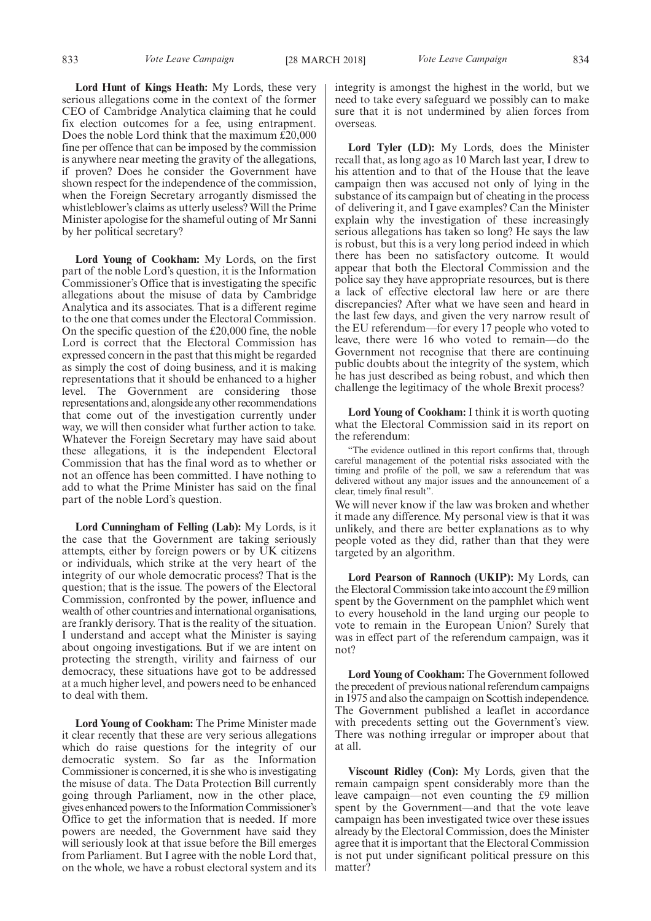**Lord Hunt of Kings Heath:** My Lords, these very serious allegations come in the context of the former CEO of Cambridge Analytica claiming that he could fix election outcomes for a fee, using entrapment. Does the noble Lord think that the maximum £20,000 fine per offence that can be imposed by the commission is anywhere near meeting the gravity of the allegations, if proven? Does he consider the Government have shown respect for the independence of the commission, when the Foreign Secretary arrogantly dismissed the whistleblower's claims as utterly useless? Will the Prime Minister apologise for the shameful outing of Mr Sanni by her political secretary?

**Lord Young of Cookham:** My Lords, on the first part of the noble Lord's question, it is the Information Commissioner's Office that is investigating the specific allegations about the misuse of data by Cambridge Analytica and its associates. That is a different regime to the one that comes under the Electoral Commission. On the specific question of the £20,000 fine, the noble Lord is correct that the Electoral Commission has expressed concern in the past that this might be regarded as simply the cost of doing business, and it is making representations that it should be enhanced to a higher level. The Government are considering those representations and, alongside any other recommendations that come out of the investigation currently under way, we will then consider what further action to take. Whatever the Foreign Secretary may have said about these allegations, it is the independent Electoral Commission that has the final word as to whether or not an offence has been committed. I have nothing to add to what the Prime Minister has said on the final part of the noble Lord's question.

**Lord Cunningham of Felling (Lab):** My Lords, is it the case that the Government are taking seriously attempts, either by foreign powers or by UK citizens or individuals, which strike at the very heart of the integrity of our whole democratic process? That is the question; that is the issue. The powers of the Electoral Commission, confronted by the power, influence and wealth of other countries and international organisations, are frankly derisory. That is the reality of the situation. I understand and accept what the Minister is saying about ongoing investigations. But if we are intent on protecting the strength, virility and fairness of our democracy, these situations have got to be addressed at a much higher level, and powers need to be enhanced to deal with them.

**Lord Young of Cookham:** The Prime Minister made it clear recently that these are very serious allegations which do raise questions for the integrity of our democratic system. So far as the Information Commissioner is concerned, it is she who is investigating the misuse of data. The Data Protection Bill currently going through Parliament, now in the other place, gives enhanced powers to the Information Commissioner's Office to get the information that is needed. If more powers are needed, the Government have said they will seriously look at that issue before the Bill emerges from Parliament. But I agree with the noble Lord that, on the whole, we have a robust electoral system and its integrity is amongst the highest in the world, but we need to take every safeguard we possibly can to make sure that it is not undermined by alien forces from overseas.

**Lord Tyler (LD):** My Lords, does the Minister recall that, as long ago as 10 March last year, I drew to his attention and to that of the House that the leave campaign then was accused not only of lying in the substance of its campaign but of cheating in the process of delivering it, and I gave examples? Can the Minister explain why the investigation of these increasingly serious allegations has taken so long? He says the law is robust, but this is a very long period indeed in which there has been no satisfactory outcome. It would appear that both the Electoral Commission and the police say they have appropriate resources, but is there a lack of effective electoral law here or are there discrepancies? After what we have seen and heard in the last few days, and given the very narrow result of the EU referendum—for every 17 people who voted to leave, there were 16 who voted to remain—do the Government not recognise that there are continuing public doubts about the integrity of the system, which he has just described as being robust, and which then challenge the legitimacy of the whole Brexit process?

**Lord Young of Cookham:** I think it is worth quoting what the Electoral Commission said in its report on the referendum:

> "The evidence outlined in this report confirms that, through careful management of the potential risks associated with the timing and profile of the poll, we saw a referendum that was delivered without any major issues and the announcement of a clear, timely final result".

We will never know if the law was broken and whether it made any difference. My personal view is that it was unlikely, and there are better explanations as to why people voted as they did, rather than that they were targeted by an algorithm.

**Lord Pearson of Rannoch (UKIP):** My Lords, can the Electoral Commission take into account the £9 million spent by the Government on the pamphlet which went to every household in the land urging our people to vote to remain in the European Union? Surely that was in effect part of the referendum campaign, was it not?

**Lord Young of Cookham:** The Government followed the precedent of previous national referendum campaigns in 1975 and also the campaign on Scottish independence. The Government published a leaflet in accordance with precedents setting out the Government's view. There was nothing irregular or improper about that at all.

**Viscount Ridley (Con):** My Lords, given that the remain campaign spent considerably more than the leave campaign—not even counting the £9 million spent by the Government—and that the vote leave campaign has been investigated twice over these issues already by the Electoral Commission, does the Minister agree that it is important that the Electoral Commission is not put under significant political pressure on this matter?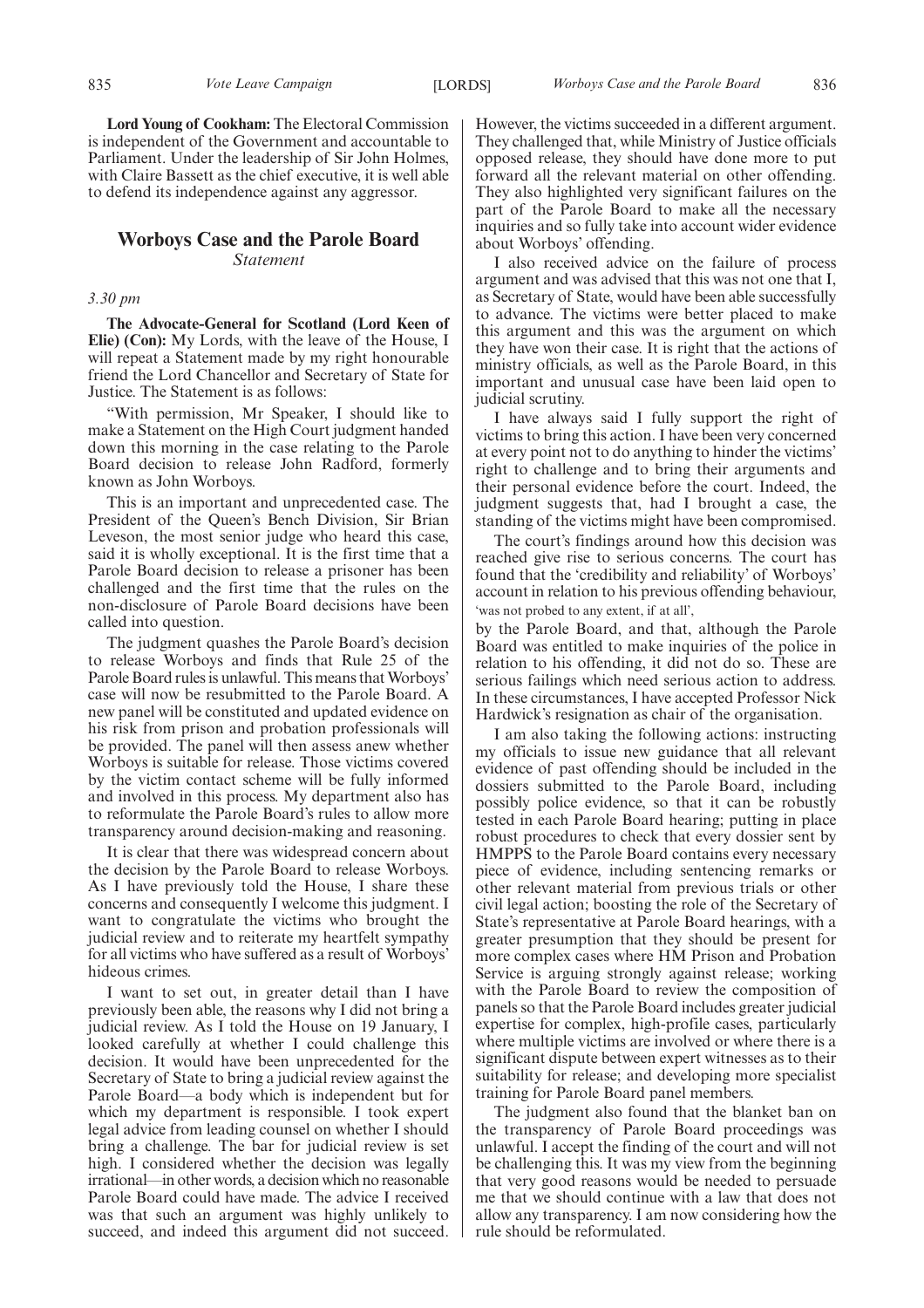**Lord Young of Cookham:** The Electoral Commission is independent of the Government and accountable to Parliament. Under the leadership of Sir John Holmes, with Claire Bassett as the chief executive, it is well able to defend its independence against any aggressor.

## Worboys Case and the Parole Board

*Statement*

*3.30 pm*

**The Advocate-General for Scotland (Lord Keen of Elie) (Con):** My Lords, with the leave of the House, I will repeat a Statement made by my right honourable friend the Lord Chancellor and Secretary of State for Justice. The Statement is as follows:

"With permission, Mr Speaker, I should like to make a Statement on the High Court judgment handed down this morning in the case relating to the Parole Board decision to release John Radford, formerly known as John Worboys.

This is an important and unprecedented case. The President of the Queen's Bench Division, Sir Brian Leveson, the most senior judge who heard this case, said it is wholly exceptional. It is the first time that a Parole Board decision to release a prisoner has been challenged and the first time that the rules on the non-disclosure of Parole Board decisions have been called into question.

The judgment quashes the Parole Board's decision to release Worboys and finds that Rule 25 of the Parole Board rules is unlawful. This means that Worboys' case will now be resubmitted to the Parole Board. A new panel will be constituted and updated evidence on his risk from prison and probation professionals will be provided. The panel will then assess anew whether Worboys is suitable for release. Those victims covered by the victim contact scheme will be fully informed and involved in this process. My department also has to reformulate the Parole Board's rules to allow more transparency around decision-making and reasoning.

It is clear that there was widespread concern about the decision by the Parole Board to release Worboys. As I have previously told the House, I share these concerns and consequently I welcome this judgment. I want to congratulate the victims who brought the judicial review and to reiterate my heartfelt sympathy for all victims who have suffered as a result of Worboys' hideous crimes.

I want to set out, in greater detail than I have previously been able, the reasons why I did not bring a judicial review. As I told the House on 19 January, I looked carefully at whether I could challenge this decision. It would have been unprecedented for the Secretary of State to bring a judicial review against the Parole Board—a body which is independent but for which my department is responsible. I took expert legal advice from leading counsel on whether I should bring a challenge. The bar for judicial review is set high. I considered whether the decision was legally irrational—in other words, a decision which no reasonable Parole Board could have made. The advice I received was that such an argument was highly unlikely to succeed, and indeed this argument did not succeed. However, the victims succeeded in a different argument. They challenged that, while Ministry of Justice officials opposed release, they should have done more to put forward all the relevant material on other offending. They also highlighted very significant failures on the part of the Parole Board to make all the necessary inquiries and so fully take into account wider evidence about Worboys' offending.

I also received advice on the failure of process argument and was advised that this was not one that I, as Secretary of State, would have been able successfully to advance. The victims were better placed to make this argument and this was the argument on which they have won their case. It is right that the actions of ministry officials, as well as the Parole Board, in this important and unusual case have been laid open to judicial scrutiny.

I have always said I fully support the right of victims to bring this action. I have been very concerned at every point not to do anything to hinder the victims' right to challenge and to bring their arguments and their personal evidence before the court. Indeed, the judgment suggests that, had I brought a case, the standing of the victims might have been compromised.

The court's findings around how this decision was reached give rise to serious concerns. The court has found that the 'credibility and reliability' of Worboys' account in relation to his previous offending behaviour,

'was not probed to any extent, if at all',

by the Parole Board, and that, although the Parole Board was entitled to make inquiries of the police in relation to his offending, it did not do so. These are serious failings which need serious action to address. In these circumstances, I have accepted Professor Nick Hardwick's resignation as chair of the organisation.

I am also taking the following actions: instructing my officials to issue new guidance that all relevant evidence of past offending should be included in the dossiers submitted to the Parole Board, including possibly police evidence, so that it can be robustly tested in each Parole Board hearing; putting in place robust procedures to check that every dossier sent by HMPPS to the Parole Board contains every necessary piece of evidence, including sentencing remarks or other relevant material from previous trials or other civil legal action; boosting the role of the Secretary of State's representative at Parole Board hearings, with a greater presumption that they should be present for more complex cases where HM Prison and Probation Service is arguing strongly against release; working with the Parole Board to review the composition of panels so that the Parole Board includes greater judicial expertise for complex, high-profile cases, particularly where multiple victims are involved or where there is a significant dispute between expert witnesses as to their suitability for release; and developing more specialist training for Parole Board panel members.

The judgment also found that the blanket ban on the transparency of Parole Board proceedings was unlawful. I accept the finding of the court and will not be challenging this. It was my view from the beginning that very good reasons would be needed to persuade me that we should continue with a law that does not allow any transparency. I am now considering how the rule should be reformulated.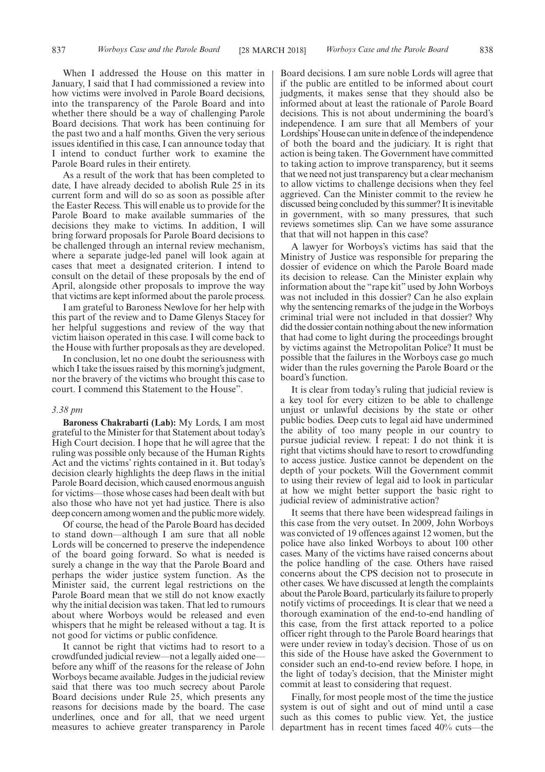When I addressed the House on this matter in January, I said that I had commissioned a review into how victims were involved in Parole Board decisions, into the transparency of the Parole Board and into whether there should be a way of challenging Parole Board decisions. That work has been continuing for the past two and a half months. Given the very serious issues identified in this case, I can announce today that I intend to conduct further work to examine the Parole Board rules in their entirety.

As a result of the work that has been completed to date, I have already decided to abolish Rule 25 in its current form and will do so as soon as possible after the Easter Recess. This will enable us to provide for the Parole Board to make available summaries of the decisions they make to victims. In addition, I will bring forward proposals for Parole Board decisions to be challenged through an internal review mechanism, where a separate judge-led panel will look again at cases that meet a designated criterion. I intend to consult on the detail of these proposals by the end of April, alongside other proposals to improve the way that victims are kept informed about the parole process.

I am grateful to Baroness Newlove for her help with this part of the review and to Dame Glenys Stacey for her helpful suggestions and review of the way that victim liaison operated in this case. I will come back to the House with further proposals as they are developed.

In conclusion, let no one doubt the seriousness with which I take the issues raised by this morning's judgment, nor the bravery of the victims who brought this case to court. I commend this Statement to the House".

*3.38 pm*

**Baroness Chakrabarti (Lab):** My Lords, I am most grateful to the Minister for that Statement about today's High Court decision. I hope that he will agree that the ruling was possible only because of the Human Rights Act and the victims' rights contained in it. But today's decision clearly highlights the deep flaws in the initial Parole Board decision, which caused enormous anguish for victims—those whose cases had been dealt with but also those who have not yet had justice. There is also deep concern among women and the public more widely.

Of course, the head of the Parole Board has decided to stand down—although I am sure that all noble Lords will be concerned to preserve the independence of the board going forward. So what is needed is surely a change in the way that the Parole Board and perhaps the wider justice system function. As the Minister said, the current legal restrictions on the Parole Board mean that we still do not know exactly why the initial decision was taken. That led to rumours about where Worboys would be released and even whispers that he might be released without a tag. It is not good for victims or public confidence.

It cannot be right that victims had to resort to a crowdfunded judicial review—not a legally aided one—before any whiff of the reasons for the release of John Worboys became available. Judges in the judicial review said that there was too much secrecy about Parole Board decisions under Rule 25, which presents any reasons for decisions made by the board. The case underlines, once and for all, that we need urgent measures to achieve greater transparency in Parole Board decisions. I am sure noble Lords will agree that if the public are entitled to be informed about court judgments, it makes sense that they should also be informed about at least the rationale of Parole Board decisions. This is not about undermining the board's independence. I am sure that all Members of your Lordships' House can unite in defence of the independence of both the board and the judiciary. It is right that action is being taken. The Government have committed to taking action to improve transparency, but it seems that we need not just transparency but a clear mechanism to allow victims to challenge decisions when they feel aggrieved. Can the Minister commit to the review he discussed being concluded by this summer? It is inevitable in government, with so many pressures, that such reviews sometimes slip. Can we have some assurance that that will not happen in this case?

A lawyer for Worboys's victims has said that the Ministry of Justice was responsible for preparing the dossier of evidence on which the Parole Board made its decision to release. Can the Minister explain why information about the "rape kit" used by John Worboys was not included in this dossier? Can he also explain why the sentencing remarks of the judge in the Worboys criminal trial were not included in that dossier? Why did the dossier contain nothing about the new information that had come to light during the proceedings brought by victims against the Metropolitan Police? It must be possible that the failures in the Worboys case go much wider than the rules governing the Parole Board or the board's function.

It is clear from today's ruling that judicial review is a key tool for every citizen to be able to challenge unjust or unlawful decisions by the state or other public bodies. Deep cuts to legal aid have undermined the ability of too many people in our country to pursue judicial review. I repeat: I do not think it is right that victims should have to resort to crowdfunding to access justice. Justice cannot be dependent on the depth of your pockets. Will the Government commit to using their review of legal aid to look in particular at how we might better support the basic right to judicial review of administrative action?

It seems that there have been widespread failings in this case from the very outset. In 2009, John Worboys was convicted of 19 offences against 12 women, but the police have also linked Worboys to about 100 other cases. Many of the victims have raised concerns about the police handling of the case. Others have raised concerns about the CPS decision not to prosecute in other cases. We have discussed at length the complaints about the Parole Board, particularly its failure to properly notify victims of proceedings. It is clear that we need a thorough examination of the end-to-end handling of this case, from the first attack reported to a police officer right through to the Parole Board hearings that were under review in today's decision. Those of us on this side of the House have asked the Government to consider such an end-to-end review before. I hope, in the light of today's decision, that the Minister might commit at least to considering that request.

Finally, for most people most of the time the justice system is out of sight and out of mind until a case such as this comes to public view. Yet, the justice department has in recent times faced 40% cuts—the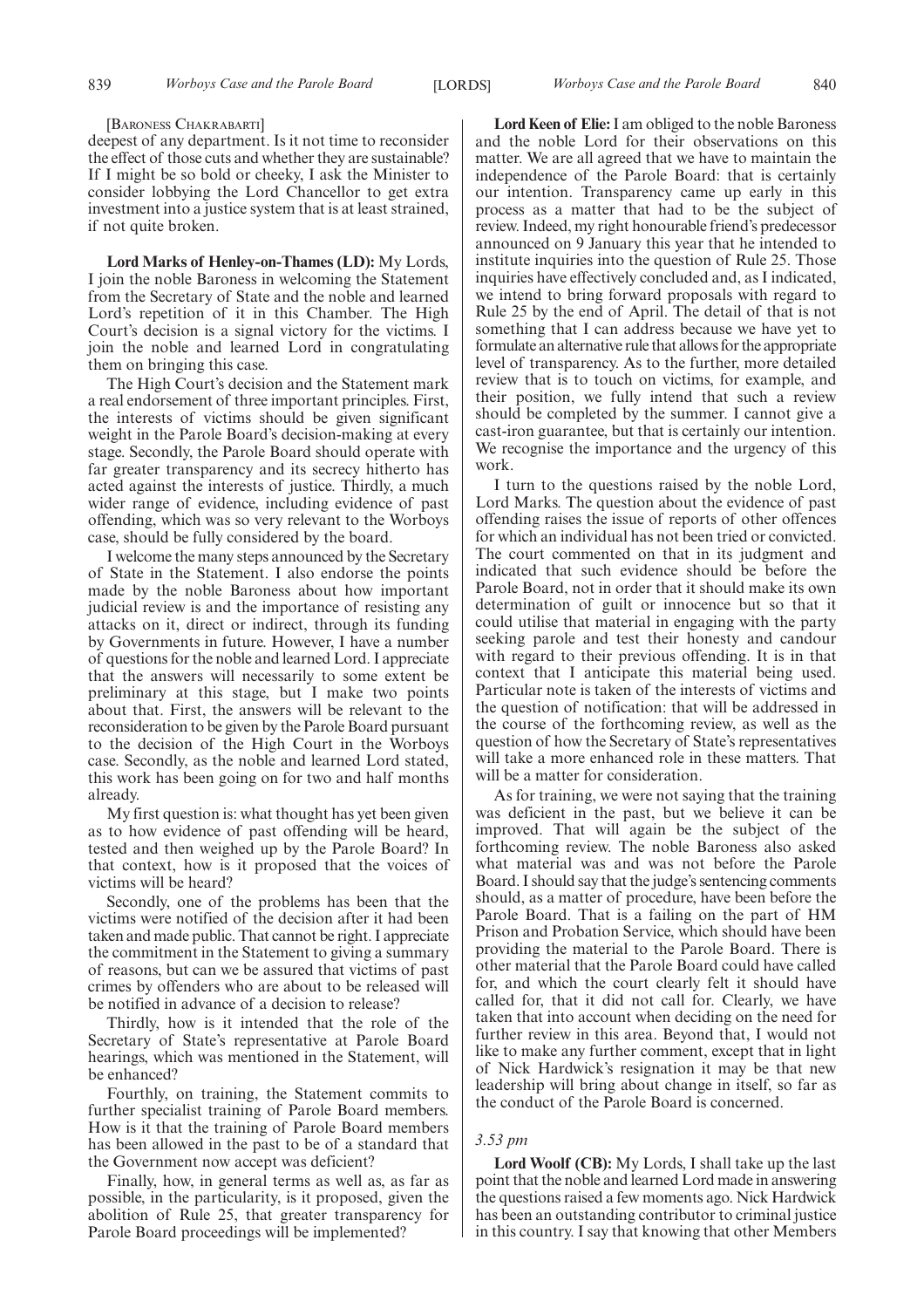[Baroness Chakrabarti]

deepest of any department. Is it not time to reconsider the effect of those cuts and whether they are sustainable? If I might be so bold or cheeky, I ask the Minister to consider lobbying the Lord Chancellor to get extra investment into a justice system that is at least strained, if not quite broken.

**Lord Marks of Henley-on-Thames (LD):** My Lords, I join the noble Baroness in welcoming the Statement from the Secretary of State and the noble and learned Lord's repetition of it in this Chamber. The High Court's decision is a signal victory for the victims. I join the noble and learned Lord in congratulating them on bringing this case.

The High Court's decision and the Statement mark a real endorsement of three important principles. First, the interests of victims should be given significant weight in the Parole Board's decision-making at every stage. Secondly, the Parole Board should operate with far greater transparency and its secrecy hitherto has acted against the interests of justice. Thirdly, a much wider range of evidence, including evidence of past offending, which was so very relevant to the Worboys case, should be fully considered by the board.

I welcome the many steps announced by the Secretary of State in the Statement. I also endorse the points made by the noble Baroness about how important judicial review is and the importance of resisting any attacks on it, direct or indirect, through its funding by Governments in future. However, I have a number of questions for the noble and learned Lord. I appreciate that the answers will necessarily to some extent be preliminary at this stage, but I make two points about that. First, the answers will be relevant to the reconsideration to be given by the Parole Board pursuant to the decision of the High Court in the Worboys case. Secondly, as the noble and learned Lord stated, this work has been going on for two and half months already.

My first question is: what thought has yet been given as to how evidence of past offending will be heard, tested and then weighed up by the Parole Board? In that context, how is it proposed that the voices of victims will be heard?

Secondly, one of the problems has been that the victims were notified of the decision after it had been taken and made public. That cannot be right. I appreciate the commitment in the Statement to giving a summary of reasons, but can we be assured that victims of past crimes by offenders who are about to be released will be notified in advance of a decision to release?

Thirdly, how is it intended that the role of the Secretary of State's representative at Parole Board hearings, which was mentioned in the Statement, will be enhanced?

Fourthly, on training, the Statement commits to further specialist training of Parole Board members. How is it that the training of Parole Board members has been allowed in the past to be of a standard that the Government now accept was deficient?

Finally, how, in general terms as well as, as far as possible, in the particularity, is it proposed, given the abolition of Rule 25, that greater transparency for Parole Board proceedings will be implemented?

**Lord Keen of Elie:** I am obliged to the noble Baroness and the noble Lord for their observations on this matter. We are all agreed that we have to maintain the independence of the Parole Board: that is certainly our intention. Transparency came up early in this process as a matter that had to be the subject of review. Indeed, my right honourable friend's predecessor announced on 9 January this year that he intended to institute inquiries into the question of Rule 25. Those inquiries have effectively concluded and, as I indicated, we intend to bring forward proposals with regard to Rule 25 by the end of April. The detail of that is not something that I can address because we have yet to formulate an alternative rule that allows for the appropriate level of transparency. As to the further, more detailed review that is to touch on victims, for example, and their position, we fully intend that such a review should be completed by the summer. I cannot give a cast-iron guarantee, but that is certainly our intention. We recognise the importance and the urgency of this work.

I turn to the questions raised by the noble Lord, Lord Marks. The question about the evidence of past offending raises the issue of reports of other offences for which an individual has not been tried or convicted. The court commented on that in its judgment and indicated that such evidence should be before the Parole Board, not in order that it should make its own determination of guilt or innocence but so that it could utilise that material in engaging with the party seeking parole and test their honesty and candour with regard to their previous offending. It is in that context that I anticipate this material being used. Particular note is taken of the interests of victims and the question of notification: that will be addressed in the course of the forthcoming review, as well as the question of how the Secretary of State's representatives will take a more enhanced role in these matters. That will be a matter for consideration.

As for training, we were not saying that the training was deficient in the past, but we believe it can be improved. That will again be the subject of the forthcoming review. The noble Baroness also asked what material was and was not before the Parole Board. I should say that the judge's sentencing comments should, as a matter of procedure, have been before the Parole Board. That is a failing on the part of HM Prison and Probation Service, which should have been providing the material to the Parole Board. There is other material that the Parole Board could have called for, and which the court clearly felt it should have called for, that it did not call for. Clearly, we have taken that into account when deciding on the need for further review in this area. Beyond that, I would not like to make any further comment, except that in light of Nick Hardwick's resignation it may be that new leadership will bring about change in itself, so far as the conduct of the Parole Board is concerned.

*3.53 pm*

**Lord Woolf (CB):** My Lords, I shall take up the last point that the noble and learned Lord made in answering the questions raised a few moments ago. Nick Hardwick has been an outstanding contributor to criminal justice in this country. I say that knowing that other Members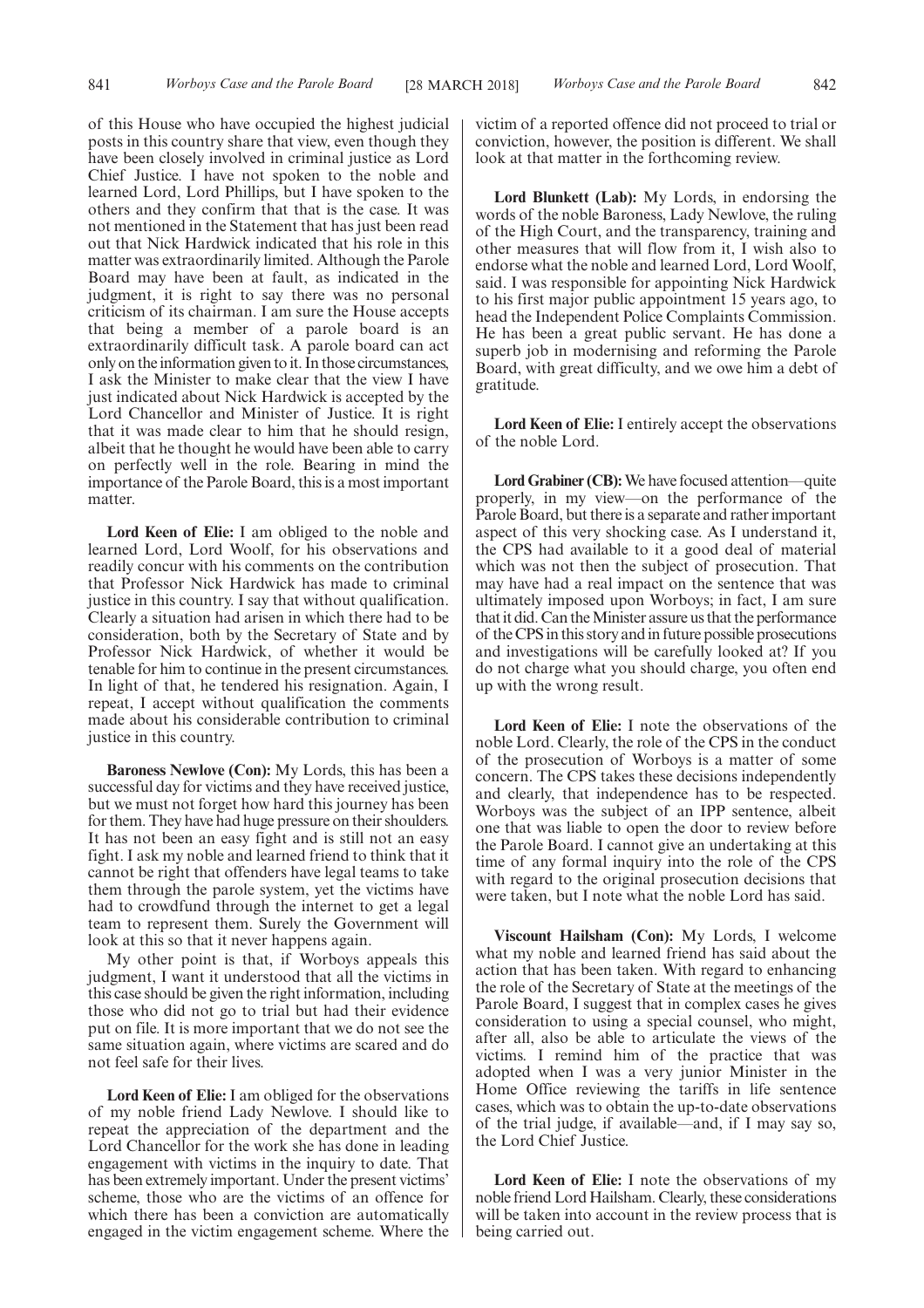of this House who have occupied the highest judicial posts in this country share that view, even though they have been closely involved in criminal justice as Lord Chief Justice. I have not spoken to the noble and learned Lord, Lord Phillips, but I have spoken to the others and they confirm that that is the case. It was not mentioned in the Statement that has just been read out that Nick Hardwick indicated that his role in this matter was extraordinarily limited. Although the Parole Board may have been at fault, as indicated in the judgment, it is right to say there was no personal criticism of its chairman. I am sure the House accepts that being a member of a parole board is an extraordinarily difficult task. A parole board can act only on the information given to it. In those circumstances, I ask the Minister to make clear that the view I have just indicated about Nick Hardwick is accepted by the Lord Chancellor and Minister of Justice. It is right that it was made clear to him that he should resign, albeit that he thought he would have been able to carry on perfectly well in the role. Bearing in mind the importance of the Parole Board, this is a most important matter.

**Lord Keen of Elie:** I am obliged to the noble and learned Lord, Lord Woolf, for his observations and readily concur with his comments on the contribution that Professor Nick Hardwick has made to criminal justice in this country. I say that without qualification. Clearly a situation had arisen in which there had to be consideration, both by the Secretary of State and by Professor Nick Hardwick, of whether it would be tenable for him to continue in the present circumstances. In light of that, he tendered his resignation. Again, I repeat, I accept without qualification the comments made about his considerable contribution to criminal justice in this country.

**Baroness Newlove (Con):** My Lords, this has been a successful day for victims and they have received justice, but we must not forget how hard this journey has been for them. They have had huge pressure on their shoulders. It has not been an easy fight and is still not an easy fight. I ask my noble and learned friend to think that it cannot be right that offenders have legal teams to take them through the parole system, yet the victims have had to crowdfund through the internet to get a legal team to represent them. Surely the Government will look at this so that it never happens again.

My other point is that, if Worboys appeals this judgment, I want it understood that all the victims in this case should be given the right information, including those who did not go to trial but had their evidence put on file. It is more important that we do not see the same situation again, where victims are scared and do not feel safe for their lives.

**Lord Keen of Elie:** I am obliged for the observations of my noble friend Lady Newlove. I should like to repeat the appreciation of the department and the Lord Chancellor for the work she has done in leading engagement with victims in the inquiry to date. That has been extremely important. Under the present victims' scheme, those who are the victims of an offence for which there has been a conviction are automatically engaged in the victim engagement scheme. Where the victim of a reported offence did not proceed to trial or conviction, however, the position is different. We shall look at that matter in the forthcoming review.

**Lord Blunkett (Lab):** My Lords, in endorsing the words of the noble Baroness, Lady Newlove, the ruling of the High Court, and the transparency, training and other measures that will flow from it, I wish also to endorse what the noble and learned Lord, Lord Woolf, said. I was responsible for appointing Nick Hardwick to his first major public appointment 15 years ago, to head the Independent Police Complaints Commission. He has been a great public servant. He has done a superb job in modernising and reforming the Parole Board, with great difficulty, and we owe him a debt of gratitude.

**Lord Keen of Elie:** I entirely accept the observations of the noble Lord.

**Lord Grabiner (CB):** We have focused attention—quite properly, in my view—on the performance of the Parole Board, but there is a separate and rather important aspect of this very shocking case. As I understand it, the CPS had available to it a good deal of material which was not then the subject of prosecution. That may have had a real impact on the sentence that was ultimately imposed upon Worboys; in fact, I am sure that it did. Can the Minister assure us that the performance of the CPS in this story and in future possible prosecutions and investigations will be carefully looked at? If you do not charge what you should charge, you often end up with the wrong result.

**Lord Keen of Elie:** I note the observations of the noble Lord. Clearly, the role of the CPS in the conduct of the prosecution of Worboys is a matter of some concern. The CPS takes these decisions independently and clearly, that independence has to be respected. Worboys was the subject of an IPP sentence, albeit one that was liable to open the door to review before the Parole Board. I cannot give an undertaking at this time of any formal inquiry into the role of the CPS with regard to the original prosecution decisions that were taken, but I note what the noble Lord has said.

**Viscount Hailsham (Con):** My Lords, I welcome what my noble and learned friend has said about the action that has been taken. With regard to enhancing the role of the Secretary of State at the meetings of the Parole Board, I suggest that in complex cases he gives consideration to using a special counsel, who might, after all, also be able to articulate the views of the victims. I remind him of the practice that was adopted when I was a very junior Minister in the Home Office reviewing the tariffs in life sentence cases, which was to obtain the up-to-date observations of the trial judge, if available—and, if I may say so, the Lord Chief Justice.

**Lord Keen of Elie:** I note the observations of my noble friend Lord Hailsham. Clearly, these considerations will be taken into account in the review process that is being carried out.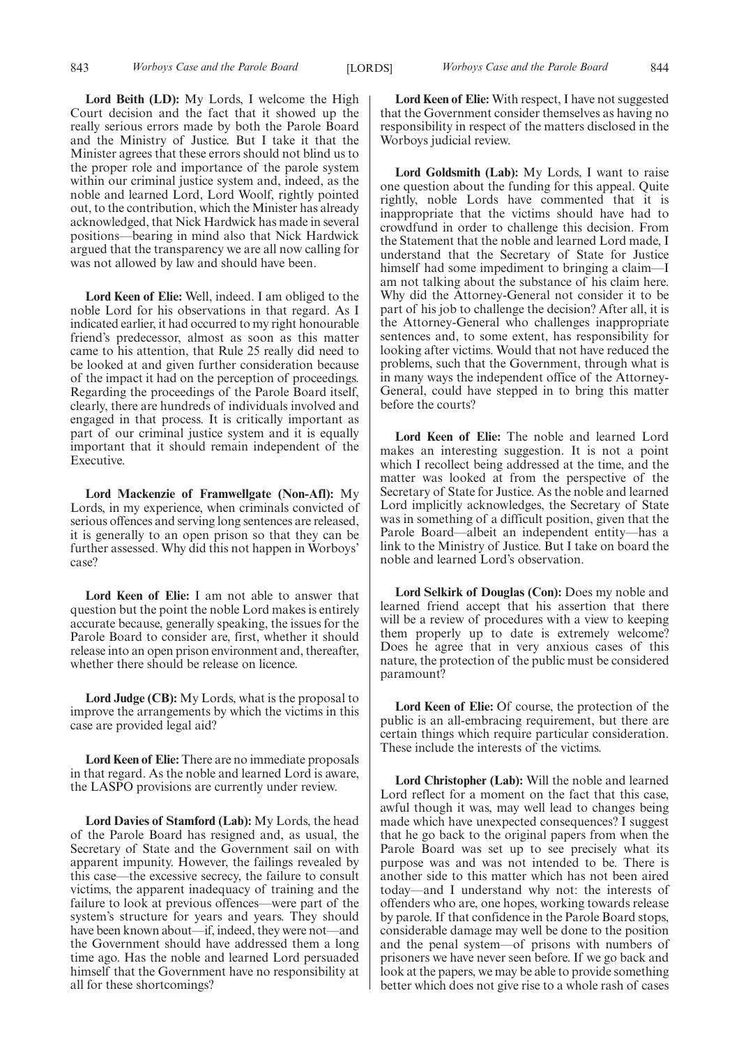**Lord Beith (LD):** My Lords, I welcome the High Court decision and the fact that it showed up the really serious errors made by both the Parole Board and the Ministry of Justice. But I take it that the Minister agrees that these errors should not blind us to the proper role and importance of the parole system within our criminal justice system and, indeed, as the noble and learned Lord, Lord Woolf, rightly pointed out, to the contribution, which the Minister has already acknowledged, that Nick Hardwick has made in several positions—bearing in mind also that Nick Hardwick argued that the transparency we are all now calling for was not allowed by law and should have been.

**Lord Keen of Elie:** Well, indeed. I am obliged to the noble Lord for his observations in that regard. As I indicated earlier, it had occurred to my right honourable friend's predecessor, almost as soon as this matter came to his attention, that Rule 25 really did need to be looked at and given further consideration because of the impact it had on the perception of proceedings. Regarding the proceedings of the Parole Board itself, clearly, there are hundreds of individuals involved and engaged in that process. It is critically important as part of our criminal justice system and it is equally important that it should remain independent of the Executive.

**Lord Mackenzie of Framwellgate (Non-Afl):** My Lords, in my experience, when criminals convicted of serious offences and serving long sentences are released, it is generally to an open prison so that they can be further assessed. Why did this not happen in Worboys' case?

**Lord Keen of Elie:** I am not able to answer that question but the point the noble Lord makes is entirely accurate because, generally speaking, the issues for the Parole Board to consider are, first, whether it should release into an open prison environment and, thereafter, whether there should be release on licence.

**Lord Judge (CB):** My Lords, what is the proposal to improve the arrangements by which the victims in this case are provided legal aid?

**Lord Keen of Elie:** There are no immediate proposals in that regard. As the noble and learned Lord is aware, the LASPO provisions are currently under review.

**Lord Davies of Stamford (Lab):** My Lords, the head of the Parole Board has resigned and, as usual, the Secretary of State and the Government sail on with apparent impunity. However, the failings revealed by this case—the excessive secrecy, the failure to consult victims, the apparent inadequacy of training and the failure to look at previous offences—were part of the system's structure for years and years. They should have been known about—if, indeed, they were not—and the Government should have addressed them a long time ago. Has the noble and learned Lord persuaded himself that the Government have no responsibility at all for these shortcomings?

**Lord Keen of Elie:** With respect, I have not suggested that the Government consider themselves as having no responsibility in respect of the matters disclosed in the Worboys judicial review.

**Lord Goldsmith (Lab):** My Lords, I want to raise one question about the funding for this appeal. Quite rightly, noble Lords have commented that it is inappropriate that the victims should have had to crowdfund in order to challenge this decision. From the Statement that the noble and learned Lord made, I understand that the Secretary of State for Justice himself had some impediment to bringing a claim—I am not talking about the substance of his claim here. Why did the Attorney-General not consider it to be part of his job to challenge the decision? After all, it is the Attorney-General who challenges inappropriate sentences and, to some extent, has responsibility for looking after victims. Would that not have reduced the problems, such that the Government, through what is in many ways the independent office of the Attorney-General, could have stepped in to bring this matter before the courts?

**Lord Keen of Elie:** The noble and learned Lord makes an interesting suggestion. It is not a point which I recollect being addressed at the time, and the matter was looked at from the perspective of the Secretary of State for Justice. As the noble and learned Lord implicitly acknowledges, the Secretary of State was in something of a difficult position, given that the Parole Board—albeit an independent entity—has a link to the Ministry of Justice. But I take on board the noble and learned Lord's observation.

**Lord Selkirk of Douglas (Con):** Does my noble and learned friend accept that his assertion that there will be a review of procedures with a view to keeping them properly up to date is extremely welcome? Does he agree that in very anxious cases of this nature, the protection of the public must be considered paramount?

**Lord Keen of Elie:** Of course, the protection of the public is an all-embracing requirement, but there are certain things which require particular consideration. These include the interests of the victims.

**Lord Christopher (Lab):** Will the noble and learned Lord reflect for a moment on the fact that this case, awful though it was, may well lead to changes being made which have unexpected consequences? I suggest that he go back to the original papers from when the Parole Board was set up to see precisely what its purpose was and was not intended to be. There is another side to this matter which has not been aired today—and I understand why not: the interests of offenders who are, one hopes, working towards release by parole. If that confidence in the Parole Board stops, considerable damage may well be done to the position and the penal system—of prisons with numbers of prisoners we have never seen before. If we go back and look at the papers, we may be able to provide something better which does not give rise to a whole rash of cases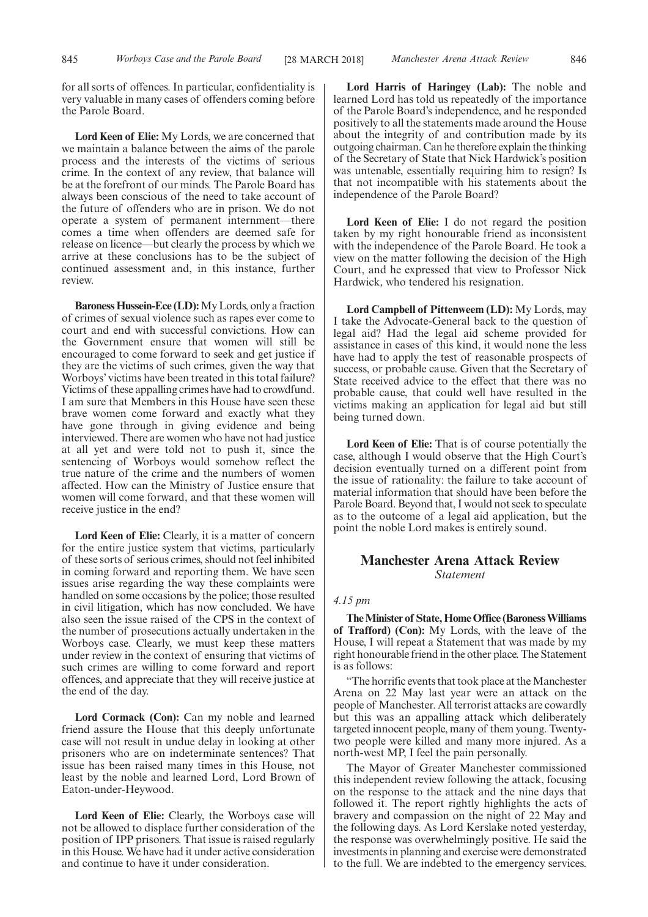for all sorts of offences. In particular, confidentiality is very valuable in many cases of offenders coming before the Parole Board.

**Lord Keen of Elie:** My Lords, we are concerned that we maintain a balance between the aims of the parole process and the interests of the victims of serious crime. In the context of any review, that balance will be at the forefront of our minds. The Parole Board has always been conscious of the need to take account of the future of offenders who are in prison. We do not operate a system of permanent internment—there comes a time when offenders are deemed safe for release on licence—but clearly the process by which we arrive at these conclusions has to be the subject of continued assessment and, in this instance, further review.

**Baroness Hussein-Ece (LD):** My Lords, only a fraction of crimes of sexual violence such as rapes ever come to court and end with successful convictions. How can the Government ensure that women will still be encouraged to come forward to seek and get justice if they are the victims of such crimes, given the way that Worboys' victims have been treated in this total failure? Victims of these appalling crimes have had to crowdfund. I am sure that Members in this House have seen these brave women come forward and exactly what they have gone through in giving evidence and being interviewed. There are women who have not had justice at all yet and were told not to push it, since the sentencing of Worboys would somehow reflect the true nature of the crime and the numbers of women affected. How can the Ministry of Justice ensure that women will come forward, and that these women will receive justice in the end?

**Lord Keen of Elie:** Clearly, it is a matter of concern for the entire justice system that victims, particularly of these sorts of serious crimes, should not feel inhibited in coming forward and reporting them. We have seen issues arise regarding the way these complaints were handled on some occasions by the police; those resulted in civil litigation, which has now concluded. We have also seen the issue raised of the CPS in the context of the number of prosecutions actually undertaken in the Worboys case. Clearly, we must keep these matters under review in the context of ensuring that victims of such crimes are willing to come forward and report offences, and appreciate that they will receive justice at the end of the day.

**Lord Cormack (Con):** Can my noble and learned friend assure the House that this deeply unfortunate case will not result in undue delay in looking at other prisoners who are on indeterminate sentences? That issue has been raised many times in this House, not least by the noble and learned Lord, Lord Brown of Eaton-under-Heywood.

**Lord Keen of Elie:** Clearly, the Worboys case will not be allowed to displace further consideration of the position of IPP prisoners. That issue is raised regularly in this House. We have had it under active consideration and continue to have it under consideration.

**Lord Harris of Haringey (Lab):** The noble and learned Lord has told us repeatedly of the importance of the Parole Board's independence, and he responded positively to all the statements made around the House about the integrity of and contribution made by its outgoing chairman. Can he therefore explain the thinking of the Secretary of State that Nick Hardwick's position was untenable, essentially requiring him to resign? Is that not incompatible with his statements about the independence of the Parole Board?

**Lord Keen of Elie:** I do not regard the position taken by my right honourable friend as inconsistent with the independence of the Parole Board. He took a view on the matter following the decision of the High Court, and he expressed that view to Professor Nick Hardwick, who tendered his resignation.

**Lord Campbell of Pittenweem (LD):** My Lords, may I take the Advocate-General back to the question of legal aid? Had the legal aid scheme provided for assistance in cases of this kind, it would none the less have had to apply the test of reasonable prospects of success, or probable cause. Given that the Secretary of State received advice to the effect that there was no probable cause, that could well have resulted in the victims making an application for legal aid but still being turned down.

**Lord Keen of Elie:** That is of course potentially the case, although I would observe that the High Court's decision eventually turned on a different point from the issue of rationality: the failure to take account of material information that should have been before the Parole Board. Beyond that, I would not seek to speculate as to the outcome of a legal aid application, but the point the noble Lord makes is entirely sound.

## Manchester Arena Attack Review

*Statement*

*4.15 pm*

**The Minister of State, Home Office (Baroness Williams of Trafford) (Con):** My Lords, with the leave of the House, I will repeat a Statement that was made by my right honourable friend in the other place. The Statement is as follows:

"The horrific events that took place at the Manchester Arena on 22 May last year were an attack on the people of Manchester. All terrorist attacks are cowardly but this was an appalling attack which deliberately targeted innocent people, many of them young. Twenty-two people were killed and many more injured. As a north-west MP, I feel the pain personally.

The Mayor of Greater Manchester commissioned this independent review following the attack, focusing on the response to the attack and the nine days that followed it. The report rightly highlights the acts of bravery and compassion on the night of 22 May and the following days. As Lord Kerslake noted yesterday, the response was overwhelmingly positive. He said the investments in planning and exercise were demonstrated to the full. We are indebted to the emergency services.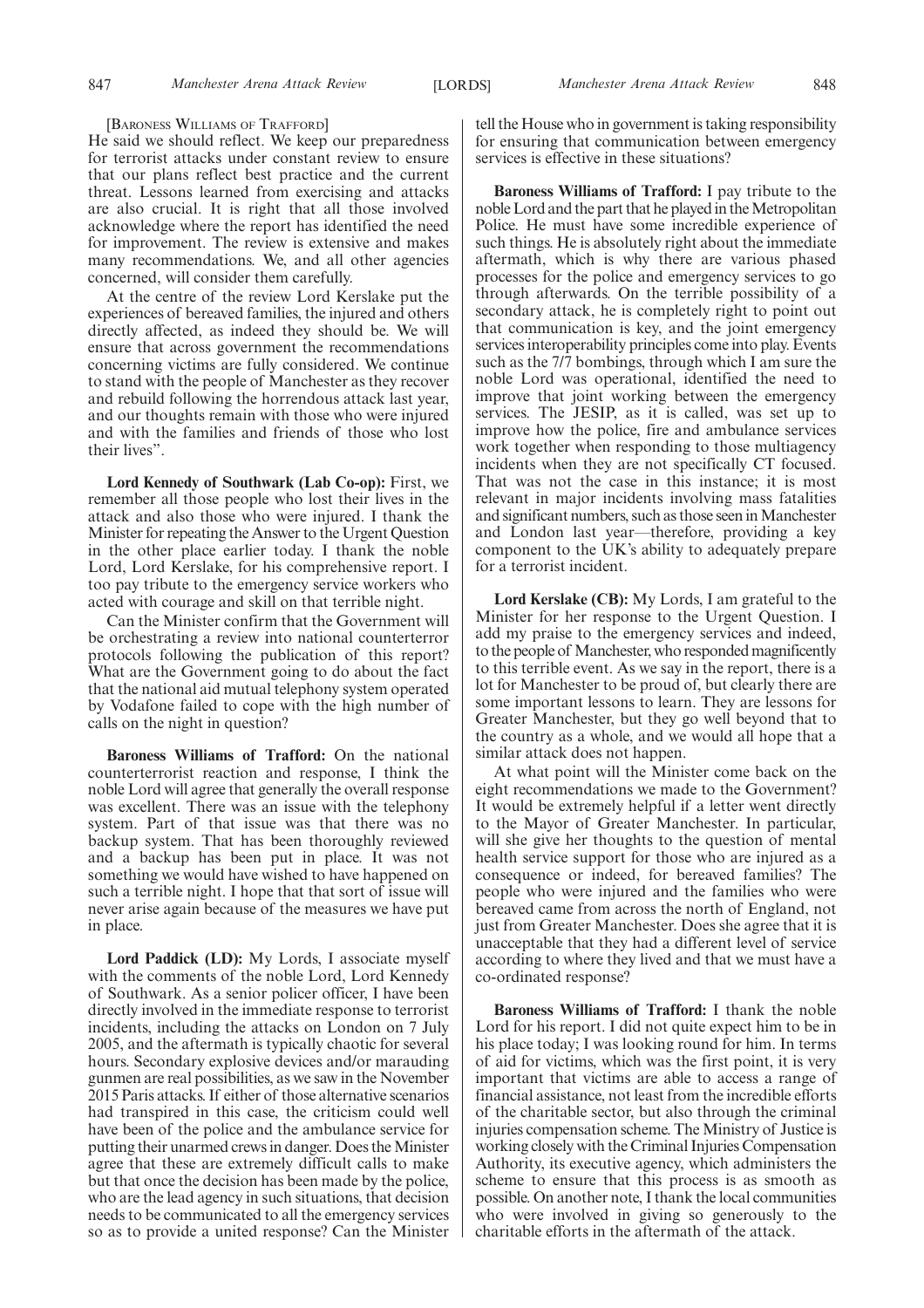[Baroness Williams of Trafford]

He said we should reflect. We keep our preparedness for terrorist attacks under constant review to ensure that our plans reflect best practice and the current threat. Lessons learned from exercising and attacks are also crucial. It is right that all those involved acknowledge where the report has identified the need for improvement. The review is extensive and makes many recommendations. We, and all other agencies concerned, will consider them carefully.

At the centre of the review Lord Kerslake put the experiences of bereaved families, the injured and others directly affected, as indeed they should be. We will ensure that across government the recommendations concerning victims are fully considered. We continue to stand with the people of Manchester as they recover and rebuild following the horrendous attack last year, and our thoughts remain with those who were injured and with the families and friends of those who lost their lives".

**Lord Kennedy of Southwark (Lab Co-op):** First, we remember all those people who lost their lives in the attack and also those who were injured. I thank the Minister for repeating the Answer to the Urgent Question in the other place earlier today. I thank the noble Lord, Lord Kerslake, for his comprehensive report. I too pay tribute to the emergency service workers who acted with courage and skill on that terrible night.

Can the Minister confirm that the Government will be orchestrating a review into national counterterror protocols following the publication of this report? What are the Government going to do about the fact that the national aid mutual telephony system operated by Vodafone failed to cope with the high number of calls on the night in question?

**Baroness Williams of Trafford:** On the national counterterrorist reaction and response, I think the noble Lord will agree that generally the overall response was excellent. There was an issue with the telephony system. Part of that issue was that there was no backup system. That has been thoroughly reviewed and a backup has been put in place. It was not something we would have wished to have happened on such a terrible night. I hope that that sort of issue will never arise again because of the measures we have put in place.

**Lord Paddick (LD):** My Lords, I associate myself with the comments of the noble Lord, Lord Kennedy of Southwark. As a senior policer officer, I have been directly involved in the immediate response to terrorist incidents, including the attacks on London on 7 July 2005, and the aftermath is typically chaotic for several hours. Secondary explosive devices and/or marauding gunmen are real possibilities, as we saw in the November 2015 Paris attacks. If either of those alternative scenarios had transpired in this case, the criticism could well have been of the police and the ambulance service for putting their unarmed crews in danger. Does the Minister agree that these are extremely difficult calls to make but that once the decision has been made by the police, who are the lead agency in such situations, that decision needs to be communicated to all the emergency services so as to provide a united response? Can the Minister tell the House who in government is taking responsibility for ensuring that communication between emergency services is effective in these situations?

**Baroness Williams of Trafford:** I pay tribute to the noble Lord and the part that he played in the Metropolitan Police. He must have some incredible experience of such things. He is absolutely right about the immediate aftermath, which is why there are various phased processes for the police and emergency services to go through afterwards. On the terrible possibility of a secondary attack, he is completely right to point out that communication is key, and the joint emergency services interoperability principles come into play. Events such as the 7/7 bombings, through which I am sure the noble Lord was operational, identified the need to improve that joint working between the emergency services. The JESIP, as it is called, was set up to improve how the police, fire and ambulance services work together when responding to those multiagency incidents when they are not specifically CT focused. That was not the case in this instance; it is most relevant in major incidents involving mass fatalities and significant numbers, such as those seen in Manchester and London last year—therefore, providing a key component to the UK's ability to adequately prepare for a terrorist incident.

**Lord Kerslake (CB):** My Lords, I am grateful to the Minister for her response to the Urgent Question. I add my praise to the emergency services and indeed, to the people of Manchester, who responded magnificently to this terrible event. As we say in the report, there is a lot for Manchester to be proud of, but clearly there are some important lessons to learn. They are lessons for Greater Manchester, but they go well beyond that to the country as a whole, and we would all hope that a similar attack does not happen.

At what point will the Minister come back on the eight recommendations we made to the Government? It would be extremely helpful if a letter went directly to the Mayor of Greater Manchester. In particular, will she give her thoughts to the question of mental health service support for those who are injured as a consequence or indeed, for bereaved families? The people who were injured and the families who were bereaved came from across the north of England, not just from Greater Manchester. Does she agree that it is unacceptable that they had a different level of service according to where they lived and that we must have a co-ordinated response?

**Baroness Williams of Trafford:** I thank the noble Lord for his report. I did not quite expect him to be in his place today; I was looking round for him. In terms of aid for victims, which was the first point, it is very important that victims are able to access a range of financial assistance, not least from the incredible efforts of the charitable sector, but also through the criminal injuries compensation scheme. The Ministry of Justice is working closely with the Criminal Injuries Compensation Authority, its executive agency, which administers the scheme to ensure that this process is as smooth as possible. On another note, I thank the local communities who were involved in giving so generously to the charitable efforts in the aftermath of the attack.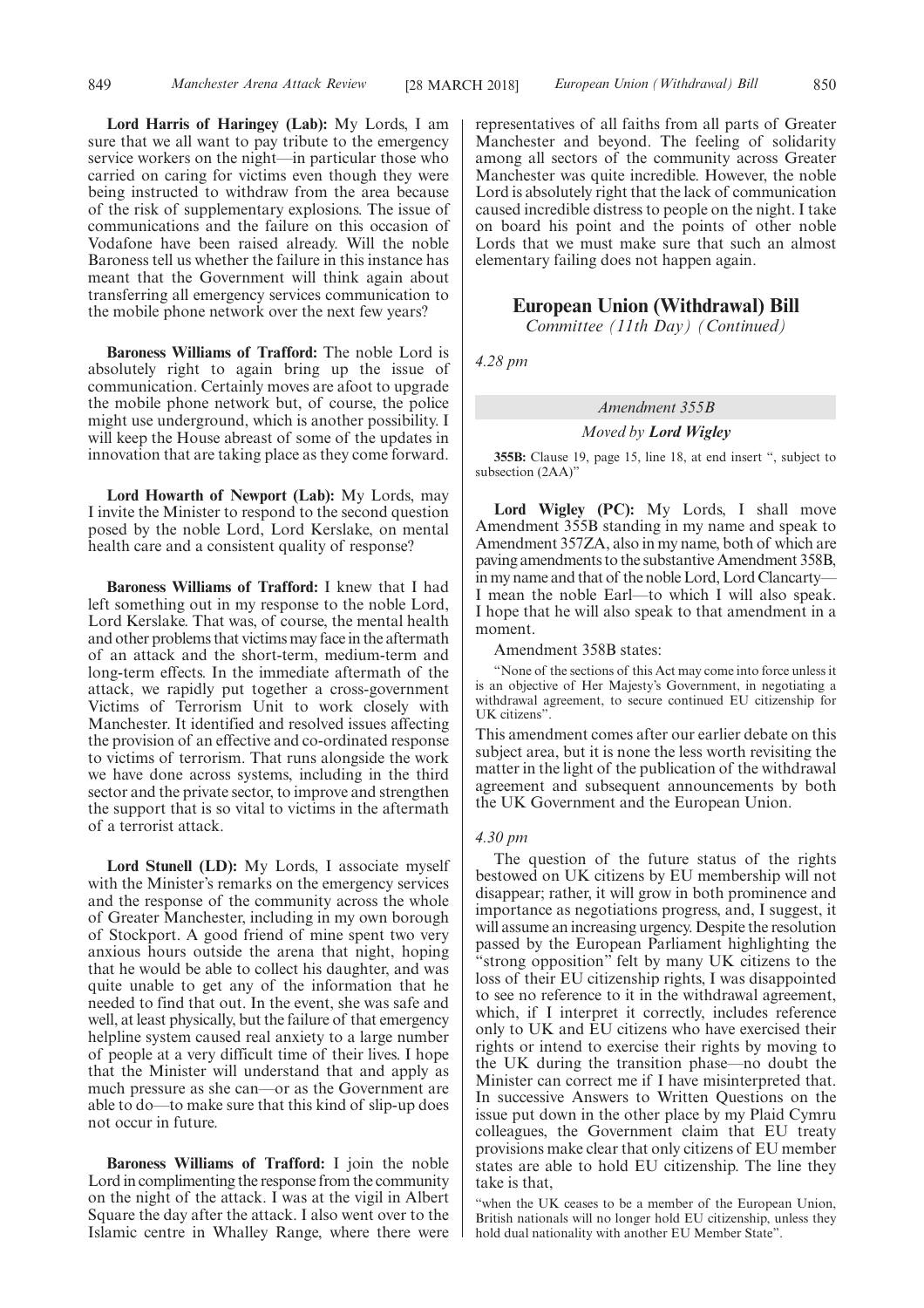**Lord Harris of Haringey (Lab):** My Lords, I am sure that we all want to pay tribute to the emergency service workers on the night—in particular those who carried on caring for victims even though they were being instructed to withdraw from the area because of the risk of supplementary explosions. The issue of communications and the failure on this occasion of Vodafone have been raised already. Will the noble Baroness tell us whether the failure in this instance has meant that the Government will think again about transferring all emergency services communication to the mobile phone network over the next few years?

**Baroness Williams of Trafford:** The noble Lord is absolutely right to again bring up the issue of communication. Certainly moves are afoot to upgrade the mobile phone network but, of course, the police might use underground, which is another possibility. I will keep the House abreast of some of the updates in innovation that are taking place as they come forward.

**Lord Howarth of Newport (Lab):** My Lords, may I invite the Minister to respond to the second question posed by the noble Lord, Lord Kerslake, on mental health care and a consistent quality of response?

**Baroness Williams of Trafford:** I knew that I had left something out in my response to the noble Lord, Lord Kerslake. That was, of course, the mental health and other problems that victims may face in the aftermath of an attack and the short-term, medium-term and long-term effects. In the immediate aftermath of the attack, we rapidly put together a cross-government Victims of Terrorism Unit to work closely with Manchester. It identified and resolved issues affecting the provision of an effective and co-ordinated response to victims of terrorism. That runs alongside the work we have done across systems, including in the third sector and the private sector, to improve and strengthen the support that is so vital to victims in the aftermath of a terrorist attack.

**Lord Stunell (LD):** My Lords, I associate myself with the Minister's remarks on the emergency services and the response of the community across the whole of Greater Manchester, including in my own borough of Stockport. A good friend of mine spent two very anxious hours outside the arena that night, hoping that he would be able to collect his daughter, and was quite unable to get any of the information that he needed to find that out. In the event, she was safe and well, at least physically, but the failure of that emergency helpline system caused real anxiety to a large number of people at a very difficult time of their lives. I hope that the Minister will understand that and apply as much pressure as she can—or as the Government are able to do—to make sure that this kind of slip-up does not occur in future.

**Baroness Williams of Trafford:** I join the noble Lord in complimenting the response from the community on the night of the attack. I was at the vigil in Albert Square the day after the attack. I also went over to the Islamic centre in Whalley Range, where there were representatives of all faiths from all parts of Greater Manchester and beyond. The feeling of solidarity among all sectors of the community across Greater Manchester was quite incredible. However, the noble Lord is absolutely right that the lack of communication caused incredible distress to people on the night. I take on board his point and the points of other noble Lords that we must make sure that such an almost elementary failing does not happen again.

## European Union (Withdrawal) Bill

*Committee (11th Day) (Continued)*

*4.28 pm*

### *Amendment 355B*

*Moved by* ***Lord Wigley***

**355B:** Clause 19, page 15, line 18, at end insert ", subject to subsection (2AA)"

**Lord Wigley (PC):** My Lords, I shall move Amendment 355B standing in my name and speak to Amendment 357ZA, also in my name, both of which are paving amendments to the substantive Amendment 358B, in my name and that of the noble Lord, Lord Clancarty—I mean the noble Earl—to which I will also speak. I hope that he will also speak to that amendment in a moment.

Amendment 358B states:

"None of the sections of this Act may come into force unless it is an objective of Her Majesty's Government, in negotiating a withdrawal agreement, to secure continued EU citizenship for UK citizens".

This amendment comes after our earlier debate on this subject area, but it is none the less worth revisiting the matter in the light of the publication of the withdrawal agreement and subsequent announcements by both the UK Government and the European Union.

*4.30 pm*

The question of the future status of the rights bestowed on UK citizens by EU membership will not disappear; rather, it will grow in both prominence and importance as negotiations progress, and, I suggest, it will assume an increasing urgency. Despite the resolution passed by the European Parliament highlighting the "strong opposition" felt by many UK citizens to the loss of their EU citizenship rights, I was disappointed to see no reference to it in the withdrawal agreement, which, if I interpret it correctly, includes reference only to UK and EU citizens who have exercised their rights or intend to exercise their rights by moving to the UK during the transition phase—no doubt the Minister can correct me if I have misinterpreted that. In successive Answers to Written Questions on the issue put down in the other place by my Plaid Cymru colleagues, the Government claim that EU treaty provisions make clear that only citizens of EU member states are able to hold EU citizenship. The line they take is that,

"when the UK ceases to be a member of the European Union, British nationals will no longer hold EU citizenship, unless they hold dual nationality with another EU Member State".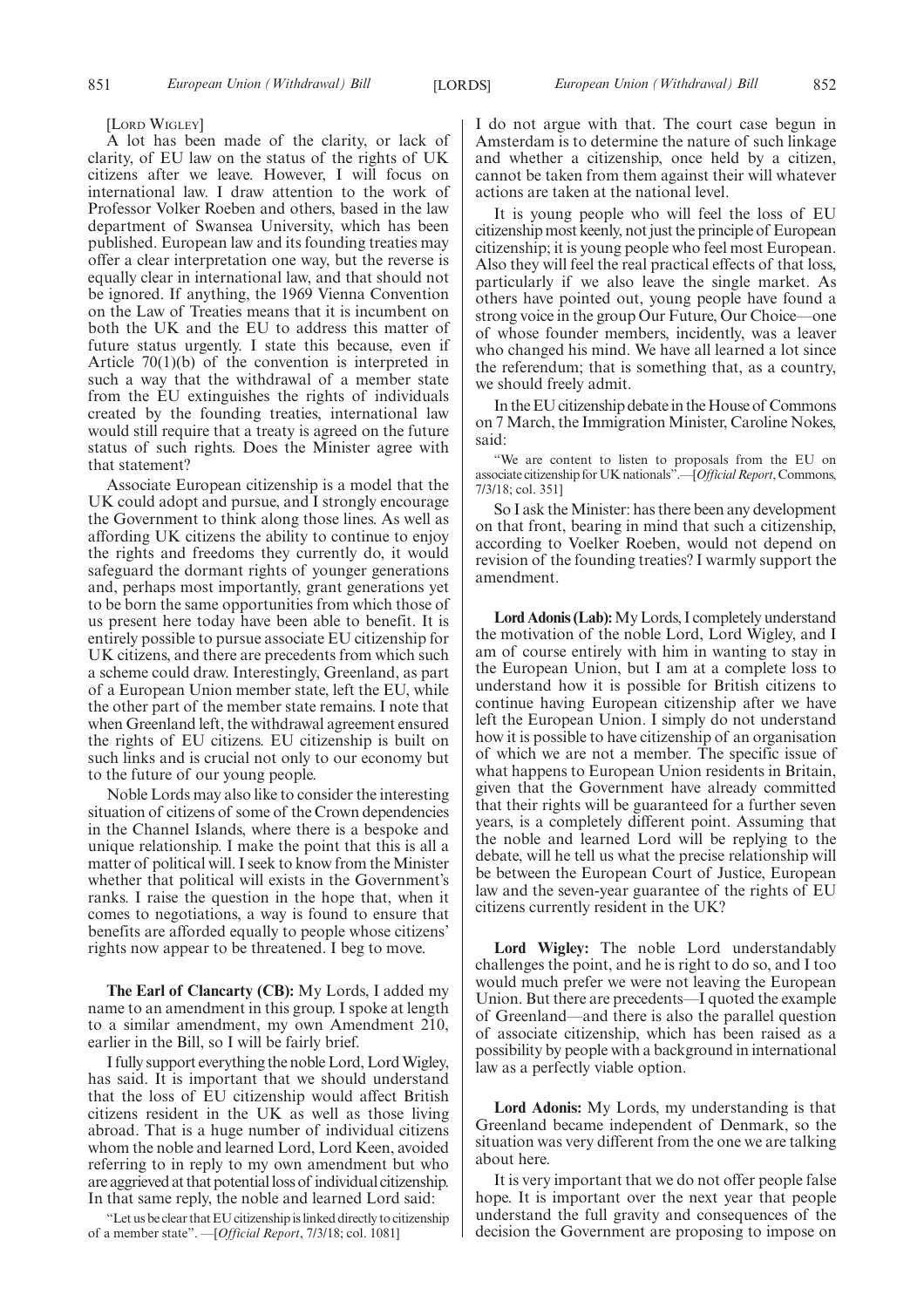[Lord Wigley]

A lot has been made of the clarity, or lack of clarity, of EU law on the status of the rights of UK citizens after we leave. However, I will focus on international law. I draw attention to the work of Professor Volker Roeben and others, based in the law department of Swansea University, which has been published. European law and its founding treaties may offer a clear interpretation one way, but the reverse is equally clear in international law, and that should not be ignored. If anything, the 1969 Vienna Convention on the Law of Treaties means that it is incumbent on both the UK and the EU to address this matter of future status urgently. I state this because, even if Article 70(1)(b) of the convention is interpreted in such a way that the withdrawal of a member state from the EU extinguishes the rights of individuals created by the founding treaties, international law would still require that a treaty is agreed on the future status of such rights. Does the Minister agree with that statement?

Associate European citizenship is a model that the UK could adopt and pursue, and I strongly encourage the Government to think along those lines. As well as affording UK citizens the ability to continue to enjoy the rights and freedoms they currently do, it would safeguard the dormant rights of younger generations and, perhaps most importantly, grant generations yet to be born the same opportunities from which those of us present here today have been able to benefit. It is entirely possible to pursue associate EU citizenship for UK citizens, and there are precedents from which such a scheme could draw. Interestingly, Greenland, as part of a European Union member state, left the EU, while the other part of the member state remains. I note that when Greenland left, the withdrawal agreement ensured the rights of EU citizens. EU citizenship is built on such links and is crucial not only to our economy but to the future of our young people.

Noble Lords may also like to consider the interesting situation of citizens of some of the Crown dependencies in the Channel Islands, where there is a bespoke and unique relationship. I make the point that this is all a matter of political will. I seek to know from the Minister whether that political will exists in the Government's ranks. I raise the question in the hope that, when it comes to negotiations, a way is found to ensure that benefits are afforded equally to people whose citizens' rights now appear to be threatened. I beg to move.

**The Earl of Clancarty (CB):** My Lords, I added my name to an amendment in this group. I spoke at length to a similar amendment, my own Amendment 210, earlier in the Bill, so I will be fairly brief.

I fully support everything the noble Lord, Lord Wigley, has said. It is important that we should understand that the loss of EU citizenship would affect British citizens resident in the UK as well as those living abroad. That is a huge number of individual citizens whom the noble and learned Lord, Lord Keen, avoided referring to in reply to my own amendment but who are aggrieved at that potential loss of individual citizenship. In that same reply, the noble and learned Lord said:

"Let us be clear that EU citizenship is linked directly to citizenship of a member state". —[*Official Report*, 7/3/18; col. 1081]

I do not argue with that. The court case begun in Amsterdam is to determine the nature of such linkage and whether a citizenship, once held by a citizen, cannot be taken from them against their will whatever actions are taken at the national level.

It is young people who will feel the loss of EU citizenship most keenly, not just the principle of European citizenship; it is young people who feel most European. Also they will feel the real practical effects of that loss, particularly if we also leave the single market. As others have pointed out, young people have found a strong voice in the group Our Future, Our Choice—one of whose founder members, incidentally, was a leaver who changed his mind. We have all learned a lot since the referendum; that is something that, as a country, we should freely admit.

In the EU citizenship debate in the House of Commons on 7 March, the Immigration Minister, Caroline Nokes, said:

"We are content to listen to proposals from the EU on associate citizenship for UK nationals".—[*Official Report*, Commons, 7/3/18; col. 351]

So I ask the Minister: has there been any development on that front, bearing in mind that such a citizenship, according to Voelker Roeben, would not depend on revision of the founding treaties? I warmly support the amendment.

**Lord Adonis (Lab):** My Lords, I completely understand the motivation of the noble Lord, Lord Wigley, and I am of course entirely with him in wanting to stay in the European Union, but I am at a complete loss to understand how it is possible for British citizens to continue having European citizenship after we have left the European Union. I simply do not understand how it is possible to have citizenship of an organisation of which we are not a member. The specific issue of what happens to European Union residents in Britain, given that the Government have already committed that their rights will be guaranteed for a further seven years, is a completely different point. Assuming that the noble and learned Lord will be replying to the debate, will he tell us what the precise relationship will be between the European Court of Justice, European law and the seven-year guarantee of the rights of EU citizens currently resident in the UK?

**Lord Wigley:** The noble Lord understandably challenges the point, and he is right to do so, and I too would much prefer we were not leaving the European Union. But there are precedents—I quoted the example of Greenland—and there is also the parallel question of associate citizenship, which has been raised as a possibility by people with a background in international law as a perfectly viable option.

**Lord Adonis:** My Lords, my understanding is that Greenland became independent of Denmark, so the situation was very different from the one we are talking about here.

It is very important that we do not offer people false hope. It is important over the next year that people understand the full gravity and consequences of the decision the Government are proposing to impose on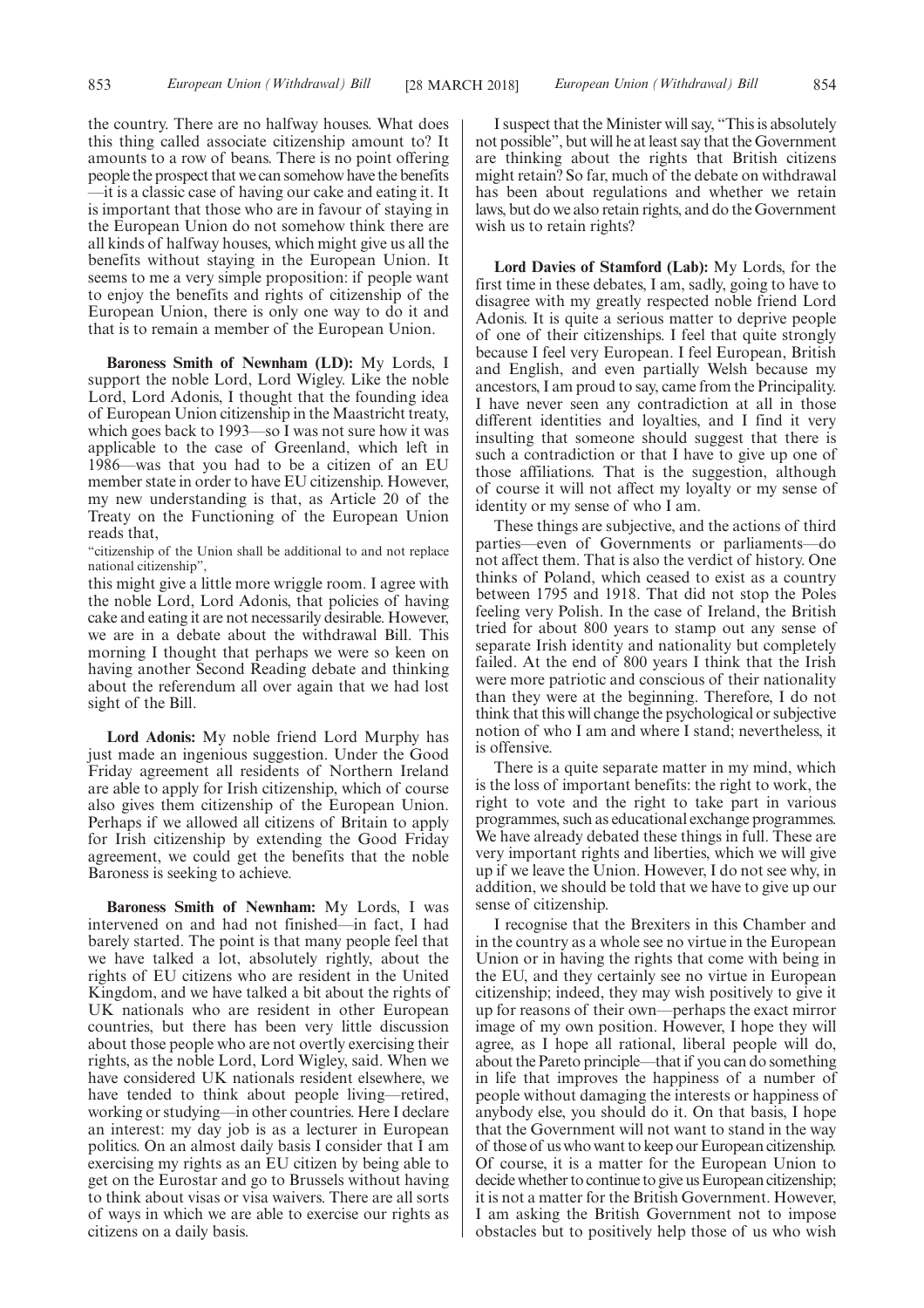the country. There are no halfway houses. What does this thing called associate citizenship amount to? It amounts to a row of beans. There is no point offering people the prospect that we can somehow have the benefits—it is a classic case of having our cake and eating it. It is important that those who are in favour of staying in the European Union do not somehow think there are all kinds of halfway houses, which might give us all the benefits without staying in the European Union. It seems to me a very simple proposition: if people want to enjoy the benefits and rights of citizenship of the European Union, there is only one way to do it and that is to remain a member of the European Union.

**Baroness Smith of Newnham (LD):** My Lords, I support the noble Lord, Lord Wigley. Like the noble Lord, Lord Adonis, I thought that the founding idea of European Union citizenship in the Maastricht treaty, which goes back to 1993—so I was not sure how it was applicable to the case of Greenland, which left in 1986—was that you had to be a citizen of an EU member state in order to have EU citizenship. However, my new understanding is that, as Article 20 of the Treaty on the Functioning of the European Union reads that,

"citizenship of the Union shall be additional to and not replace national citizenship",

this might give a little more wriggle room. I agree with the noble Lord, Lord Adonis, that policies of having cake and eating it are not necessarily desirable. However, we are in a debate about the withdrawal Bill. This morning I thought that perhaps we were so keen on having another Second Reading debate and thinking about the referendum all over again that we had lost sight of the Bill.

**Lord Adonis:** My noble friend Lord Murphy has just made an ingenious suggestion. Under the Good Friday agreement all residents of Northern Ireland are able to apply for Irish citizenship, which of course also gives them citizenship of the European Union. Perhaps if we allowed all citizens of Britain to apply for Irish citizenship by extending the Good Friday agreement, we could get the benefits that the noble Baroness is seeking to achieve.

**Baroness Smith of Newnham:** My Lords, I was intervened on and had not finished—in fact, I had barely started. The point is that many people feel that we have talked a lot, absolutely rightly, about the rights of EU citizens who are resident in the United Kingdom, and we have talked a bit about the rights of UK nationals who are resident in other European countries, but there has been very little discussion about those people who are not overtly exercising their rights, as the noble Lord, Lord Wigley, said. When we have considered UK nationals resident elsewhere, we have tended to think about people living—retired, working or studying—in other countries. Here I declare an interest: my day job is as a lecturer in European politics. On an almost daily basis I consider that I am exercising my rights as an EU citizen by being able to get on the Eurostar and go to Brussels without having to think about visas or visa waivers. There are all sorts of ways in which we are able to exercise our rights as citizens on a daily basis.

I suspect that the Minister will say, "This is absolutely not possible", but will he at least say that the Government are thinking about the rights that British citizens might retain? So far, much of the debate on withdrawal has been about regulations and whether we retain laws, but do we also retain rights, and do the Government wish us to retain rights?

**Lord Davies of Stamford (Lab):** My Lords, for the first time in these debates, I am, sadly, going to have to disagree with my greatly respected noble friend Lord Adonis. It is quite a serious matter to deprive people of one of their citizenships. I feel that quite strongly because I feel very European. I feel European, British and English, and even partially Welsh because my ancestors, I am proud to say, came from the Principality. I have never seen any contradiction at all in those different identities and loyalties, and I find it very insulting that someone should suggest that there is such a contradiction or that I have to give up one of those affiliations. That is the suggestion, although of course it will not affect my loyalty or my sense of identity or my sense of who I am.

These things are subjective, and the actions of third parties—even of Governments or parliaments—do not affect them. That is also the verdict of history. One thinks of Poland, which ceased to exist as a country between 1795 and 1918. That did not stop the Poles feeling very Polish. In the case of Ireland, the British tried for about 800 years to stamp out any sense of separate Irish identity and nationality but completely failed. At the end of 800 years I think that the Irish were more patriotic and conscious of their nationality than they were at the beginning. Therefore, I do not think that this will change the psychological or subjective notion of who I am and where I stand; nevertheless, it is offensive.

There is a quite separate matter in my mind, which is the loss of important benefits: the right to work, the right to vote and the right to take part in various programmes, such as educational exchange programmes. We have already debated these things in full. These are very important rights and liberties, which we will give up if we leave the Union. However, I do not see why, in addition, we should be told that we have to give up our sense of citizenship.

I recognise that the Brexiters in this Chamber and in the country as a whole see no virtue in the European Union or in having the rights that come with being in the EU, and they certainly see no virtue in European citizenship; indeed, they may wish positively to give it up for reasons of their own—perhaps the exact mirror image of my own position. However, I hope they will agree, as I hope all rational, liberal people will do, about the Pareto principle—that if you can do something in life that improves the happiness of a number of people without damaging the interests or happiness of anybody else, you should do it. On that basis, I hope that the Government will not want to stand in the way of those of us who want to keep our European citizenship. Of course, it is a matter for the European Union to decide whether to continue to give us European citizenship; it is not a matter for the British Government. However, I am asking the British Government not to impose obstacles but to positively help those of us who wish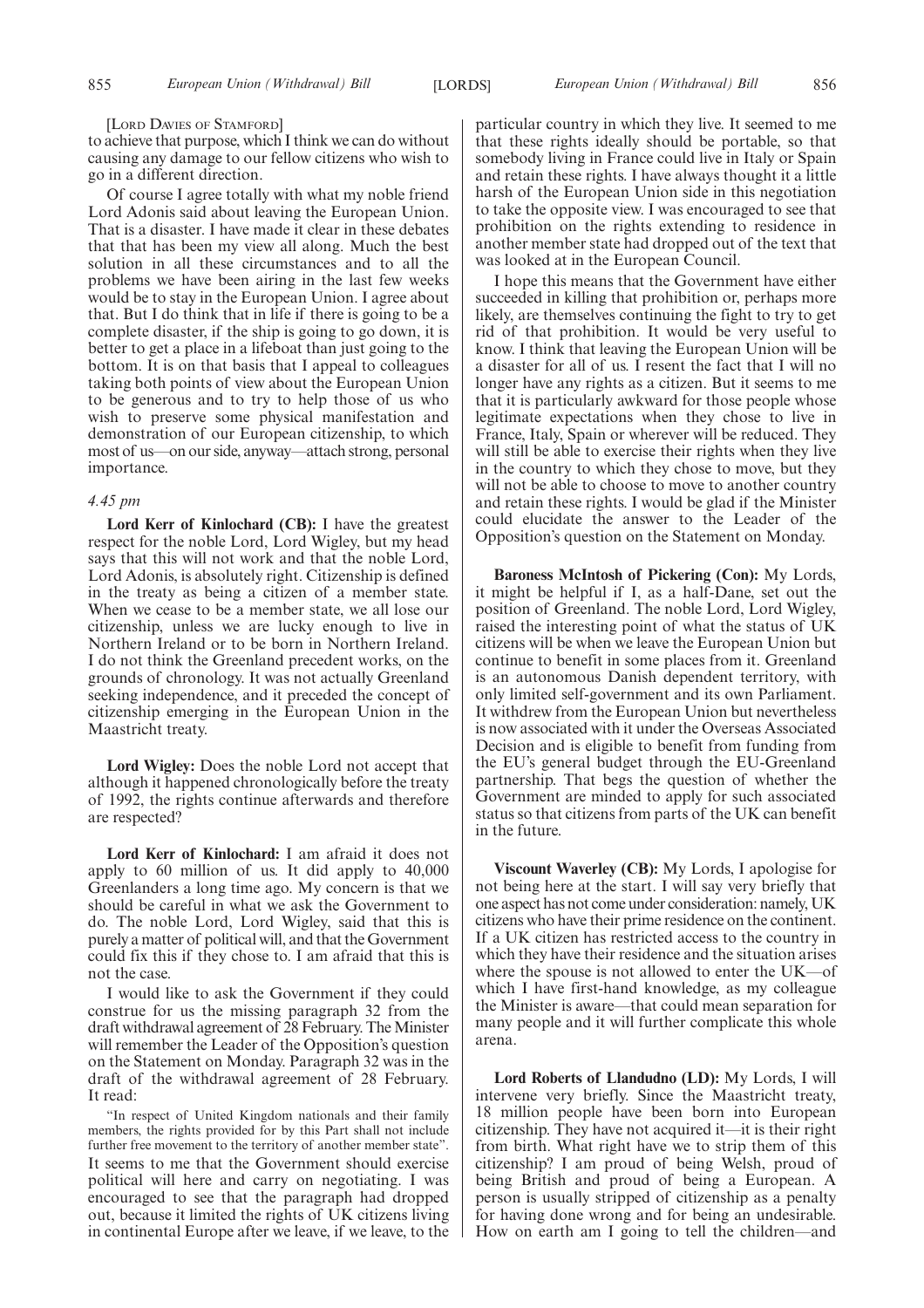[Lord Davies of Stamford]

to achieve that purpose, which I think we can do without causing any damage to our fellow citizens who wish to go in a different direction.

Of course I agree totally with what my noble friend Lord Adonis said about leaving the European Union. That is a disaster. I have made it clear in these debates that that has been my view all along. Much the best solution in all these circumstances and to all the problems we have been airing in the last few weeks would be to stay in the European Union. I agree about that. But I do think that in life if there is going to be a complete disaster, if the ship is going to go down, it is better to get a place in a lifeboat than just going to the bottom. It is on that basis that I appeal to colleagues taking both points of view about the European Union to be generous and to try to help those of us who wish to preserve some physical manifestation and demonstration of our European citizenship, to which most of us—on our side, anyway—attach strong, personal importance.

*4.45 pm*

**Lord Kerr of Kinlochard (CB):** I have the greatest respect for the noble Lord, Lord Wigley, but my head says that this will not work and that the noble Lord, Lord Adonis, is absolutely right. Citizenship is defined in the treaty as being a citizen of a member state. When we cease to be a member state, we all lose our citizenship, unless we are lucky enough to live in Northern Ireland or to be born in Northern Ireland. I do not think the Greenland precedent works, on the grounds of chronology. It was not actually Greenland seeking independence, and it preceded the concept of citizenship emerging in the European Union in the Maastricht treaty.

**Lord Wigley:** Does the noble Lord not accept that although it happened chronologically before the treaty of 1992, the rights continue afterwards and therefore are respected?

**Lord Kerr of Kinlochard:** I am afraid it does not apply to 60 million of us. It did apply to 40,000 Greenlanders a long time ago. My concern is that we should be careful in what we ask the Government to do. The noble Lord, Lord Wigley, said that this is purely a matter of political will, and that the Government could fix this if they chose to. I am afraid that this is not the case.

I would like to ask the Government if they could construe for us the missing paragraph 32 from the draft withdrawal agreement of 28 February. The Minister will remember the Leader of the Opposition's question on the Statement on Monday. Paragraph 32 was in the draft of the withdrawal agreement of 28 February. It read:

"In respect of United Kingdom nationals and their family members, the rights provided for by this Part shall not include further free movement to the territory of another member state".

It seems to me that the Government should exercise political will here and carry on negotiating. I was encouraged to see that the paragraph had dropped out, because it limited the rights of UK citizens living in continental Europe after we leave, if we leave, to the particular country in which they live. It seemed to me that these rights ideally should be portable, so that somebody living in France could live in Italy or Spain and retain these rights. I have always thought it a little harsh of the European Union side in this negotiation to take the opposite view. I was encouraged to see that prohibition on the rights extending to residence in another member state had dropped out of the text that was looked at in the European Council.

I hope this means that the Government have either succeeded in killing that prohibition or, perhaps more likely, are themselves continuing the fight to try to get rid of that prohibition. It would be very useful to know. I think that leaving the European Union will be a disaster for all of us. I resent the fact that I will no longer have any rights as a citizen. But it seems to me that it is particularly awkward for those people whose legitimate expectations when they chose to live in France, Italy, Spain or wherever will be reduced. They will still be able to exercise their rights when they live in the country to which they chose to move, but they will not be able to choose to move to another country and retain these rights. I would be glad if the Minister could elucidate the answer to the Leader of the Opposition's question on the Statement on Monday.

**Baroness McIntosh of Pickering (Con):** My Lords, it might be helpful if I, as a half-Dane, set out the position of Greenland. The noble Lord, Lord Wigley, raised the interesting point of what the status of UK citizens will be when we leave the European Union but continue to benefit in some places from it. Greenland is an autonomous Danish dependent territory, with only limited self-government and its own Parliament. It withdrew from the European Union but nevertheless is now associated with it under the Overseas Associated Decision and is eligible to benefit from funding from the EU's general budget through the EU-Greenland partnership. That begs the question of whether the Government are minded to apply for such associated status so that citizens from parts of the UK can benefit in the future.

**Viscount Waverley (CB):** My Lords, I apologise for not being here at the start. I will say very briefly that one aspect has not come under consideration: namely, UK citizens who have their prime residence on the continent. If a UK citizen has restricted access to the country in which they have their residence and the situation arises where the spouse is not allowed to enter the UK—of which I have first-hand knowledge, as my colleague the Minister is aware—that could mean separation for many people and it will further complicate this whole arena.

**Lord Roberts of Llandudno (LD):** My Lords, I will intervene very briefly. Since the Maastricht treaty, 18 million people have been born into European citizenship. They have not acquired it—it is their right from birth. What right have we to strip them of this citizenship? I am proud of being Welsh, proud of being British and proud of being a European. A person is usually stripped of citizenship as a penalty for having done wrong and for being an undesirable. How on earth am I going to tell the children—and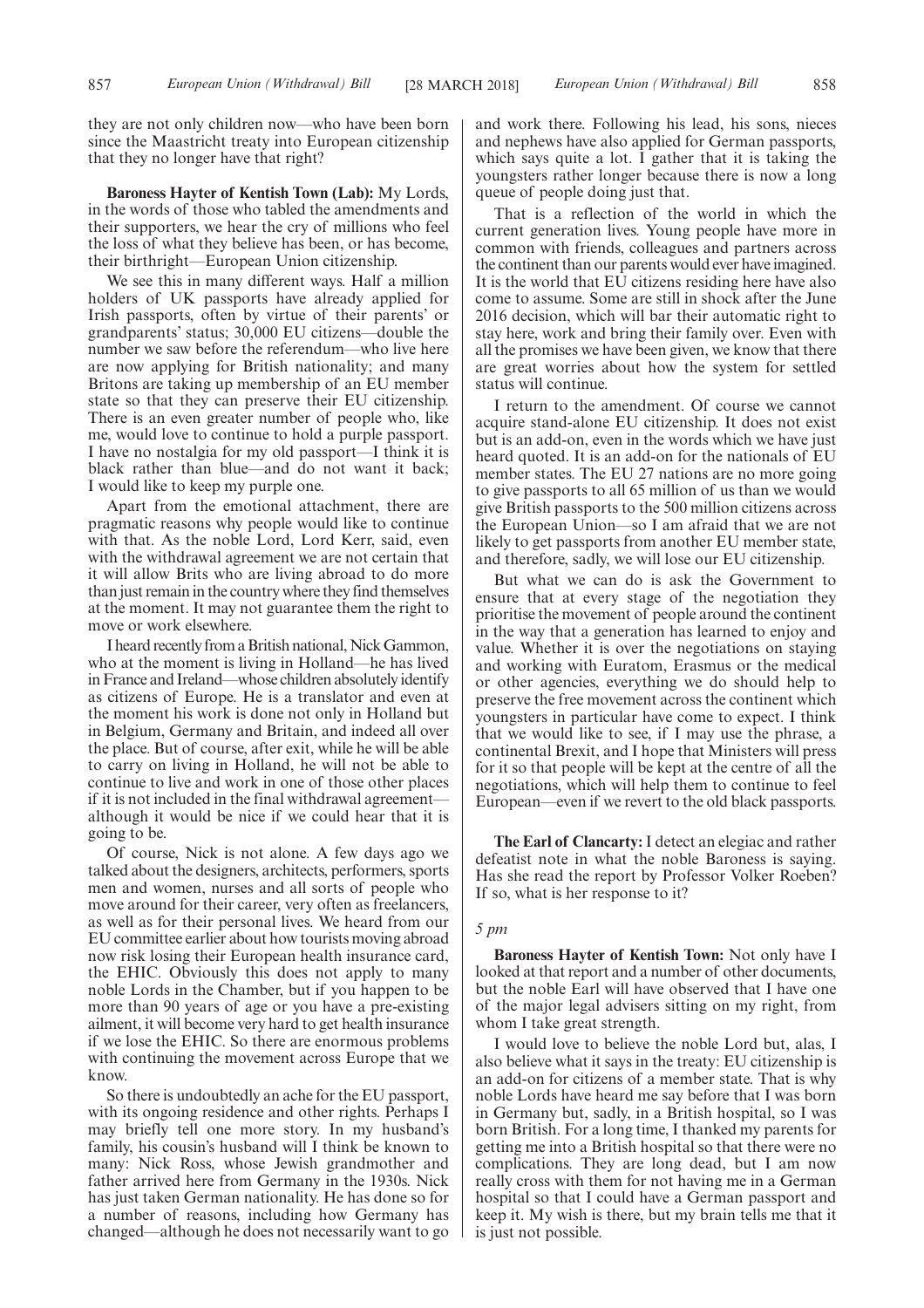they are not only children now—who have been born since the Maastricht treaty into European citizenship that they no longer have that right?

**Baroness Hayter of Kentish Town (Lab):** My Lords, in the words of those who tabled the amendments and their supporters, we hear the cry of millions who feel the loss of what they believe has been, or has become, their birthright—European Union citizenship.

We see this in many different ways. Half a million holders of UK passports have already applied for Irish passports, often by virtue of their parents' or grandparents' status; 30,000 EU citizens—double the number we saw before the referendum—who live here are now applying for British nationality; and many Britons are taking up membership of an EU member state so that they can preserve their EU citizenship. There is an even greater number of people who, like me, would love to continue to hold a purple passport. I have no nostalgia for my old passport—I think it is black rather than blue—and do not want it back; I would like to keep my purple one.

Apart from the emotional attachment, there are pragmatic reasons why people would like to continue with that. As the noble Lord, Lord Kerr, said, even with the withdrawal agreement we are not certain that it will allow Brits who are living abroad to do more than just remain in the country where they find themselves at the moment. It may not guarantee them the right to move or work elsewhere.

I heard recently from a British national, Nick Gammon, who at the moment is living in Holland—he has lived in France and Ireland—whose children absolutely identify as citizens of Europe. He is a translator and even at the moment his work is done not only in Holland but in Belgium, Germany and Britain, and indeed all over the place. But of course, after exit, while he will be able to carry on living in Holland, he will not be able to continue to live and work in one of those other places if it is not included in the final withdrawal agreement—although it would be nice if we could hear that it is going to be.

Of course, Nick is not alone. A few days ago we talked about the designers, architects, performers, sports men and women, nurses and all sorts of people who move around for their career, very often as freelancers, as well as for their personal lives. We heard from our EU committee earlier about how tourists moving abroad now risk losing their European health insurance card, the EHIC. Obviously this does not apply to many noble Lords in the Chamber, but if you happen to be more than 90 years of age or you have a pre-existing ailment, it will become very hard to get health insurance if we lose the EHIC. So there are enormous problems with continuing the movement across Europe that we know.

So there is undoubtedly an ache for the EU passport, with its ongoing residence and other rights. Perhaps I may briefly tell one more story. In my husband's family, his cousin's husband will I think be known to many: Nick Ross, whose Jewish grandmother and father arrived here from Germany in the 1930s. Nick has just taken German nationality. He has done so for a number of reasons, including how Germany has changed—although he does not necessarily want to go and work there. Following his lead, his sons, nieces and nephews have also applied for German passports, which says quite a lot. I gather that it is taking the youngsters rather longer because there is now a long queue of people doing just that.

That is a reflection of the world in which the current generation lives. Young people have more in common with friends, colleagues and partners across the continent than our parents would ever have imagined. It is the world that EU citizens residing here have also come to assume. Some are still in shock after the June 2016 decision, which will bar their automatic right to stay here, work and bring their family over. Even with all the promises we have been given, we know that there are great worries about how the system for settled status will continue.

I return to the amendment. Of course we cannot acquire stand-alone EU citizenship. It does not exist but is an add-on, even in the words which we have just heard quoted. It is an add-on for the nationals of EU member states. The EU 27 nations are no more going to give passports to all 65 million of us than we would give British passports to the 500 million citizens across the European Union—so I am afraid that we are not likely to get passports from another EU member state, and therefore, sadly, we will lose our EU citizenship.

But what we can do is ask the Government to ensure that at every stage of the negotiation they prioritise the movement of people around the continent in the way that a generation has learned to enjoy and value. Whether it is over the negotiations on staying and working with Euratom, Erasmus or the medical or other agencies, everything we do should help to preserve the free movement across the continent which youngsters in particular have come to expect. I think that we would like to see, if I may use the phrase, a continental Brexit, and I hope that Ministers will press for it so that people will be kept at the centre of all the negotiations, which will help them to continue to feel European—even if we revert to the old black passports.

**The Earl of Clancarty:** I detect an elegiac and rather defeatist note in what the noble Baroness is saying. Has she read the report by Professor Volker Roeben? If so, what is her response to it?

*5 pm*

**Baroness Hayter of Kentish Town:** Not only have I looked at that report and a number of other documents, but the noble Earl will have observed that I have one of the major legal advisers sitting on my right, from whom I take great strength.

I would love to believe the noble Lord but, alas, I also believe what it says in the treaty: EU citizenship is an add-on for citizens of a member state. That is why noble Lords have heard me say before that I was born in Germany but, sadly, in a British hospital, so I was born British. For a long time, I thanked my parents for getting me into a British hospital so that there were no complications. They are long dead, but I am now really cross with them for not having me in a German hospital so that I could have a German passport and keep it. My wish is there, but my brain tells me that it is just not possible.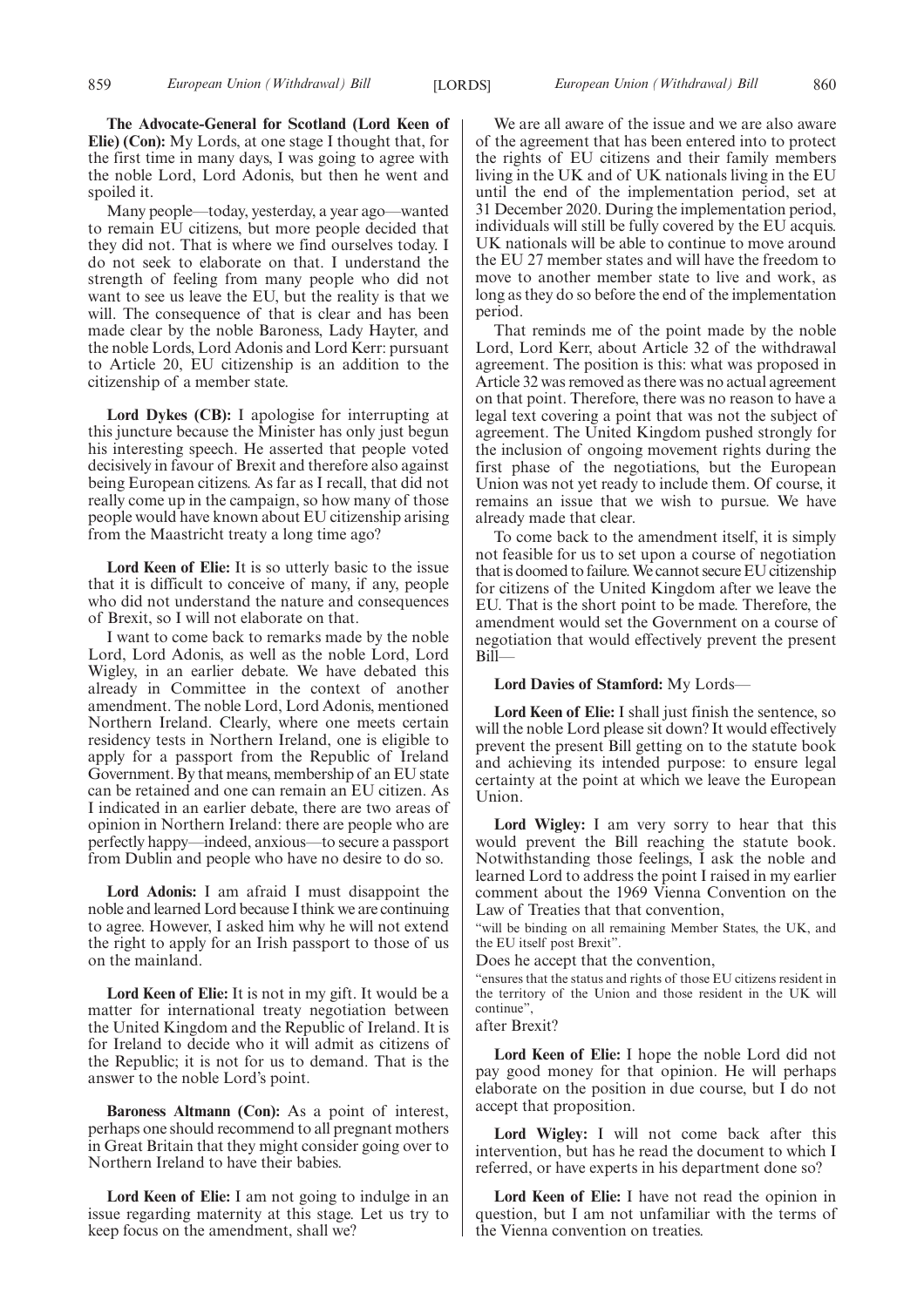**The Advocate-General for Scotland (Lord Keen of Elie) (Con):** My Lords, at one stage I thought that, for the first time in many days, I was going to agree with the noble Lord, Lord Adonis, but then he went and spoiled it.

Many people—today, yesterday, a year ago—wanted to remain EU citizens, but more people decided that they did not. That is where we find ourselves today. I do not seek to elaborate on that. I understand the strength of feeling from many people who did not want to see us leave the EU, but the reality is that we will. The consequence of that is clear and has been made clear by the noble Baroness, Lady Hayter, and the noble Lords, Lord Adonis and Lord Kerr: pursuant to Article 20, EU citizenship is an addition to the citizenship of a member state.

**Lord Dykes (CB):** I apologise for interrupting at this juncture because the Minister has only just begun his interesting speech. He asserted that people voted decisively in favour of Brexit and therefore also against being European citizens. As far as I recall, that did not really come up in the campaign, so how many of those people would have known about EU citizenship arising from the Maastricht treaty a long time ago?

**Lord Keen of Elie:** It is so utterly basic to the issue that it is difficult to conceive of many, if any, people who did not understand the nature and consequences of Brexit, so I will not elaborate on that.

I want to come back to remarks made by the noble Lord, Lord Adonis, as well as the noble Lord, Lord Wigley, in an earlier debate. We have debated this already in Committee in the context of another amendment. The noble Lord, Lord Adonis, mentioned Northern Ireland. Clearly, where one meets certain residency tests in Northern Ireland, one is eligible to apply for a passport from the Republic of Ireland Government. By that means, membership of an EU state can be retained and one can remain an EU citizen. As I indicated in an earlier debate, there are two areas of opinion in Northern Ireland: there are people who are perfectly happy—indeed, anxious—to secure a passport from Dublin and people who have no desire to do so.

**Lord Adonis:** I am afraid I must disappoint the noble and learned Lord because I think we are continuing to agree. However, I asked him why he will not extend the right to apply for an Irish passport to those of us on the mainland.

**Lord Keen of Elie:** It is not in my gift. It would be a matter for international treaty negotiation between the United Kingdom and the Republic of Ireland. It is for Ireland to decide who it will admit as citizens of the Republic; it is not for us to demand. That is the answer to the noble Lord's point.

**Baroness Altmann (Con):** As a point of interest, perhaps one should recommend to all pregnant mothers in Great Britain that they might consider going over to Northern Ireland to have their babies.

**Lord Keen of Elie:** I am not going to indulge in an issue regarding maternity at this stage. Let us try to keep focus on the amendment, shall we?

We are all aware of the issue and we are also aware of the agreement that has been entered into to protect the rights of EU citizens and their family members living in the UK and of UK nationals living in the EU until the end of the implementation period, set at 31 December 2020. During the implementation period, individuals will still be fully covered by the EU acquis. UK nationals will be able to continue to move around the EU 27 member states and will have the freedom to move to another member state to live and work, as long as they do so before the end of the implementation period.

That reminds me of the point made by the noble Lord, Lord Kerr, about Article 32 of the withdrawal agreement. The position is this: what was proposed in Article 32 was removed as there was no actual agreement on that point. Therefore, there was no reason to have a legal text covering a point that was not the subject of agreement. The United Kingdom pushed strongly for the inclusion of ongoing movement rights during the first phase of the negotiations, but the European Union was not yet ready to include them. Of course, it remains an issue that we wish to pursue. We have already made that clear.

To come back to the amendment itself, it is simply not feasible for us to set upon a course of negotiation that is doomed to failure. We cannot secure EU citizenship for citizens of the United Kingdom after we leave the EU. That is the short point to be made. Therefore, the amendment would set the Government on a course of negotiation that would effectively prevent the present Bill—

**Lord Davies of Stamford:** My Lords—

**Lord Keen of Elie:** I shall just finish the sentence, so will the noble Lord please sit down? It would effectively prevent the present Bill getting on to the statute book and achieving its intended purpose: to ensure legal certainty at the point at which we leave the European Union.

**Lord Wigley:** I am very sorry to hear that this would prevent the Bill reaching the statute book. Notwithstanding those feelings, I ask the noble and learned Lord to address the point I raised in my earlier comment about the 1969 Vienna Convention on the Law of Treaties that that convention,

"will be binding on all remaining Member States, the UK, and the EU itself post Brexit".

Does he accept that the convention,

"ensures that the status and rights of those EU citizens resident in the territory of the Union and those resident in the UK will continue",

after Brexit?

**Lord Keen of Elie:** I hope the noble Lord did not pay good money for that opinion. He will perhaps elaborate on the position in due course, but I do not accept that proposition.

**Lord Wigley:** I will not come back after this intervention, but has he read the document to which I referred, or have experts in his department done so?

**Lord Keen of Elie:** I have not read the opinion in question, but I am not unfamiliar with the terms of the Vienna convention on treaties.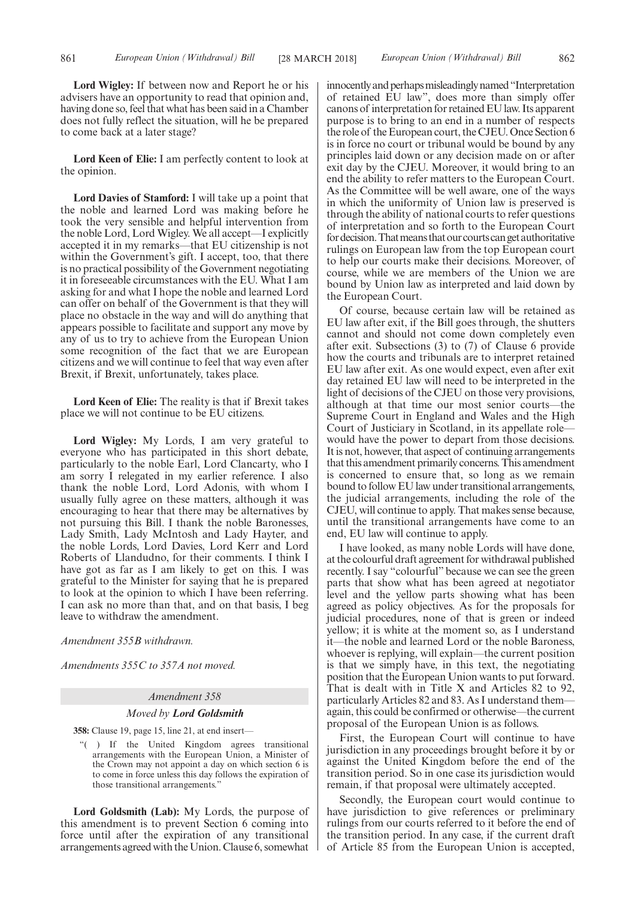**Lord Wigley:** If between now and Report he or his advisers have an opportunity to read that opinion and, having done so, feel that what has been said in a Chamber does not fully reflect the situation, will he be prepared to come back at a later stage?

**Lord Keen of Elie:** I am perfectly content to look at the opinion.

**Lord Davies of Stamford:** I will take up a point that the noble and learned Lord was making before he took the very sensible and helpful intervention from the noble Lord, Lord Wigley. We all accept—I explicitly accepted it in my remarks—that EU citizenship is not within the Government's gift. I accept, too, that there is no practical possibility of the Government negotiating it in foreseeable circumstances with the EU. What I am asking for and what I hope the noble and learned Lord can offer on behalf of the Government is that they will place no obstacle in the way and will do anything that appears possible to facilitate and support any move by any of us to try to achieve from the European Union some recognition of the fact that we are European citizens and we will continue to feel that way even after Brexit, if Brexit, unfortunately, takes place.

**Lord Keen of Elie:** The reality is that if Brexit takes place we will not continue to be EU citizens.

**Lord Wigley:** My Lords, I am very grateful to everyone who has participated in this short debate, particularly to the noble Earl, Lord Clancarty, who I am sorry I relegated in my earlier reference. I also thank the noble Lord, Lord Adonis, with whom I usually fully agree on these matters, although it was encouraging to hear that there may be alternatives by not pursuing this Bill. I thank the noble Baronesses, Lady Smith, Lady McIntosh and Lady Hayter, and the noble Lords, Lord Davies, Lord Kerr and Lord Roberts of Llandudno, for their comments. I think I have got as far as I am likely to get on this. I was grateful to the Minister for saying that he is prepared to look at the opinion to which I have been referring. I can ask no more than that, and on that basis, I beg leave to withdraw the amendment.

*Amendment 355B withdrawn.*

*Amendments 355C to 357A not moved.*

## *Amendment 358*

### *Moved by* ***Lord Goldsmith***

**358:** Clause 19, page 15, line 21, at end insert—

"( ) If the United Kingdom agrees transitional arrangements with the European Union, a Minister of the Crown may not appoint a day on which section 6 is to come in force unless this day follows the expiration of those transitional arrangements."

**Lord Goldsmith (Lab):** My Lords, the purpose of this amendment is to prevent Section 6 coming into force until after the expiration of any transitional arrangements agreed with the Union. Clause 6, somewhat innocently and perhaps misleadingly named "Interpretation of retained EU law", does more than simply offer canons of interpretation for retained EU law. Its apparent purpose is to bring to an end in a number of respects the role of the European court, the CJEU. Once Section 6 is in force no court or tribunal would be bound by any principles laid down or any decision made on or after exit day by the CJEU. Moreover, it would bring to an end the ability to refer matters to the European Court. As the Committee will be well aware, one of the ways in which the uniformity of Union law is preserved is through the ability of national courts to refer questions of interpretation and so forth to the European Court for decision. That means that our courts can get authoritative rulings on European law from the top European court to help our courts make their decisions. Moreover, of course, while we are members of the Union we are bound by Union law as interpreted and laid down by the European Court.

Of course, because certain law will be retained as EU law after exit, if the Bill goes through, the shutters cannot and should not come down completely even after exit. Subsections (3) to (7) of Clause 6 provide how the courts and tribunals are to interpret retained EU law after exit. As one would expect, even after exit day retained EU law will need to be interpreted in the light of decisions of the CJEU on those very provisions, although at that time our most senior courts—the Supreme Court in England and Wales and the High Court of Justiciary in Scotland, in its appellate role—would have the power to depart from those decisions. It is not, however, that aspect of continuing arrangements that this amendment primarily concerns. This amendment is concerned to ensure that, so long as we remain bound to follow EU law under transitional arrangements, the judicial arrangements, including the role of the CJEU, will continue to apply. That makes sense because, until the transitional arrangements have come to an end, EU law will continue to apply.

I have looked, as many noble Lords will have done, at the colourful draft agreement for withdrawal published recently. I say "colourful" because we can see the green parts that show what has been agreed at negotiator level and the yellow parts showing what has been agreed as policy objectives. As for the proposals for judicial procedures, none of that is green or indeed yellow; it is white at the moment so, as I understand it—the noble and learned Lord or the noble Baroness, whoever is replying, will explain—the current position is that we simply have, in this text, the negotiating position that the European Union wants to put forward. That is dealt with in Title X and Articles 82 to 92, particularly Articles 82 and 83. As I understand them—again, this could be confirmed or otherwise—the current proposal of the European Union is as follows.

First, the European Court will continue to have jurisdiction in any proceedings brought before it by or against the United Kingdom before the end of the transition period. So in one case its jurisdiction would remain, if that proposal were ultimately accepted.

Secondly, the European court would continue to have jurisdiction to give references or preliminary rulings from our courts referred to it before the end of the transition period. In any case, if the current draft of Article 85 from the European Union is accepted,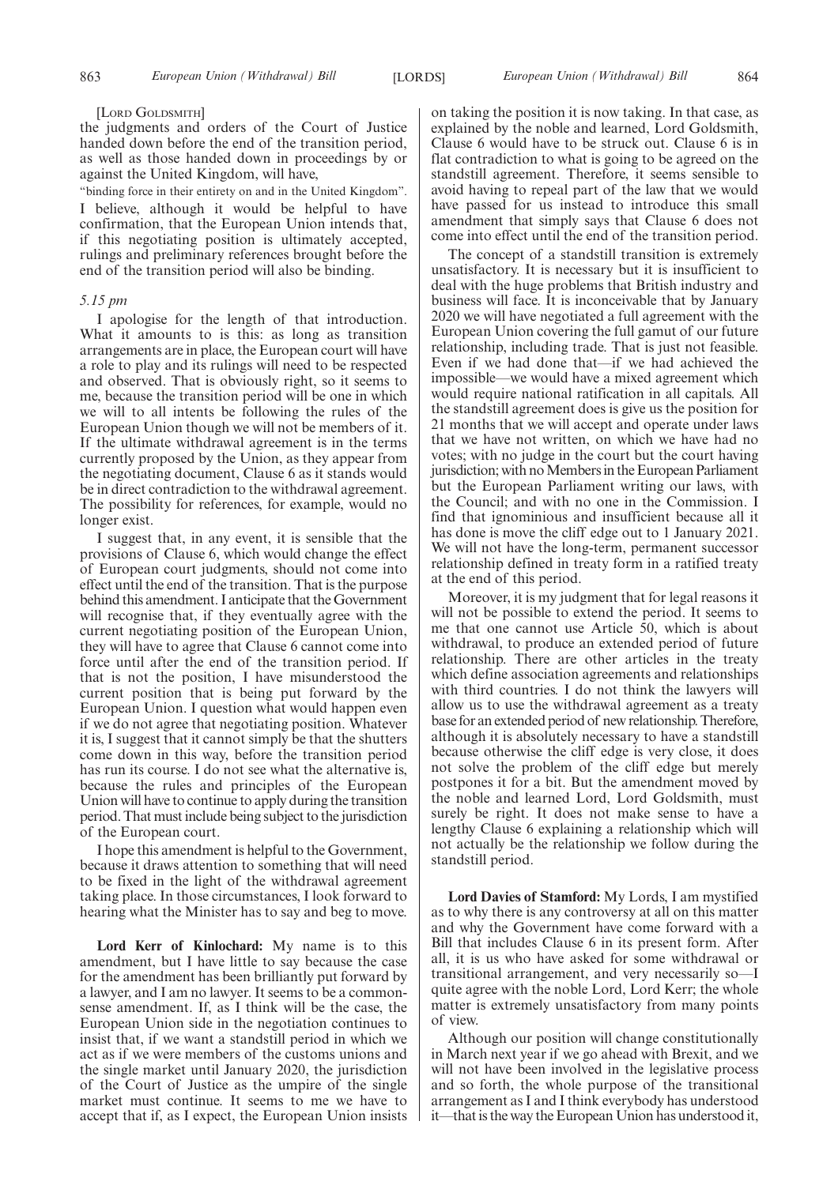[Lord Goldsmith]

the judgments and orders of the Court of Justice handed down before the end of the transition period, as well as those handed down in proceedings by or against the United Kingdom, will have,

"binding force in their entirety on and in the United Kingdom".

I believe, although it would be helpful to have confirmation, that the European Union intends that, if this negotiating position is ultimately accepted, rulings and preliminary references brought before the end of the transition period will also be binding.

*5.15 pm*

I apologise for the length of that introduction. What it amounts to is this: as long as transition arrangements are in place, the European court will have a role to play and its rulings will need to be respected and observed. That is obviously right, so it seems to me, because the transition period will be one in which we will to all intents be following the rules of the European Union though we will not be members of it. If the ultimate withdrawal agreement is in the terms currently proposed by the Union, as they appear from the negotiating document, Clause 6 as it stands would be in direct contradiction to the withdrawal agreement. The possibility for references, for example, would no longer exist.

I suggest that, in any event, it is sensible that the provisions of Clause 6, which would change the effect of European court judgments, should not come into effect until the end of the transition. That is the purpose behind this amendment. I anticipate that the Government will recognise that, if they eventually agree with the current negotiating position of the European Union, they will have to agree that Clause 6 cannot come into force until after the end of the transition period. If that is not the position, I have misunderstood the current position that is being put forward by the European Union. I question what would happen even if we do not agree that negotiating position. Whatever it is, I suggest that it cannot simply be that the shutters come down in this way, before the transition period has run its course. I do not see what the alternative is, because the rules and principles of the European Union will have to continue to apply during the transition period. That must include being subject to the jurisdiction of the European court.

I hope this amendment is helpful to the Government, because it draws attention to something that will need to be fixed in the light of the withdrawal agreement taking place. In those circumstances, I look forward to hearing what the Minister has to say and beg to move.

**Lord Kerr of Kinlochard:** My name is to this amendment, but I have little to say because the case for the amendment has been brilliantly put forward by a lawyer, and I am no lawyer. It seems to be a common-sense amendment. If, as I think will be the case, the European Union side in the negotiation continues to insist that, if we want a standstill period in which we act as if we were members of the customs unions and the single market until January 2020, the jurisdiction of the Court of Justice as the umpire of the single market must continue. It seems to me we have to accept that if, as I expect, the European Union insists on taking the position it is now taking. In that case, as explained by the noble and learned, Lord Goldsmith, Clause 6 would have to be struck out. Clause 6 is in flat contradiction to what is going to be agreed on the standstill agreement. Therefore, it seems sensible to avoid having to repeal part of the law that we would have passed for us instead to introduce this small amendment that simply says that Clause 6 does not come into effect until the end of the transition period.

The concept of a standstill transition is extremely unsatisfactory. It is necessary but it is insufficient to deal with the huge problems that British industry and business will face. It is inconceivable that by January 2020 we will have negotiated a full agreement with the European Union covering the full gamut of our future relationship, including trade. That is just not feasible. Even if we had done that—if we had achieved the impossible—we would have a mixed agreement which would require national ratification in all capitals. All the standstill agreement does is give us the position for 21 months that we will accept and operate under laws that we have not written, on which we have had no votes; with no judge in the court but the court having jurisdiction; with no Members in the European Parliament but the European Parliament writing our laws, with the Council; and with no one in the Commission. I find that ignominious and insufficient because all it has done is move the cliff edge out to 1 January 2021. We will not have the long-term, permanent successor relationship defined in treaty form in a ratified treaty at the end of this period.

Moreover, it is my judgment that for legal reasons it will not be possible to extend the period. It seems to me that one cannot use Article 50, which is about withdrawal, to produce an extended period of future relationship. There are other articles in the treaty which define association agreements and relationships with third countries. I do not think the lawyers will allow us to use the withdrawal agreement as a treaty base for an extended period of new relationship. Therefore, although it is absolutely necessary to have a standstill because otherwise the cliff edge is very close, it does not solve the problem of the cliff edge but merely postpones it for a bit. But the amendment moved by the noble and learned Lord, Lord Goldsmith, must surely be right. It does not make sense to have a lengthy Clause 6 explaining a relationship which will not actually be the relationship we follow during the standstill period.

**Lord Davies of Stamford:** My Lords, I am mystified as to why there is any controversy at all on this matter and why the Government have come forward with a Bill that includes Clause 6 in its present form. After all, it is us who have asked for some withdrawal or transitional arrangement, and very necessarily so—I quite agree with the noble Lord, Lord Kerr; the whole matter is extremely unsatisfactory from many points of view.

Although our position will change constitutionally in March next year if we go ahead with Brexit, and we will not have been involved in the legislative process and so forth, the whole purpose of the transitional arrangement as I and I think everybody has understood it—that is the way the European Union has understood it,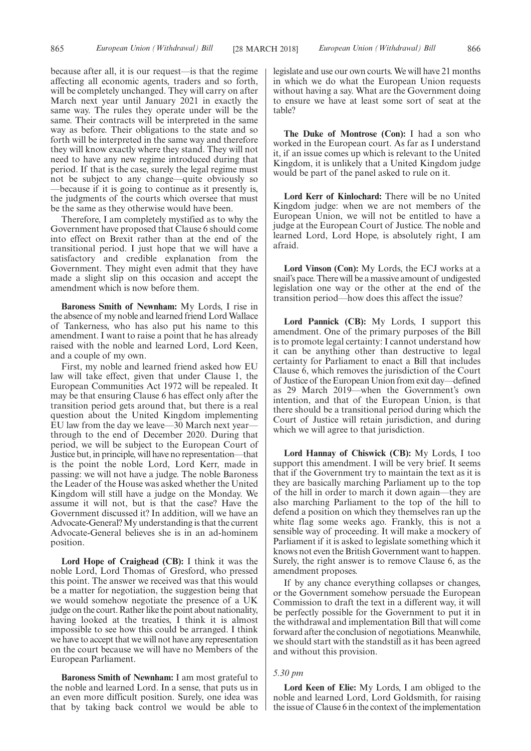because after all, it is our request—is that the regime affecting all economic agents, traders and so forth, will be completely unchanged. They will carry on after March next year until January 2021 in exactly the same way. The rules they operate under will be the same. Their contracts will be interpreted in the same way as before. Their obligations to the state and so forth will be interpreted in the same way and therefore they will know exactly where they stand. They will not need to have any new regime introduced during that period. If that is the case, surely the legal regime must not be subject to any change—quite obviously so—because if it is going to continue as it presently is, the judgments of the courts which oversee that must be the same as they otherwise would have been.

Therefore, I am completely mystified as to why the Government have proposed that Clause 6 should come into effect on Brexit rather than at the end of the transitional period. I just hope that we will have a satisfactory and credible explanation from the Government. They might even admit that they have made a slight slip on this occasion and accept the amendment which is now before them.

**Baroness Smith of Newnham:** My Lords, I rise in the absence of my noble and learned friend Lord Wallace of Tankerness, who has also put his name to this amendment. I want to raise a point that he has already raised with the noble and learned Lord, Lord Keen, and a couple of my own.

First, my noble and learned friend asked how EU law will take effect, given that under Clause 1, the European Communities Act 1972 will be repealed. It may be that ensuring Clause 6 has effect only after the transition period gets around that, but there is a real question about the United Kingdom implementing EU law from the day we leave—30 March next year—through to the end of December 2020. During that period, we will be subject to the European Court of Justice but, in principle, will have no representation—that is the point the noble Lord, Lord Kerr, made in passing: we will not have a judge. The noble Baroness the Leader of the House was asked whether the United Kingdom will still have a judge on the Monday. We assume it will not, but is that the case? Have the Government discussed it? In addition, will we have an Advocate-General? My understanding is that the current Advocate-General believes she is in an ad-hominem position.

**Lord Hope of Craighead (CB):** I think it was the noble Lord, Lord Thomas of Gresford, who pressed this point. The answer we received was that this would be a matter for negotiation, the suggestion being that we would somehow negotiate the presence of a UK judge on the court. Rather like the point about nationality, having looked at the treaties, I think it is almost impossible to see how this could be arranged. I think we have to accept that we will not have any representation on the court because we will have no Members of the European Parliament.

**Baroness Smith of Newnham:** I am most grateful to the noble and learned Lord. In a sense, that puts us in an even more difficult position. Surely, one idea was that by taking back control we would be able to legislate and use our own courts. We will have 21 months in which we do what the European Union requests without having a say. What are the Government doing to ensure we have at least some sort of seat at the table?

**The Duke of Montrose (Con):** I had a son who worked in the European court. As far as I understand it, if an issue comes up which is relevant to the United Kingdom, it is unlikely that a United Kingdom judge would be part of the panel asked to rule on it.

**Lord Kerr of Kinlochard:** There will be no United Kingdom judge: when we are not members of the European Union, we will not be entitled to have a judge at the European Court of Justice. The noble and learned Lord, Lord Hope, is absolutely right, I am afraid.

**Lord Vinson (Con):** My Lords, the ECJ works at a snail's pace. There will be a massive amount of undigested legislation one way or the other at the end of the transition period—how does this affect the issue?

**Lord Pannick (CB):** My Lords, I support this amendment. One of the primary purposes of the Bill is to promote legal certainty: I cannot understand how it can be anything other than destructive to legal certainty for Parliament to enact a Bill that includes Clause 6, which removes the jurisdiction of the Court of Justice of the European Union from exit day—defined as 29 March 2019—when the Government's own intention, and that of the European Union, is that there should be a transitional period during which the Court of Justice will retain jurisdiction, and during which we will agree to that jurisdiction.

**Lord Hannay of Chiswick (CB):** My Lords, I too support this amendment. I will be very brief. It seems that if the Government try to maintain the text as it is they are basically marching Parliament up to the top of the hill in order to march it down again—they are also marching Parliament to the top of the hill to defend a position on which they themselves ran up the white flag some weeks ago. Frankly, this is not a sensible way of proceeding. It will make a mockery of Parliament if it is asked to legislate something which it knows not even the British Government want to happen. Surely, the right answer is to remove Clause 6, as the amendment proposes.

If by any chance everything collapses or changes, or the Government somehow persuade the European Commission to draft the text in a different way, it will be perfectly possible for the Government to put it in the withdrawal and implementation Bill that will come forward after the conclusion of negotiations. Meanwhile, we should start with the standstill as it has been agreed and without this provision.

*5.30 pm*

**Lord Keen of Elie:** My Lords, I am obliged to the noble and learned Lord, Lord Goldsmith, for raising the issue of Clause 6 in the context of the implementation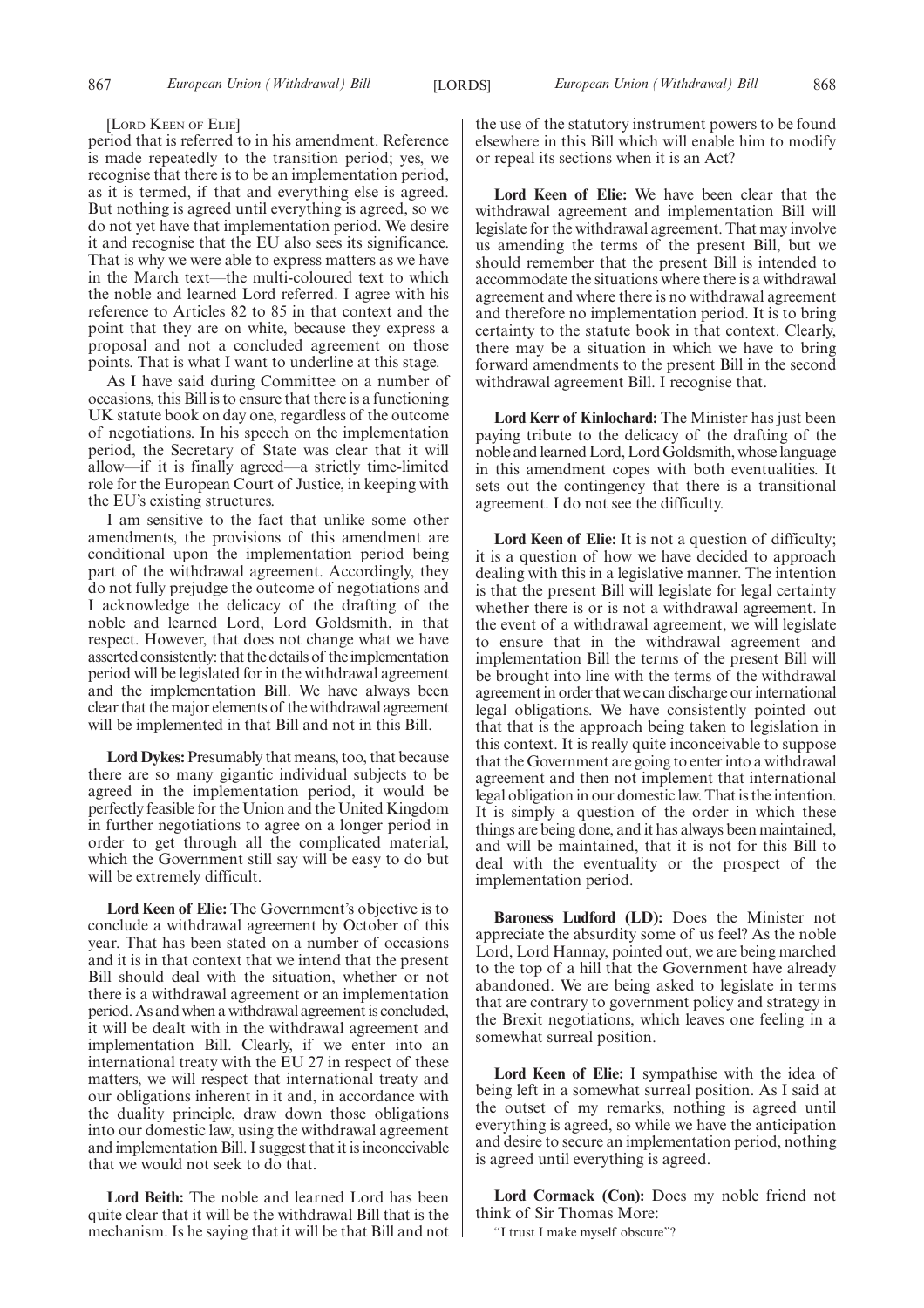[LORD KEEN OF ELIE]

period that is referred to in his amendment. Reference is made repeatedly to the transition period; yes, we recognise that there is to be an implementation period, as it is termed, if that and everything else is agreed. But nothing is agreed until everything is agreed, so we do not yet have that implementation period. We desire it and recognise that the EU also sees its significance. That is why we were able to express matters as we have in the March text—the multi-coloured text to which the noble and learned Lord referred. I agree with his reference to Articles 82 to 85 in that context and the point that they are on white, because they express a proposal and not a concluded agreement on those points. That is what I want to underline at this stage.

As I have said during Committee on a number of occasions, this Bill is to ensure that there is a functioning UK statute book on day one, regardless of the outcome of negotiations. In his speech on the implementation period, the Secretary of State was clear that it will allow—if it is finally agreed—a strictly time-limited role for the European Court of Justice, in keeping with the EU's existing structures.

I am sensitive to the fact that unlike some other amendments, the provisions of this amendment are conditional upon the implementation period being part of the withdrawal agreement. Accordingly, they do not fully prejudge the outcome of negotiations and I acknowledge the delicacy of the drafting of the noble and learned Lord, Lord Goldsmith, in that respect. However, that does not change what we have asserted consistently: that the details of the implementation period will be legislated for in the withdrawal agreement and the implementation Bill. We have always been clear that the major elements of the withdrawal agreement will be implemented in that Bill and not in this Bill.

**Lord Dykes:** Presumably that means, too, that because there are so many gigantic individual subjects to be agreed in the implementation period, it would be perfectly feasible for the Union and the United Kingdom in further negotiations to agree on a longer period in order to get through all the complicated material, which the Government still say will be easy to do but will be extremely difficult.

**Lord Keen of Elie:** The Government's objective is to conclude a withdrawal agreement by October of this year. That has been stated on a number of occasions and it is in that context that we intend that the present Bill should deal with the situation, whether or not there is a withdrawal agreement or an implementation period. As and when a withdrawal agreement is concluded, it will be dealt with in the withdrawal agreement and implementation Bill. Clearly, if we enter into an international treaty with the EU 27 in respect of these matters, we will respect that international treaty and our obligations inherent in it and, in accordance with the duality principle, draw down those obligations into our domestic law, using the withdrawal agreement and implementation Bill. I suggest that it is inconceivable that we would not seek to do that.

**Lord Beith:** The noble and learned Lord has been quite clear that it will be the withdrawal Bill that is the mechanism. Is he saying that it will be that Bill and not the use of the statutory instrument powers to be found elsewhere in this Bill which will enable him to modify or repeal its sections when it is an Act?

**Lord Keen of Elie:** We have been clear that the withdrawal agreement and implementation Bill will legislate for the withdrawal agreement. That may involve us amending the terms of the present Bill, but we should remember that the present Bill is intended to accommodate the situations where there is a withdrawal agreement and where there is no withdrawal agreement and therefore no implementation period. It is to bring certainty to the statute book in that context. Clearly, there may be a situation in which we have to bring forward amendments to the present Bill in the second withdrawal agreement Bill. I recognise that.

**Lord Kerr of Kinlochard:** The Minister has just been paying tribute to the delicacy of the drafting of the noble and learned Lord, Lord Goldsmith, whose language in this amendment copes with both eventualities. It sets out the contingency that there is a transitional agreement. I do not see the difficulty.

**Lord Keen of Elie:** It is not a question of difficulty; it is a question of how we have decided to approach dealing with this in a legislative manner. The intention is that the present Bill will legislate for legal certainty whether there is or is not a withdrawal agreement. In the event of a withdrawal agreement, we will legislate to ensure that in the withdrawal agreement and implementation Bill the terms of the present Bill will be brought into line with the terms of the withdrawal agreement in order that we can discharge our international legal obligations. We have consistently pointed out that that is the approach being taken to legislation in this context. It is really quite inconceivable to suppose that the Government are going to enter into a withdrawal agreement and then not implement that international legal obligation in our domestic law. That is the intention. It is simply a question of the order in which these things are being done, and it has always been maintained, and will be maintained, that it is not for this Bill to deal with the eventuality or the prospect of the implementation period.

**Baroness Ludford (LD):** Does the Minister not appreciate the absurdity some of us feel? As the noble Lord, Lord Hannay, pointed out, we are being marched to the top of a hill that the Government have already abandoned. We are being asked to legislate in terms that are contrary to government policy and strategy in the Brexit negotiations, which leaves one feeling in a somewhat surreal position.

**Lord Keen of Elie:** I sympathise with the idea of being left in a somewhat surreal position. As I said at the outset of my remarks, nothing is agreed until everything is agreed, so while we have the anticipation and desire to secure an implementation period, nothing is agreed until everything is agreed.

**Lord Cormack (Con):** Does my noble friend not think of Sir Thomas More:

"I trust I make myself obscure"?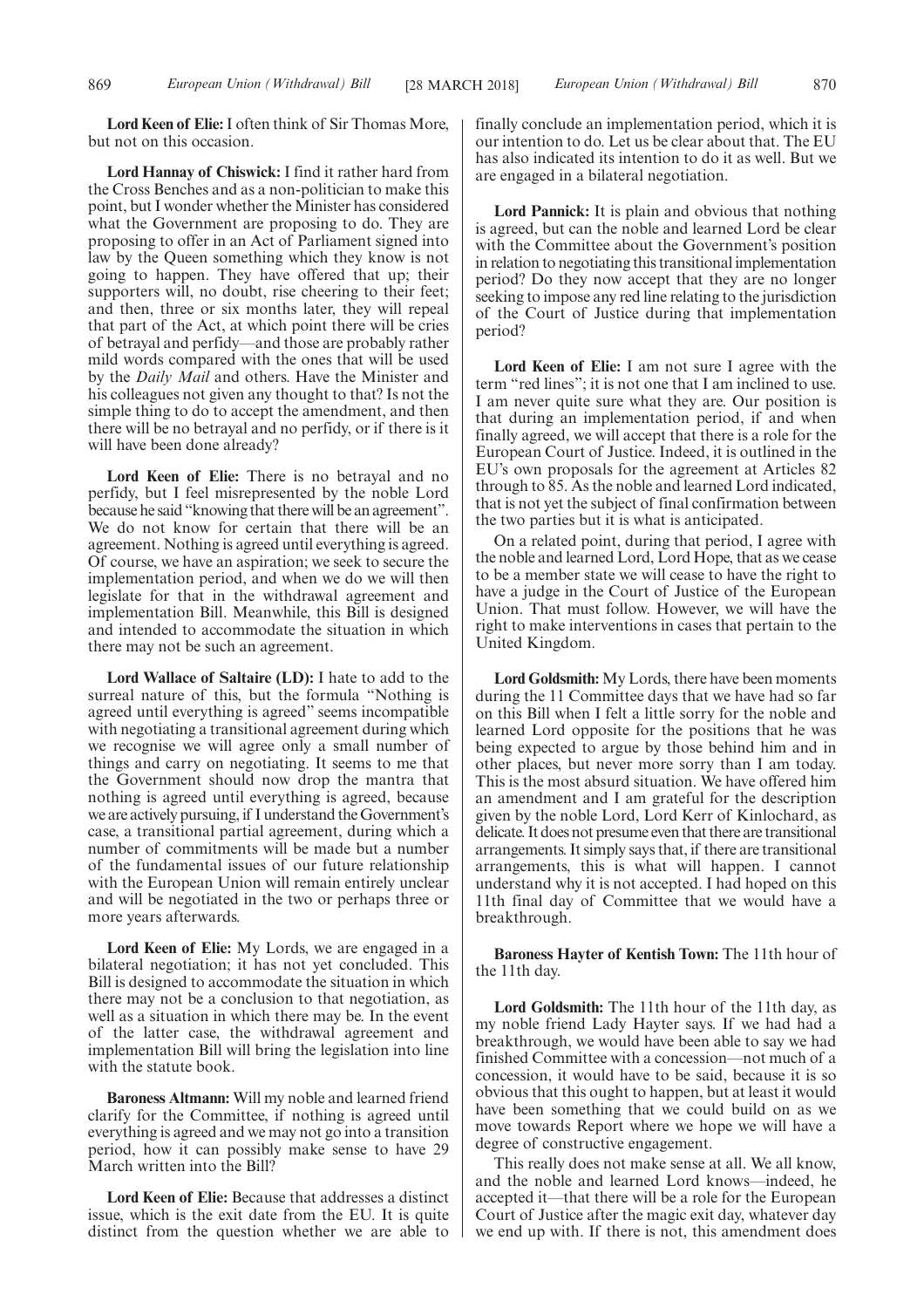**Lord Keen of Elie:** I often think of Sir Thomas More, but not on this occasion.

**Lord Hannay of Chiswick:** I find it rather hard from the Cross Benches and as a non-politician to make this point, but I wonder whether the Minister has considered what the Government are proposing to do. They are proposing to offer in an Act of Parliament signed into law by the Queen something which they know is not going to happen. They have offered that up; their supporters will, no doubt, rise cheering to their feet; and then, three or six months later, they will repeal that part of the Act, at which point there will be cries of betrayal and perfidy—and those are probably rather mild words compared with the ones that will be used by the *Daily Mail* and others. Have the Minister and his colleagues not given any thought to that? Is not the simple thing to do to accept the amendment, and then there will be no betrayal and no perfidy, or if there is it will have been done already?

**Lord Keen of Elie:** There is no betrayal and no perfidy, but I feel misrepresented by the noble Lord because he said "knowing that there will be an agreement". We do not know for certain that there will be an agreement. Nothing is agreed until everything is agreed. Of course, we have an aspiration; we seek to secure the implementation period, and when we do we will then legislate for that in the withdrawal agreement and implementation Bill. Meanwhile, this Bill is designed and intended to accommodate the situation in which there may not be such an agreement.

**Lord Wallace of Saltaire (LD):** I hate to add to the surreal nature of this, but the formula "Nothing is agreed until everything is agreed" seems incompatible with negotiating a transitional agreement during which we recognise we will agree only a small number of things and carry on negotiating. It seems to me that the Government should now drop the mantra that nothing is agreed until everything is agreed, because we are actively pursuing, if I understand the Government's case, a transitional partial agreement, during which a number of commitments will be made but a number of the fundamental issues of our future relationship with the European Union will remain entirely unclear and will be negotiated in the two or perhaps three or more years afterwards.

**Lord Keen of Elie:** My Lords, we are engaged in a bilateral negotiation; it has not yet concluded. This Bill is designed to accommodate the situation in which there may not be a conclusion to that negotiation, as well as a situation in which there may be. In the event of the latter case, the withdrawal agreement and implementation Bill will bring the legislation into line with the statute book.

**Baroness Altmann:** Will my noble and learned friend clarify for the Committee, if nothing is agreed until everything is agreed and we may not go into a transition period, how it can possibly make sense to have 29 March written into the Bill?

**Lord Keen of Elie:** Because that addresses a distinct issue, which is the exit date from the EU. It is quite distinct from the question whether we are able to finally conclude an implementation period, which it is our intention to do. Let us be clear about that. The EU has also indicated its intention to do it as well. But we are engaged in a bilateral negotiation.

**Lord Pannick:** It is plain and obvious that nothing is agreed, but can the noble and learned Lord be clear with the Committee about the Government's position in relation to negotiating this transitional implementation period? Do they now accept that they are no longer seeking to impose any red line relating to the jurisdiction of the Court of Justice during that implementation period?

**Lord Keen of Elie:** I am not sure I agree with the term "red lines"; it is not one that I am inclined to use. I am never quite sure what they are. Our position is that during an implementation period, if and when finally agreed, we will accept that there is a role for the European Court of Justice. Indeed, it is outlined in the EU's own proposals for the agreement at Articles 82 through to 85. As the noble and learned Lord indicated, that is not yet the subject of final confirmation between the two parties but it is what is anticipated.

On a related point, during that period, I agree with the noble and learned Lord, Lord Hope, that as we cease to be a member state we will cease to have the right to have a judge in the Court of Justice of the European Union. That must follow. However, we will have the right to make interventions in cases that pertain to the United Kingdom.

**Lord Goldsmith:** My Lords, there have been moments during the 11 Committee days that we have had so far on this Bill when I felt a little sorry for the noble and learned Lord opposite for the positions that he was being expected to argue by those behind him and in other places, but never more sorry than I am today. This is the most absurd situation. We have offered him an amendment and I am grateful for the description given by the noble Lord, Lord Kerr of Kinlochard, as delicate. It does not presume even that there are transitional arrangements. It simply says that, if there are transitional arrangements, this is what will happen. I cannot understand why it is not accepted. I had hoped on this 11th final day of Committee that we would have a breakthrough.

**Baroness Hayter of Kentish Town:** The 11th hour of the 11th day.

**Lord Goldsmith:** The 11th hour of the 11th day, as my noble friend Lady Hayter says. If we had had a breakthrough, we would have been able to say we had finished Committee with a concession—not much of a concession, it would have to be said, because it is so obvious that this ought to happen, but at least it would have been something that we could build on as we move towards Report where we hope we will have a degree of constructive engagement.

This really does not make sense at all. We all know, and the noble and learned Lord knows—indeed, he accepted it—that there will be a role for the European Court of Justice after the magic exit day, whatever day we end up with. If there is not, this amendment does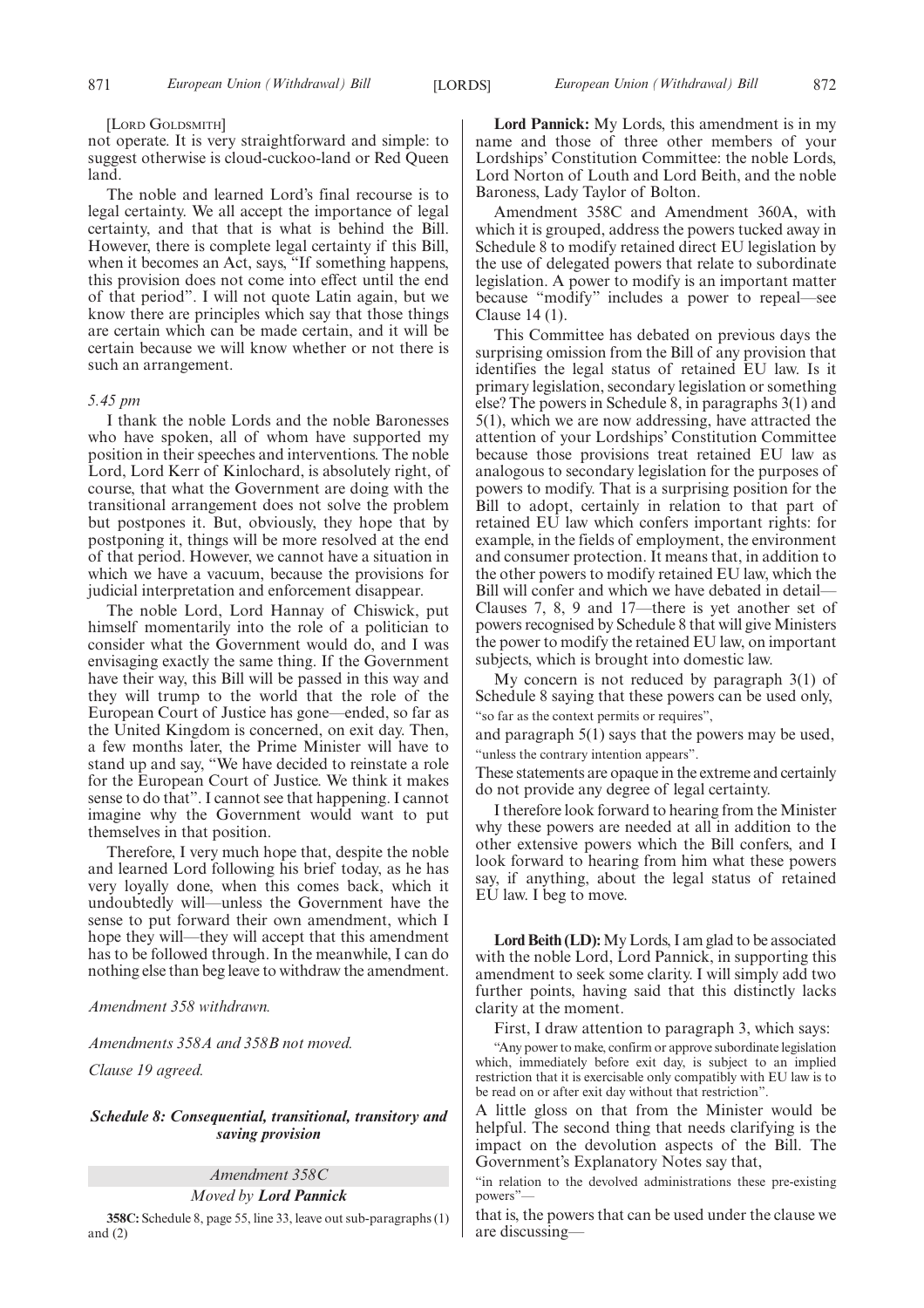[LORD GOLDSMITH]

not operate. It is very straightforward and simple: to suggest otherwise is cloud-cuckoo-land or Red Queen land.

The noble and learned Lord's final recourse is to legal certainty. We all accept the importance of legal certainty, and that that is what is behind the Bill. However, there is complete legal certainty if this Bill, when it becomes an Act, says, "If something happens, this provision does not come into effect until the end of that period". I will not quote Latin again, but we know there are principles which say that those things are certain which can be made certain, and it will be certain because we will know whether or not there is such an arrangement.

*5.45 pm*

I thank the noble Lords and the noble Baronesses who have spoken, all of whom have supported my position in their speeches and interventions. The noble Lord, Lord Kerr of Kinlochard, is absolutely right, of course, that what the Government are doing with the transitional arrangement does not solve the problem but postpones it. But, obviously, they hope that by postponing it, things will be more resolved at the end of that period. However, we cannot have a situation in which we have a vacuum, because the provisions for judicial interpretation and enforcement disappear.

The noble Lord, Lord Hannay of Chiswick, put himself momentarily into the role of a politician to consider what the Government would do, and I was envisaging exactly the same thing. If the Government have their way, this Bill will be passed in this way and they will trump to the world that the role of the European Court of Justice has gone—ended, so far as the United Kingdom is concerned, on exit day. Then, a few months later, the Prime Minister will have to stand up and say, "We have decided to reinstate a role for the European Court of Justice. We think it makes sense to do that". I cannot see that happening. I cannot imagine why the Government would want to put themselves in that position.

Therefore, I very much hope that, despite the noble and learned Lord following his brief today, as he has very loyally done, when this comes back, which it undoubtedly will—unless the Government have the sense to put forward their own amendment, which I hope they will—they will accept that this amendment has to be followed through. In the meanwhile, I can do nothing else than beg leave to withdraw the amendment.

*Amendment 358 withdrawn.*

*Amendments 358A and 358B not moved.*

*Clause 19 agreed.*

### *Schedule 8: Consequential, transitional, transitory and saving provision*

*Amendment 358C*

*Moved by* **Lord Pannick**

**358C:** Schedule 8, page 55, line 33, leave out sub-paragraphs (1) and (2)

**Lord Pannick:** My Lords, this amendment is in my name and those of three other members of your Lordships' Constitution Committee: the noble Lords, Lord Norton of Louth and Lord Beith, and the noble Baroness, Lady Taylor of Bolton.

Amendment 358C and Amendment 360A, with which it is grouped, address the powers tucked away in Schedule 8 to modify retained direct EU legislation by the use of delegated powers that relate to subordinate legislation. A power to modify is an important matter because "modify" includes a power to repeal—see Clause 14 (1).

This Committee has debated on previous days the surprising omission from the Bill of any provision that identifies the legal status of retained EU law. Is it primary legislation, secondary legislation or something else? The powers in Schedule 8, in paragraphs 3(1) and 5(1), which we are now addressing, have attracted the attention of your Lordships' Constitution Committee because those provisions treat retained EU law as analogous to secondary legislation for the purposes of powers to modify. That is a surprising position for the Bill to adopt, certainly in relation to that part of retained EU law which confers important rights: for example, in the fields of employment, the environment and consumer protection. It means that, in addition to the other powers to modify retained EU law, which the Bill will confer and which we have debated in detail—Clauses 7, 8, 9 and 17—there is yet another set of powers recognised by Schedule 8 that will give Ministers the power to modify the retained EU law, on important subjects, which is brought into domestic law.

My concern is not reduced by paragraph 3(1) of Schedule 8 saying that these powers can be used only,

"so far as the context permits or requires",

and paragraph 5(1) says that the powers may be used,

"unless the contrary intention appears".

These statements are opaque in the extreme and certainly do not provide any degree of legal certainty.

I therefore look forward to hearing from the Minister why these powers are needed at all in addition to the other extensive powers which the Bill confers, and I look forward to hearing from him what these powers say, if anything, about the legal status of retained EU law. I beg to move.

**Lord Beith (LD):** My Lords, I am glad to be associated with the noble Lord, Lord Pannick, in supporting this amendment to seek some clarity. I will simply add two further points, having said that this distinctly lacks clarity at the moment.

First, I draw attention to paragraph 3, which says:

"Any power to make, confirm or approve subordinate legislation which, immediately before exit day, is subject to an implied restriction that it is exercisable only compatibly with EU law is to be read on or after exit day without that restriction".

A little gloss on that from the Minister would be helpful. The second thing that needs clarifying is the impact on the devolution aspects of the Bill. The Government's Explanatory Notes say that,

"in relation to the devolved administrations these pre-existing powers"—

that is, the powers that can be used under the clause we are discussing—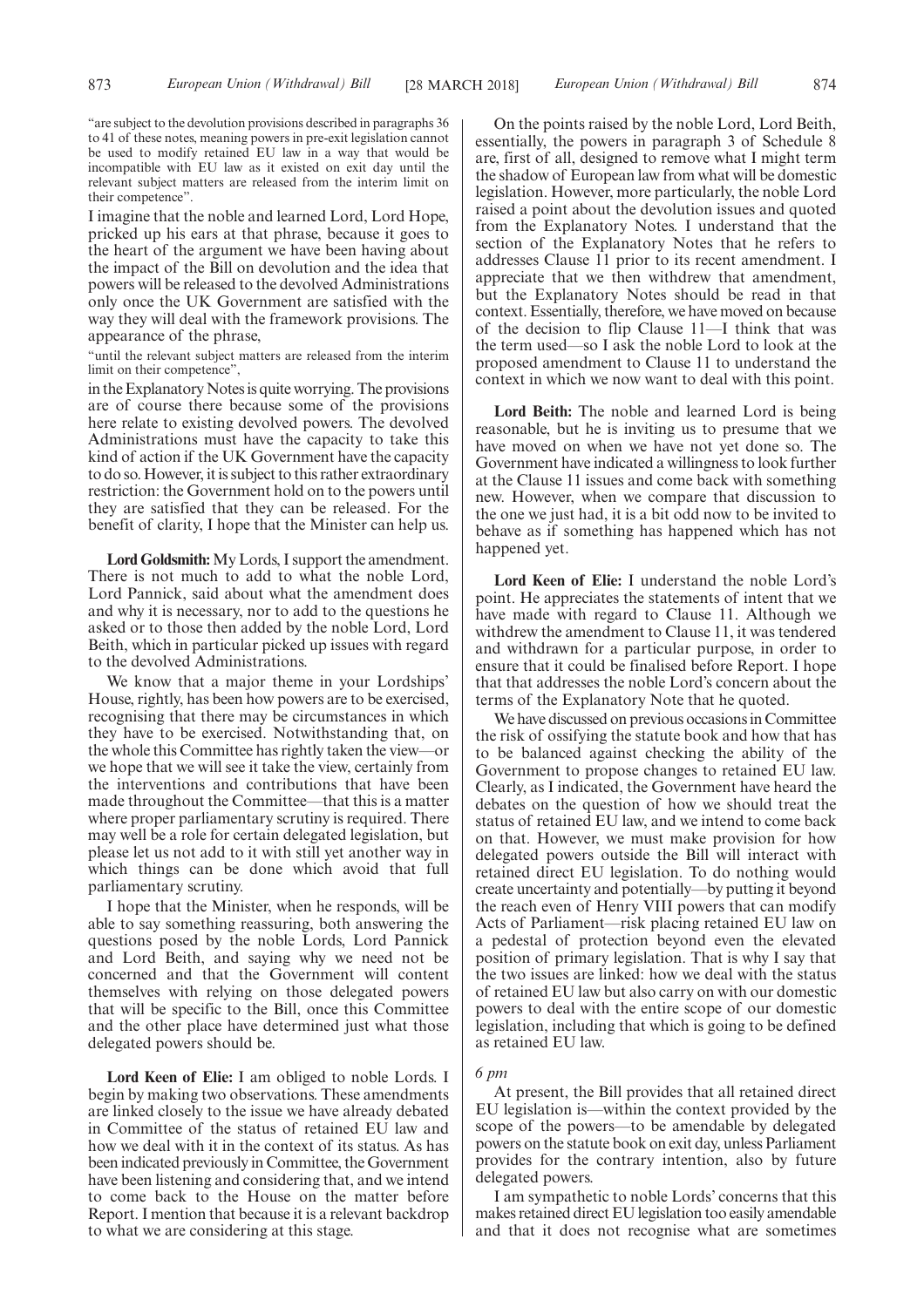"are subject to the devolution provisions described in paragraphs 36 to 41 of these notes, meaning powers in pre-exit legislation cannot be used to modify retained EU law in a way that would be incompatible with EU law as it existed on exit day until the relevant subject matters are released from the interim limit on their competence".

I imagine that the noble and learned Lord, Lord Hope, pricked up his ears at that phrase, because it goes to the heart of the argument we have been having about the impact of the Bill on devolution and the idea that powers will be released to the devolved Administrations only once the UK Government are satisfied with the way they will deal with the framework provisions. The appearance of the phrase,

"until the relevant subject matters are released from the interim limit on their competence",

in the Explanatory Notes is quite worrying. The provisions are of course there because some of the provisions here relate to existing devolved powers. The devolved Administrations must have the capacity to take this kind of action if the UK Government have the capacity to do so. However, it is subject to this rather extraordinary restriction: the Government hold on to the powers until they are satisfied that they can be released. For the benefit of clarity, I hope that the Minister can help us.

**Lord Goldsmith:** My Lords, I support the amendment. There is not much to add to what the noble Lord, Lord Pannick, said about what the amendment does and why it is necessary, nor to add to the questions he asked or to those then added by the noble Lord, Lord Beith, which in particular picked up issues with regard to the devolved Administrations.

We know that a major theme in your Lordships' House, rightly, has been how powers are to be exercised, recognising that there may be circumstances in which they have to be exercised. Notwithstanding that, on the whole this Committee has rightly taken the view—or we hope that we will see it take the view, certainly from the interventions and contributions that have been made throughout the Committee—that this is a matter where proper parliamentary scrutiny is required. There may well be a role for certain delegated legislation, but please let us not add to it with still yet another way in which things can be done which avoid that full parliamentary scrutiny.

I hope that the Minister, when he responds, will be able to say something reassuring, both answering the questions posed by the noble Lords, Lord Pannick and Lord Beith, and saying why we need not be concerned and that the Government will content themselves with relying on those delegated powers that will be specific to the Bill, once this Committee and the other place have determined just what those delegated powers should be.

**Lord Keen of Elie:** I am obliged to noble Lords. I begin by making two observations. These amendments are linked closely to the issue we have already debated in Committee of the status of retained EU law and how we deal with it in the context of its status. As has been indicated previously in Committee, the Government have been listening and considering that, and we intend to come back to the House on the matter before Report. I mention that because it is a relevant backdrop to what we are considering at this stage.

On the points raised by the noble Lord, Lord Beith, essentially, the powers in paragraph 3 of Schedule 8 are, first of all, designed to remove what I might term the shadow of European law from what will be domestic legislation. However, more particularly, the noble Lord raised a point about the devolution issues and quoted from the Explanatory Notes. I understand that the section of the Explanatory Notes that he refers to addresses Clause 11 prior to its recent amendment. I appreciate that we then withdrew that amendment, but the Explanatory Notes should be read in that context. Essentially, therefore, we have moved on because of the decision to flip Clause 11—I think that was the term used—so I ask the noble Lord to look at the proposed amendment to Clause 11 to understand the context in which we now want to deal with this point.

**Lord Beith:** The noble and learned Lord is being reasonable, but he is inviting us to presume that we have moved on when we have not yet done so. The Government have indicated a willingness to look further at the Clause 11 issues and come back with something new. However, when we compare that discussion to the one we just had, it is a bit odd now to be invited to behave as if something has happened which has not happened yet.

**Lord Keen of Elie:** I understand the noble Lord's point. He appreciates the statements of intent that we have made with regard to Clause 11. Although we withdrew the amendment to Clause 11, it was tendered and withdrawn for a particular purpose, in order to ensure that it could be finalised before Report. I hope that that addresses the noble Lord's concern about the terms of the Explanatory Note that he quoted.

We have discussed on previous occasions in Committee the risk of ossifying the statute book and how that has to be balanced against checking the ability of the Government to propose changes to retained EU law. Clearly, as I indicated, the Government have heard the debates on the question of how we should treat the status of retained EU law, and we intend to come back on that. However, we must make provision for how delegated powers outside the Bill will interact with retained direct EU legislation. To do nothing would create uncertainty and potentially—by putting it beyond the reach even of Henry VIII powers that can modify Acts of Parliament—risk placing retained EU law on a pedestal of protection beyond even the elevated position of primary legislation. That is why I say that the two issues are linked: how we deal with the status of retained EU law but also carry on with our domestic powers to deal with the entire scope of our domestic legislation, including that which is going to be defined as retained EU law.

*6 pm*

At present, the Bill provides that all retained direct EU legislation is—within the context provided by the scope of the powers—to be amendable by delegated powers on the statute book on exit day, unless Parliament provides for the contrary intention, also by future delegated powers.

I am sympathetic to noble Lords' concerns that this makes retained direct EU legislation too easily amendable and that it does not recognise what are sometimes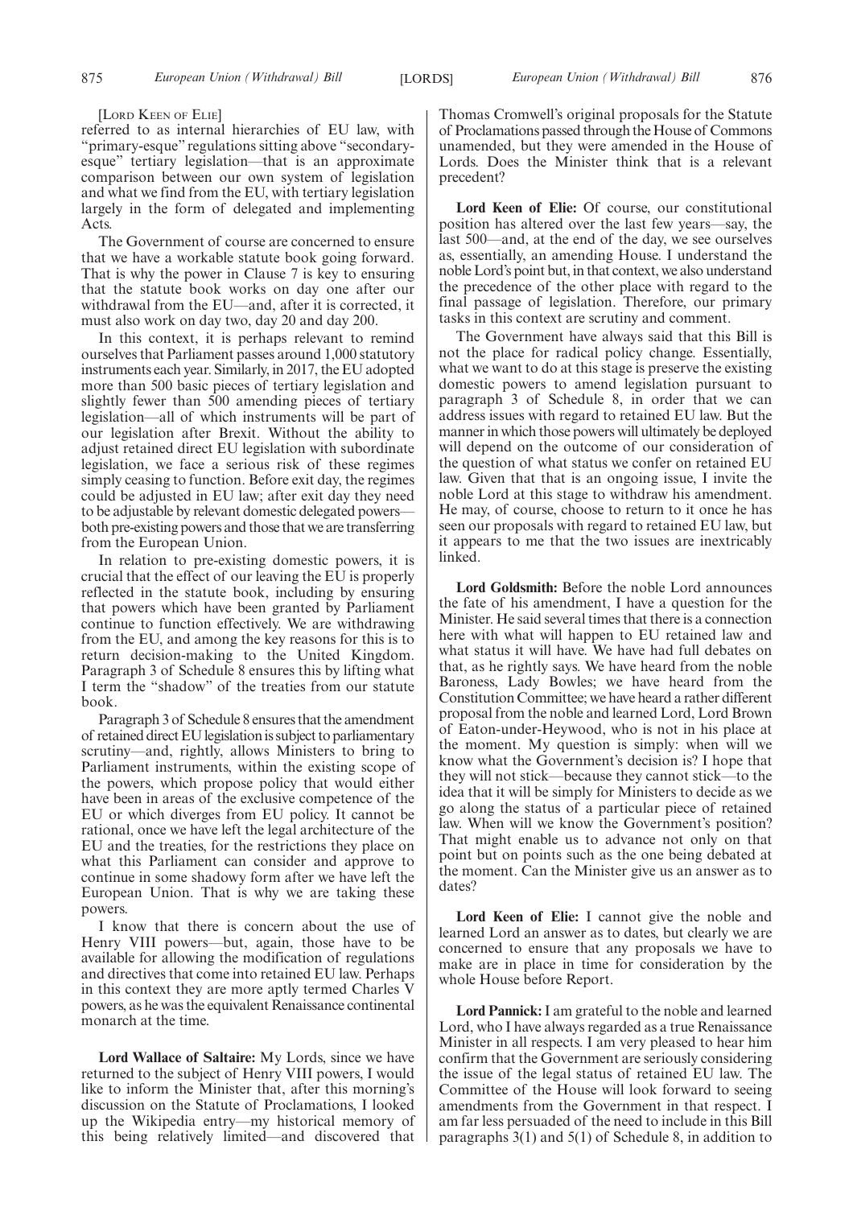[LORD KEEN OF ELIE]

referred to as internal hierarchies of EU law, with "primary-esque" regulations sitting above "secondary-esque" tertiary legislation—that is an approximate comparison between our own system of legislation and what we find from the EU, with tertiary legislation largely in the form of delegated and implementing Acts.

The Government of course are concerned to ensure that we have a workable statute book going forward. That is why the power in Clause 7 is key to ensuring that the statute book works on day one after our withdrawal from the EU—and, after it is corrected, it must also work on day two, day 20 and day 200.

In this context, it is perhaps relevant to remind ourselves that Parliament passes around 1,000 statutory instruments each year. Similarly, in 2017, the EU adopted more than 500 basic pieces of tertiary legislation and slightly fewer than 500 amending pieces of tertiary legislation—all of which instruments will be part of our legislation after Brexit. Without the ability to adjust retained direct EU legislation with subordinate legislation, we face a serious risk of these regimes simply ceasing to function. Before exit day, the regimes could be adjusted in EU law; after exit day they need to be adjustable by relevant domestic delegated powers—both pre-existing powers and those that we are transferring from the European Union.

In relation to pre-existing domestic powers, it is crucial that the effect of our leaving the EU is properly reflected in the statute book, including by ensuring that powers which have been granted by Parliament continue to function effectively. We are withdrawing from the EU, and among the key reasons for this is to return decision-making to the United Kingdom. Paragraph 3 of Schedule 8 ensures this by lifting what I term the "shadow" of the treaties from our statute book.

Paragraph 3 of Schedule 8 ensures that the amendment of retained direct EU legislation is subject to parliamentary scrutiny—and, rightly, allows Ministers to bring to Parliament instruments, within the existing scope of the powers, which propose policy that would either have been in areas of the exclusive competence of the EU or which diverges from EU policy. It cannot be rational, once we have left the legal architecture of the EU and the treaties, for the restrictions they place on what this Parliament can consider and approve to continue in some shadowy form after we have left the European Union. That is why we are taking these powers.

I know that there is concern about the use of Henry VIII powers—but, again, those have to be available for allowing the modification of regulations and directives that come into retained EU law. Perhaps in this context they are more aptly termed Charles V powers, as he was the equivalent Renaissance continental monarch at the time.

**Lord Wallace of Saltaire:** My Lords, since we have returned to the subject of Henry VIII powers, I would like to inform the Minister that, after this morning's discussion on the Statute of Proclamations, I looked up the Wikipedia entry—my historical memory of this being relatively limited—and discovered that Thomas Cromwell's original proposals for the Statute of Proclamations passed through the House of Commons unamended, but they were amended in the House of Lords. Does the Minister think that is a relevant precedent?

**Lord Keen of Elie:** Of course, our constitutional position has altered over the last few years—say, the last 500—and, at the end of the day, we see ourselves as, essentially, an amending House. I understand the noble Lord's point but, in that context, we also understand the precedence of the other place with regard to the final passage of legislation. Therefore, our primary tasks in this context are scrutiny and comment.

The Government have always said that this Bill is not the place for radical policy change. Essentially, what we want to do at this stage is preserve the existing domestic powers to amend legislation pursuant to paragraph 3 of Schedule 8, in order that we can address issues with regard to retained EU law. But the manner in which those powers will ultimately be deployed will depend on the outcome of our consideration of the question of what status we confer on retained EU law. Given that that is an ongoing issue, I invite the noble Lord at this stage to withdraw his amendment. He may, of course, choose to return to it once he has seen our proposals with regard to retained EU law, but it appears to me that the two issues are inextricably linked.

**Lord Goldsmith:** Before the noble Lord announces the fate of his amendment, I have a question for the Minister. He said several times that there is a connection here with what will happen to EU retained law and what status it will have. We have had full debates on that, as he rightly says. We have heard from the noble Baroness, Lady Bowles; we have heard from the Constitution Committee; we have heard a rather different proposal from the noble and learned Lord, Lord Brown of Eaton-under-Heywood, who is not in his place at the moment. My question is simply: when will we know what the Government's decision is? I hope that they will not stick—because they cannot stick—to the idea that it will be simply for Ministers to decide as we go along the status of a particular piece of retained law. When will we know the Government's position? That might enable us to advance not only on that point but on points such as the one being debated at the moment. Can the Minister give us an answer as to dates?

**Lord Keen of Elie:** I cannot give the noble and learned Lord an answer as to dates, but clearly we are concerned to ensure that any proposals we have to make are in place in time for consideration by the whole House before Report.

**Lord Pannick:** I am grateful to the noble and learned Lord, who I have always regarded as a true Renaissance Minister in all respects. I am very pleased to hear him confirm that the Government are seriously considering the issue of the legal status of retained EU law. The Committee of the House will look forward to seeing amendments from the Government in that respect. I am far less persuaded of the need to include in this Bill paragraphs 3(1) and 5(1) of Schedule 8, in addition to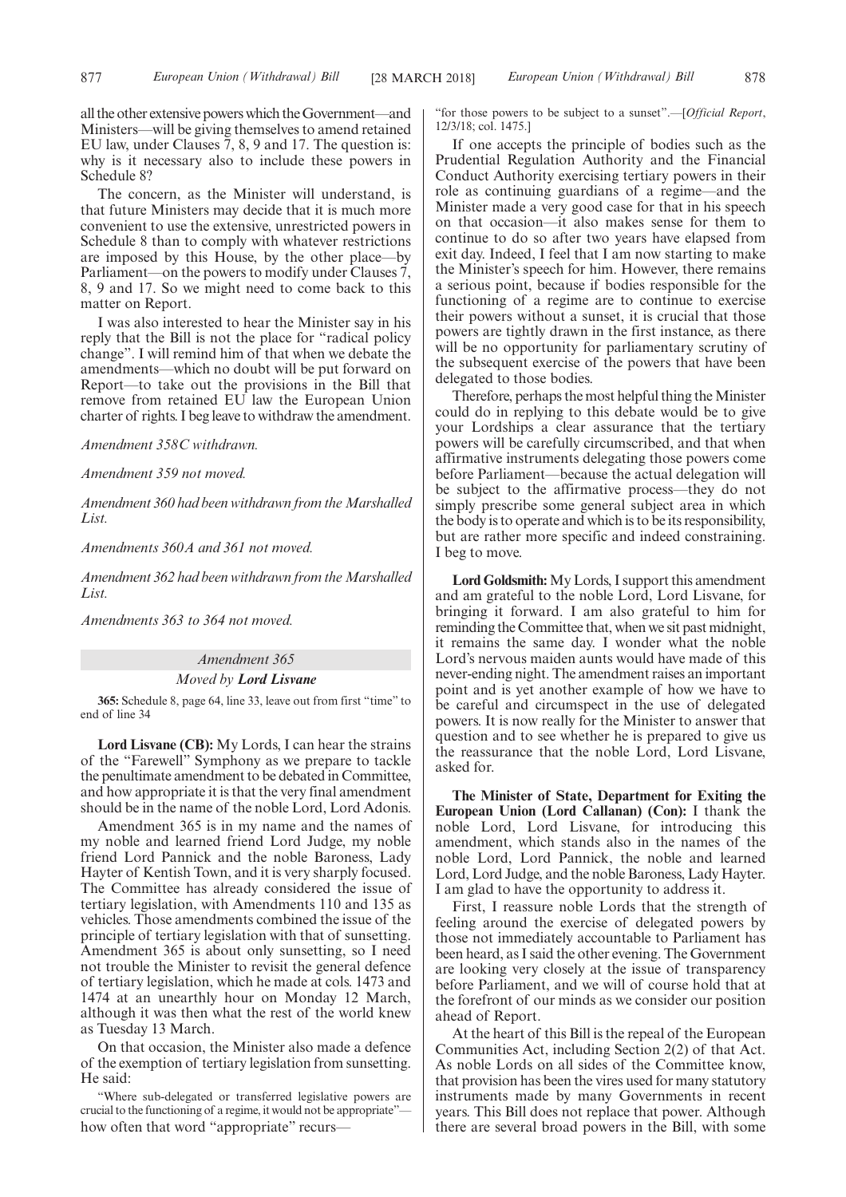all the other extensive powers which the Government—and Ministers—will be giving themselves to amend retained EU law, under Clauses 7, 8, 9 and 17. The question is: why is it necessary also to include these powers in Schedule 8?

The concern, as the Minister will understand, is that future Ministers may decide that it is much more convenient to use the extensive, unrestricted powers in Schedule 8 than to comply with whatever restrictions are imposed by this House, by the other place—by Parliament—on the powers to modify under Clauses 7, 8, 9 and 17. So we might need to come back to this matter on Report.

I was also interested to hear the Minister say in his reply that the Bill is not the place for "radical policy change". I will remind him of that when we debate the amendments—which no doubt will be put forward on Report—to take out the provisions in the Bill that remove from retained EU law the European Union charter of rights. I beg leave to withdraw the amendment.

*Amendment 358C withdrawn.*

*Amendment 359 not moved.*

*Amendment 360 had been withdrawn from the Marshalled List.*

*Amendments 360A and 361 not moved.*

*Amendment 362 had been withdrawn from the Marshalled List.*

*Amendments 363 to 364 not moved.*

## *Amendment 365*

### *Moved by* ***Lord Lisvane***

**365:** Schedule 8, page 64, line 33, leave out from first "time" to end of line 34

**Lord Lisvane (CB):** My Lords, I can hear the strains of the "Farewell" Symphony as we prepare to tackle the penultimate amendment to be debated in Committee, and how appropriate it is that the very final amendment should be in the name of the noble Lord, Lord Adonis.

Amendment 365 is in my name and the names of my noble and learned friend Lord Judge, my noble friend Lord Pannick and the noble Baroness, Lady Hayter of Kentish Town, and it is very sharply focused. The Committee has already considered the issue of tertiary legislation, with Amendments 110 and 135 as vehicles. Those amendments combined the issue of the principle of tertiary legislation with that of sunsetting. Amendment 365 is about only sunsetting, so I need not trouble the Minister to revisit the general defence of tertiary legislation, which he made at cols. 1473 and 1474 at an unearthly hour on Monday 12 March, although it was then what the rest of the world knew as Tuesday 13 March.

On that occasion, the Minister also made a defence of the exemption of tertiary legislation from sunsetting. He said:

"Where sub-delegated or transferred legislative powers are crucial to the functioning of a regime, it would not be appropriate"—

how often that word "appropriate" recurs—

"for those powers to be subject to a sunset".—[*Official Report*, 12/3/18; col. 1475.]

If one accepts the principle of bodies such as the Prudential Regulation Authority and the Financial Conduct Authority exercising tertiary powers in their role as continuing guardians of a regime—and the Minister made a very good case for that in his speech on that occasion—it also makes sense for them to continue to do so after two years have elapsed from exit day. Indeed, I feel that I am now starting to make the Minister's speech for him. However, there remains a serious point, because if bodies responsible for the functioning of a regime are to continue to exercise their powers without a sunset, it is crucial that those powers are tightly drawn in the first instance, as there will be no opportunity for parliamentary scrutiny of the subsequent exercise of the powers that have been delegated to those bodies.

Therefore, perhaps the most helpful thing the Minister could do in replying to this debate would be to give your Lordships a clear assurance that the tertiary powers will be carefully circumscribed, and that when affirmative instruments delegating those powers come before Parliament—because the actual delegation will be subject to the affirmative process—they do not simply prescribe some general subject area in which the body is to operate and which is to be its responsibility, but are rather more specific and indeed constraining. I beg to move.

**Lord Goldsmith:** My Lords, I support this amendment and am grateful to the noble Lord, Lord Lisvane, for bringing it forward. I am also grateful to him for reminding the Committee that, when we sit past midnight, it remains the same day. I wonder what the noble Lord's nervous maiden aunts would have made of this never-ending night. The amendment raises an important point and is yet another example of how we have to be careful and circumspect in the use of delegated powers. It is now really for the Minister to answer that question and to see whether he is prepared to give us the reassurance that the noble Lord, Lord Lisvane, asked for.

**The Minister of State, Department for Exiting the European Union (Lord Callanan) (Con):** I thank the noble Lord, Lord Lisvane, for introducing this amendment, which stands also in the names of the noble Lord, Lord Pannick, the noble and learned Lord, Lord Judge, and the noble Baroness, Lady Hayter. I am glad to have the opportunity to address it.

First, I reassure noble Lords that the strength of feeling around the exercise of delegated powers by those not immediately accountable to Parliament has been heard, as I said the other evening. The Government are looking very closely at the issue of transparency before Parliament, and we will of course hold that at the forefront of our minds as we consider our position ahead of Report.

At the heart of this Bill is the repeal of the European Communities Act, including Section 2(2) of that Act. As noble Lords on all sides of the Committee know, that provision has been the vires used for many statutory instruments made by many Governments in recent years. This Bill does not replace that power. Although there are several broad powers in the Bill, with some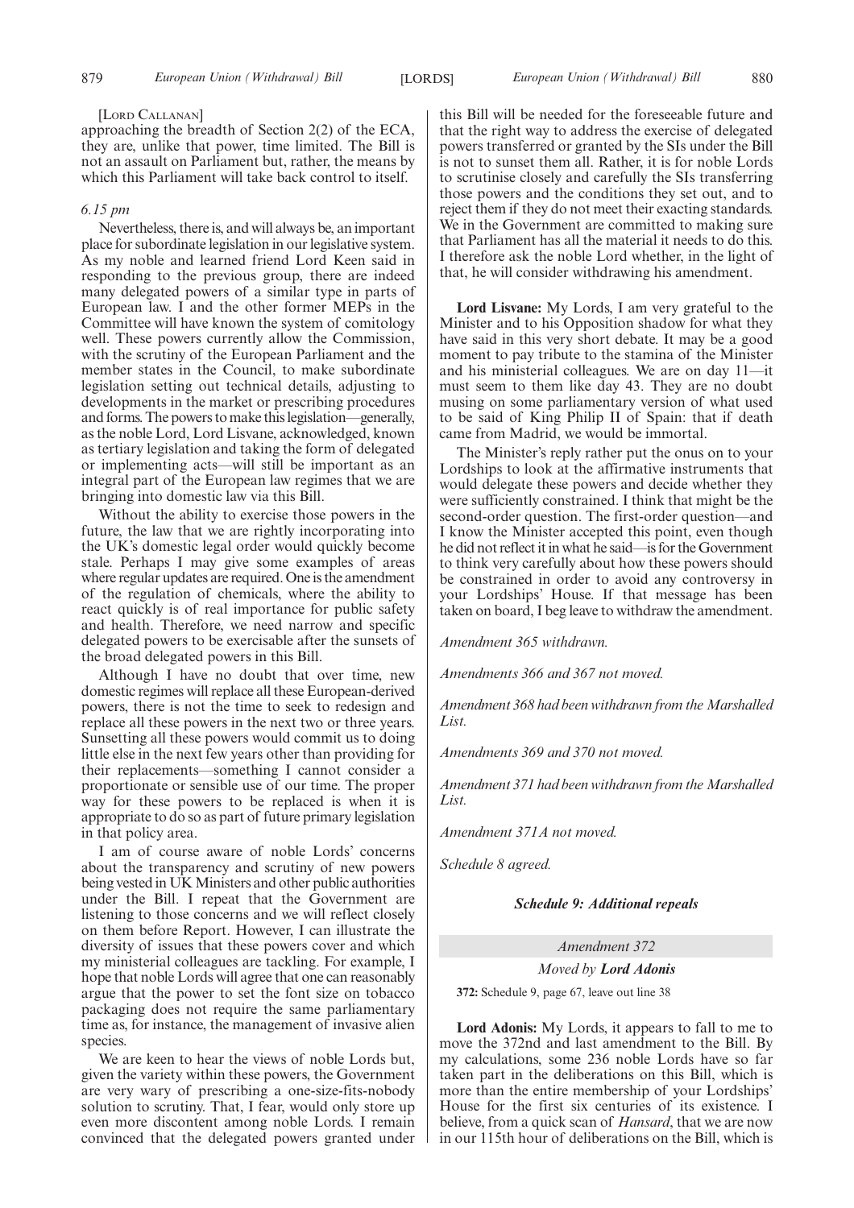[LORD CALLANAN]

approaching the breadth of Section 2(2) of the ECA, they are, unlike that power, time limited. The Bill is not an assault on Parliament but, rather, the means by which this Parliament will take back control to itself.

*6.15 pm*

Nevertheless, there is, and will always be, an important place for subordinate legislation in our legislative system. As my noble and learned friend Lord Keen said in responding to the previous group, there are indeed many delegated powers of a similar type in parts of European law. I and the other former MEPs in the Committee will have known the system of comitology well. These powers currently allow the Commission, with the scrutiny of the European Parliament and the member states in the Council, to make subordinate legislation setting out technical details, adjusting to developments in the market or prescribing procedures and forms. The powers to make this legislation—generally, as the noble Lord, Lord Lisvane, acknowledged, known as tertiary legislation and taking the form of delegated or implementing acts—will still be important as an integral part of the European law regimes that we are bringing into domestic law via this Bill.

Without the ability to exercise those powers in the future, the law that we are rightly incorporating into the UK's domestic legal order would quickly become stale. Perhaps I may give some examples of areas where regular updates are required. One is the amendment of the regulation of chemicals, where the ability to react quickly is of real importance for public safety and health. Therefore, we need narrow and specific delegated powers to be exercisable after the sunsets of the broad delegated powers in this Bill.

Although I have no doubt that over time, new domestic regimes will replace all these European-derived powers, there is not the time to seek to redesign and replace all these powers in the next two or three years. Sunsetting all these powers would commit us to doing little else in the next few years other than providing for their replacements—something I cannot consider a proportionate or sensible use of our time. The proper way for these powers to be replaced is when it is appropriate to do so as part of future primary legislation in that policy area.

I am of course aware of noble Lords' concerns about the transparency and scrutiny of new powers being vested in UK Ministers and other public authorities under the Bill. I repeat that the Government are listening to those concerns and we will reflect closely on them before Report. However, I can illustrate the diversity of issues that these powers cover and which my ministerial colleagues are tackling. For example, I hope that noble Lords will agree that one can reasonably argue that the power to set the font size on tobacco packaging does not require the same parliamentary time as, for instance, the management of invasive alien species.

We are keen to hear the views of noble Lords but, given the variety within these powers, the Government are very wary of prescribing a one-size-fits-nobody solution to scrutiny. That, I fear, would only store up even more discontent among noble Lords. I remain convinced that the delegated powers granted under this Bill will be needed for the foreseeable future and that the right way to address the exercise of delegated powers transferred or granted by the SIs under the Bill is not to sunset them all. Rather, it is for noble Lords to scrutinise closely and carefully the SIs transferring those powers and the conditions they set out, and to reject them if they do not meet their exacting standards. We in the Government are committed to making sure that Parliament has all the material it needs to do this. I therefore ask the noble Lord whether, in the light of that, he will consider withdrawing his amendment.

**Lord Lisvane:** My Lords, I am very grateful to the Minister and to his Opposition shadow for what they have said in this very short debate. It may be a good moment to pay tribute to the stamina of the Minister and his ministerial colleagues. We are on day 11—it must seem to them like day 43. They are no doubt musing on some parliamentary version of what used to be said of King Philip II of Spain: that if death came from Madrid, we would be immortal.

The Minister's reply rather put the onus on to your Lordships to look at the affirmative instruments that would delegate these powers and decide whether they were sufficiently constrained. I think that might be the second-order question. The first-order question—and I know the Minister accepted this point, even though he did not reflect it in what he said—is for the Government to think very carefully about how these powers should be constrained in order to avoid any controversy in your Lordships' House. If that message has been taken on board, I beg leave to withdraw the amendment.

*Amendment 365 withdrawn.*

*Amendments 366 and 367 not moved.*

*Amendment 368 had been withdrawn from the Marshalled List.*

*Amendments 369 and 370 not moved.*

*Amendment 371 had been withdrawn from the Marshalled List.*

*Amendment 371A not moved.*

*Schedule 8 agreed.*

***Schedule 9: Additional repeals***

*Amendment 372*

*Moved by **Lord Adonis***

**372:** Schedule 9, page 67, leave out line 38

**Lord Adonis:** My Lords, it appears to fall to me to move the 372nd and last amendment to the Bill. By my calculations, some 236 noble Lords have so far taken part in the deliberations on this Bill, which is more than the entire membership of your Lordships' House for the first six centuries of its existence. I believe, from a quick scan of *Hansard*, that we are now in our 115th hour of deliberations on the Bill, which is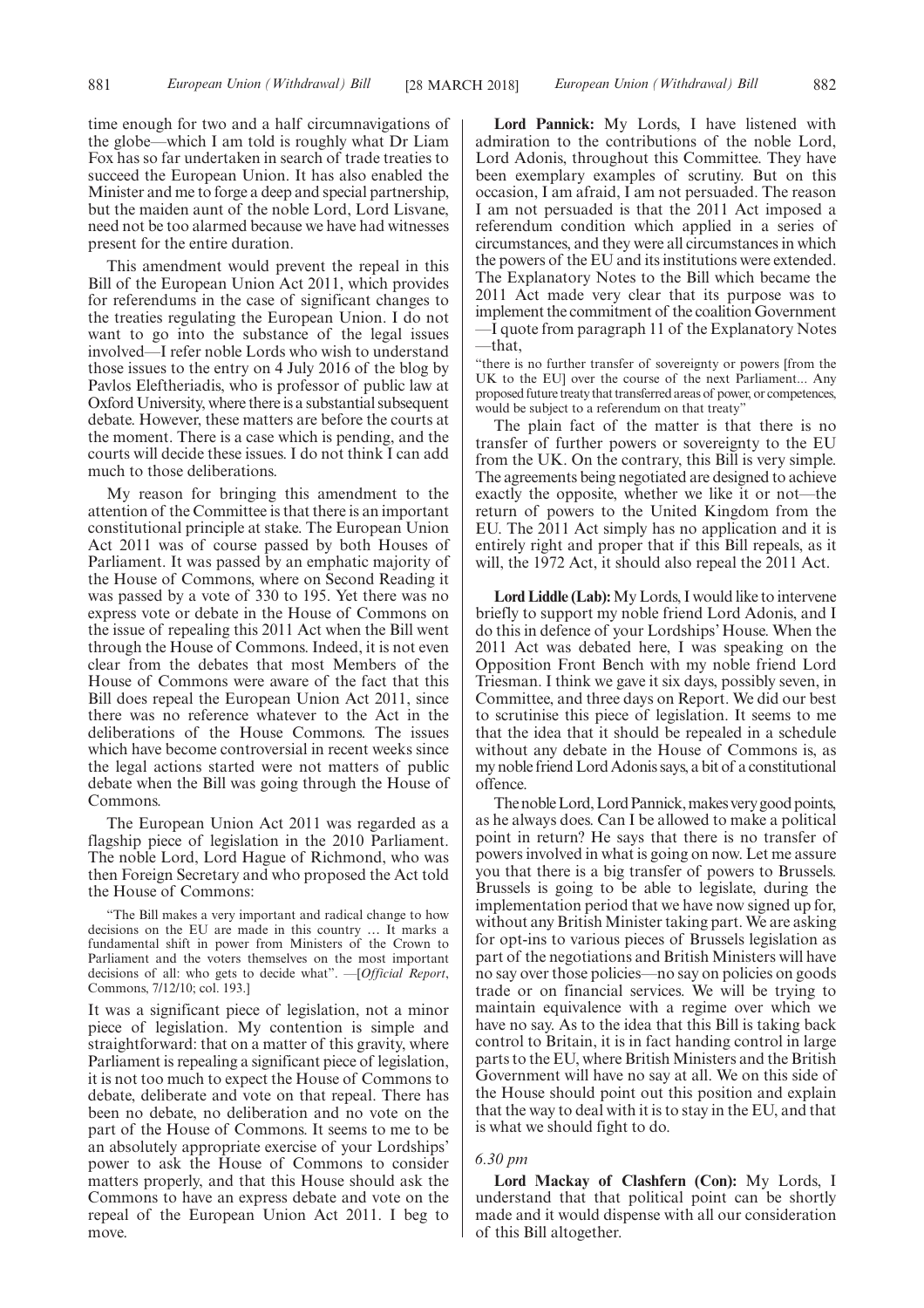time enough for two and a half circumnavigations of the globe—which I am told is roughly what Dr Liam Fox has so far undertaken in search of trade treaties to succeed the European Union. It has also enabled the Minister and me to forge a deep and special partnership, but the maiden aunt of the noble Lord, Lord Lisvane, need not be too alarmed because we have had witnesses present for the entire duration.

This amendment would prevent the repeal in this Bill of the European Union Act 2011, which provides for referendums in the case of significant changes to the treaties regulating the European Union. I do not want to go into the substance of the legal issues involved—I refer noble Lords who wish to understand those issues to the entry on 4 July 2016 of the blog by Pavlos Eleftheriadis, who is professor of public law at Oxford University, where there is a substantial subsequent debate. However, these matters are before the courts at the moment. There is a case which is pending, and the courts will decide these issues. I do not think I can add much to those deliberations.

My reason for bringing this amendment to the attention of the Committee is that there is an important constitutional principle at stake. The European Union Act 2011 was of course passed by both Houses of Parliament. It was passed by an emphatic majority of the House of Commons, where on Second Reading it was passed by a vote of 330 to 195. Yet there was no express vote or debate in the House of Commons on the issue of repealing this 2011 Act when the Bill went through the House of Commons. Indeed, it is not even clear from the debates that most Members of the House of Commons were aware of the fact that this Bill does repeal the European Union Act 2011, since there was no reference whatever to the Act in the deliberations of the House Commons. The issues which have become controversial in recent weeks since the legal actions started were not matters of public debate when the Bill was going through the House of Commons.

The European Union Act 2011 was regarded as a flagship piece of legislation in the 2010 Parliament. The noble Lord, Lord Hague of Richmond, who was then Foreign Secretary and who proposed the Act told the House of Commons:

"The Bill makes a very important and radical change to how decisions on the EU are made in this country … It marks a fundamental shift in power from Ministers of the Crown to Parliament and the voters themselves on the most important decisions of all: who gets to decide what". —[*Official Report*, Commons, 7/12/10; col. 193.]

It was a significant piece of legislation, not a minor piece of legislation. My contention is simple and straightforward: that on a matter of this gravity, where Parliament is repealing a significant piece of legislation, it is not too much to expect the House of Commons to debate, deliberate and vote on that repeal. There has been no debate, no deliberation and no vote on the part of the House of Commons. It seems to me to be an absolutely appropriate exercise of your Lordships' power to ask the House of Commons to consider matters properly, and that this House should ask the Commons to have an express debate and vote on the repeal of the European Union Act 2011. I beg to move.

**Lord Pannick:** My Lords, I have listened with admiration to the contributions of the noble Lord, Lord Adonis, throughout this Committee. They have been exemplary examples of scrutiny. But on this occasion, I am afraid, I am not persuaded. The reason I am not persuaded is that the 2011 Act imposed a referendum condition which applied in a series of circumstances, and they were all circumstances in which the powers of the EU and its institutions were extended. The Explanatory Notes to the Bill which became the 2011 Act made very clear that its purpose was to implement the commitment of the coalition Government —I quote from paragraph 11 of the Explanatory Notes —that,

"there is no further transfer of sovereignty or powers [from the UK to the EU] over the course of the next Parliament... Any proposed future treaty that transferred areas of power, or competences, would be subject to a referendum on that treaty"

The plain fact of the matter is that there is no transfer of further powers or sovereignty to the EU from the UK. On the contrary, this Bill is very simple. The agreements being negotiated are designed to achieve exactly the opposite, whether we like it or not—the return of powers to the United Kingdom from the EU. The 2011 Act simply has no application and it is entirely right and proper that if this Bill repeals, as it will, the 1972 Act, it should also repeal the 2011 Act.

**Lord Liddle (Lab):** My Lords, I would like to intervene briefly to support my noble friend Lord Adonis, and I do this in defence of your Lordships' House. When the 2011 Act was debated here, I was speaking on the Opposition Front Bench with my noble friend Lord Triesman. I think we gave it six days, possibly seven, in Committee, and three days on Report. We did our best to scrutinise this piece of legislation. It seems to me that the idea that it should be repealed in a schedule without any debate in the House of Commons is, as my noble friend Lord Adonis says, a bit of a constitutional offence.

The noble Lord, Lord Pannick, makes very good points, as he always does. Can I be allowed to make a political point in return? He says that there is no transfer of powers involved in what is going on now. Let me assure you that there is a big transfer of powers to Brussels. Brussels is going to be able to legislate, during the implementation period that we have now signed up for, without any British Minister taking part. We are asking for opt-ins to various pieces of Brussels legislation as part of the negotiations and British Ministers will have no say over those policies—no say on policies on goods trade or on financial services. We will be trying to maintain equivalence with a regime over which we have no say. As to the idea that this Bill is taking back control to Britain, it is in fact handing control in large parts to the EU, where British Ministers and the British Government will have no say at all. We on this side of the House should point out this position and explain that the way to deal with it is to stay in the EU, and that is what we should fight to do.

*6.30 pm*

**Lord Mackay of Clashfern (Con):** My Lords, I understand that that political point can be shortly made and it would dispense with all our consideration of this Bill altogether.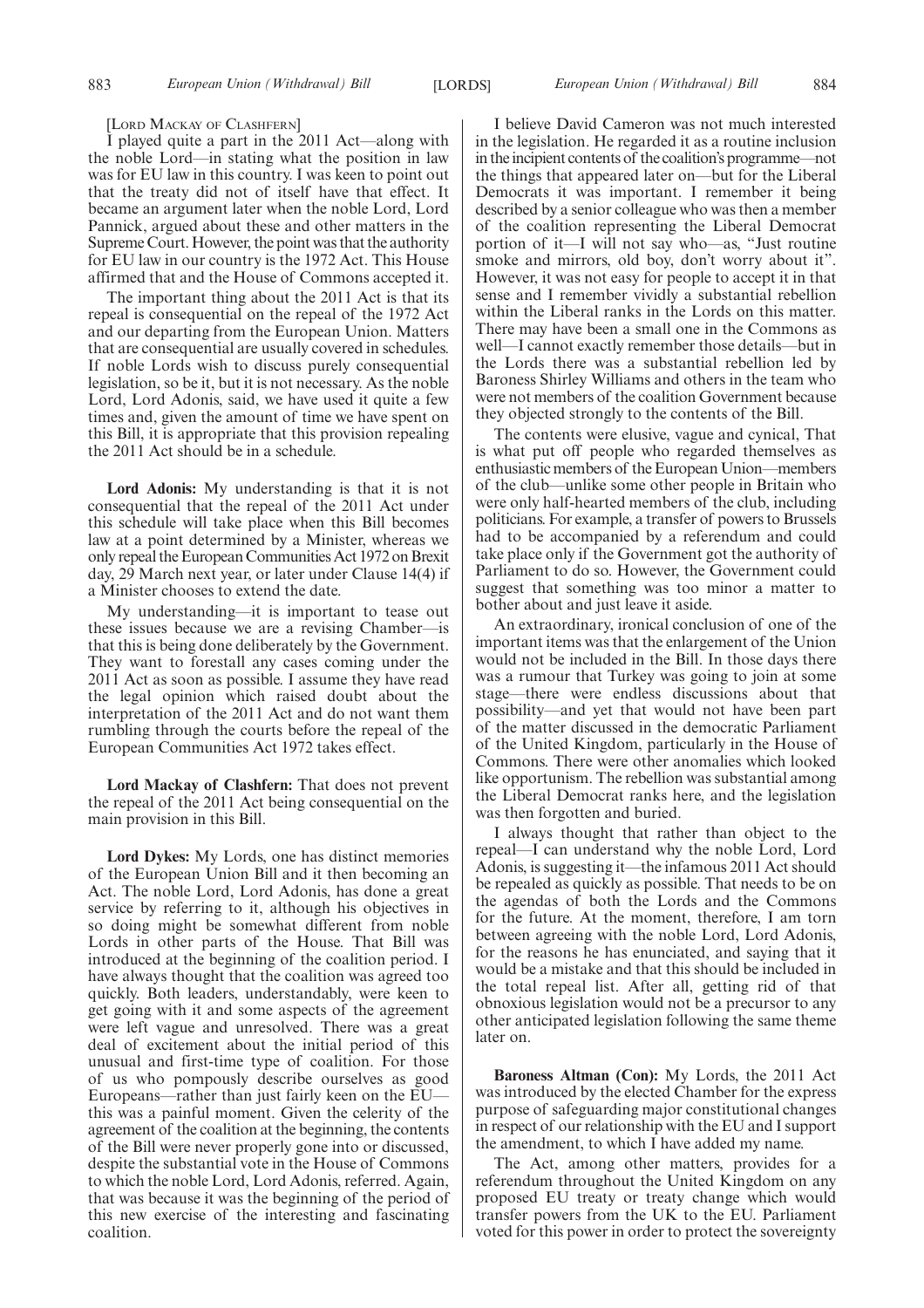[Lord Mackay of Clashfern]

I played quite a part in the 2011 Act—along with the noble Lord—in stating what the position in law was for EU law in this country. I was keen to point out that the treaty did not of itself have that effect. It became an argument later when the noble Lord, Lord Pannick, argued about these and other matters in the Supreme Court. However, the point was that the authority for EU law in our country is the 1972 Act. This House affirmed that and the House of Commons accepted it.

The important thing about the 2011 Act is that its repeal is consequential on the repeal of the 1972 Act and our departing from the European Union. Matters that are consequential are usually covered in schedules. If noble Lords wish to discuss purely consequential legislation, so be it, but it is not necessary. As the noble Lord, Lord Adonis, said, we have used it quite a few times and, given the amount of time we have spent on this Bill, it is appropriate that this provision repealing the 2011 Act should be in a schedule.

**Lord Adonis:** My understanding is that it is not consequential that the repeal of the 2011 Act under this schedule will take place when this Bill becomes law at a point determined by a Minister, whereas we only repeal the European Communities Act 1972 on Brexit day, 29 March next year, or later under Clause 14(4) if a Minister chooses to extend the date.

My understanding—it is important to tease out these issues because we are a revising Chamber—is that this is being done deliberately by the Government. They want to forestall any cases coming under the 2011 Act as soon as possible. I assume they have read the legal opinion which raised doubt about the interpretation of the 2011 Act and do not want them rumbling through the courts before the repeal of the European Communities Act 1972 takes effect.

**Lord Mackay of Clashfern:** That does not prevent the repeal of the 2011 Act being consequential on the main provision in this Bill.

**Lord Dykes:** My Lords, one has distinct memories of the European Union Bill and it then becoming an Act. The noble Lord, Lord Adonis, has done a great service by referring to it, although his objectives in so doing might be somewhat different from noble Lords in other parts of the House. That Bill was introduced at the beginning of the coalition period. I have always thought that the coalition was agreed too quickly. Both leaders, understandably, were keen to get going with it and some aspects of the agreement were left vague and unresolved. There was a great deal of excitement about the initial period of this unusual and first-time type of coalition. For those of us who pompously describe ourselves as good Europeans—rather than just fairly keen on the EU—this was a painful moment. Given the celerity of the agreement of the coalition at the beginning, the contents of the Bill were never properly gone into or discussed, despite the substantial vote in the House of Commons to which the noble Lord, Lord Adonis, referred. Again, that was because it was the beginning of the period of this new exercise of the interesting and fascinating coalition.

I believe David Cameron was not much interested in the legislation. He regarded it as a routine inclusion in the incipient contents of the coalition's programme—not the things that appeared later on—but for the Liberal Democrats it was important. I remember it being described by a senior colleague who was then a member of the coalition representing the Liberal Democrat portion of it—I will not say who—as, "Just routine smoke and mirrors, old boy, don't worry about it". However, it was not easy for people to accept it in that sense and I remember vividly a substantial rebellion within the Liberal ranks in the Lords on this matter. There may have been a small one in the Commons as well—I cannot exactly remember those details—but in the Lords there was a substantial rebellion led by Baroness Shirley Williams and others in the team who were not members of the coalition Government because they objected strongly to the contents of the Bill.

The contents were elusive, vague and cynical, That is what put off people who regarded themselves as enthusiastic members of the European Union—members of the club—unlike some other people in Britain who were only half-hearted members of the club, including politicians. For example, a transfer of powers to Brussels had to be accompanied by a referendum and could take place only if the Government got the authority of Parliament to do so. However, the Government could suggest that something was too minor a matter to bother about and just leave it aside.

An extraordinary, ironical conclusion of one of the important items was that the enlargement of the Union would not be included in the Bill. In those days there was a rumour that Turkey was going to join at some stage—there were endless discussions about that possibility—and yet that would not have been part of the matter discussed in the democratic Parliament of the United Kingdom, particularly in the House of Commons. There were other anomalies which looked like opportunism. The rebellion was substantial among the Liberal Democrat ranks here, and the legislation was then forgotten and buried.

I always thought that rather than object to the repeal—I can understand why the noble Lord, Lord Adonis, is suggesting it—the infamous 2011 Act should be repealed as quickly as possible. That needs to be on the agendas of both the Lords and the Commons for the future. At the moment, therefore, I am torn between agreeing with the noble Lord, Lord Adonis, for the reasons he has enunciated, and saying that it would be a mistake and that this should be included in the total repeal list. After all, getting rid of that obnoxious legislation would not be a precursor to any other anticipated legislation following the same theme later on.

**Baroness Altman (Con):** My Lords, the 2011 Act was introduced by the elected Chamber for the express purpose of safeguarding major constitutional changes in respect of our relationship with the EU and I support the amendment, to which I have added my name.

The Act, among other matters, provides for a referendum throughout the United Kingdom on any proposed EU treaty or treaty change which would transfer powers from the UK to the EU. Parliament voted for this power in order to protect the sovereignty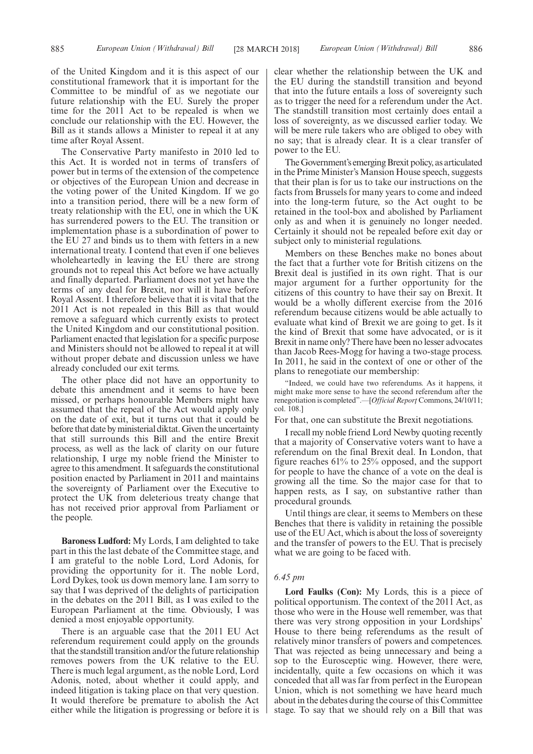of the United Kingdom and it is this aspect of our constitutional framework that it is important for the Committee to be mindful of as we negotiate our future relationship with the EU. Surely the proper time for the 2011 Act to be repealed is when we conclude our relationship with the EU. However, the Bill as it stands allows a Minister to repeal it at any time after Royal Assent.

The Conservative Party manifesto in 2010 led to this Act. It is worded not in terms of transfers of power but in terms of the extension of the competence or objectives of the European Union and decrease in the voting power of the United Kingdom. If we go into a transition period, there will be a new form of treaty relationship with the EU, one in which the UK has surrendered powers to the EU. The transition or implementation phase is a subordination of power to the EU 27 and binds us to them with fetters in a new international treaty. I contend that even if one believes wholeheartedly in leaving the EU there are strong grounds not to repeal this Act before we have actually and finally departed. Parliament does not yet have the terms of any deal for Brexit, nor will it have before Royal Assent. I therefore believe that it is vital that the 2011 Act is not repealed in this Bill as that would remove a safeguard which currently exists to protect the United Kingdom and our constitutional position. Parliament enacted that legislation for a specific purpose and Ministers should not be allowed to repeal it at will without proper debate and discussion unless we have already concluded our exit terms.

The other place did not have an opportunity to debate this amendment and it seems to have been missed, or perhaps honourable Members might have assumed that the repeal of the Act would apply only on the date of exit, but it turns out that it could be before that date by ministerial diktat. Given the uncertainty that still surrounds this Bill and the entire Brexit process, as well as the lack of clarity on our future relationship, I urge my noble friend the Minister to agree to this amendment. It safeguards the constitutional position enacted by Parliament in 2011 and maintains the sovereignty of Parliament over the Executive to protect the UK from deleterious treaty change that has not received prior approval from Parliament or the people.

**Baroness Ludford:** My Lords, I am delighted to take part in this the last debate of the Committee stage, and I am grateful to the noble Lord, Lord Adonis, for providing the opportunity for it. The noble Lord, Lord Dykes, took us down memory lane. I am sorry to say that I was deprived of the delights of participation in the debates on the 2011 Bill, as I was exiled to the European Parliament at the time. Obviously, I was denied a most enjoyable opportunity.

There is an arguable case that the 2011 EU Act referendum requirement could apply on the grounds that the standstill transition and/or the future relationship removes powers from the UK relative to the EU. There is much legal argument, as the noble Lord, Lord Adonis, noted, about whether it could apply, and indeed litigation is taking place on that very question. It would therefore be premature to abolish the Act either while the litigation is progressing or before it is clear whether the relationship between the UK and the EU during the standstill transition and beyond that into the future entails a loss of sovereignty such as to trigger the need for a referendum under the Act. The standstill transition most certainly does entail a loss of sovereignty, as we discussed earlier today. We will be mere rule takers who are obliged to obey with no say; that is already clear. It is a clear transfer of power to the EU.

The Government's emerging Brexit policy, as articulated in the Prime Minister's Mansion House speech, suggests that their plan is for us to take our instructions on the facts from Brussels for many years to come and indeed into the long-term future, so the Act ought to be retained in the tool-box and abolished by Parliament only as and when it is genuinely no longer needed. Certainly it should not be repealed before exit day or subject only to ministerial regulations.

Members on these Benches make no bones about the fact that a further vote for British citizens on the Brexit deal is justified in its own right. That is our major argument for a further opportunity for the citizens of this country to have their say on Brexit. It would be a wholly different exercise from the 2016 referendum because citizens would be able actually to evaluate what kind of Brexit we are going to get. Is it the kind of Brexit that some have advocated, or is it Brexit in name only? There have been no lesser advocates than Jacob Rees-Mogg for having a two-stage process. In 2011, he said in the context of one or other of the plans to renegotiate our membership:

> "Indeed, we could have two referendums. As it happens, it might make more sense to have the second referendum after the renegotiation is completed".—[*Official Report* Commons, 24/10/11; col. 108.]

For that, one can substitute the Brexit negotiations.

I recall my noble friend Lord Newby quoting recently that a majority of Conservative voters want to have a referendum on the final Brexit deal. In London, that figure reaches 61% to 25% opposed, and the support for people to have the chance of a vote on the deal is growing all the time. So the major case for that to happen rests, as I say, on substantive rather than procedural grounds.

Until things are clear, it seems to Members on these Benches that there is validity in retaining the possible use of the EU Act, which is about the loss of sovereignty and the transfer of powers to the EU. That is precisely what we are going to be faced with.

*6.45 pm*

**Lord Faulks (Con):** My Lords, this is a piece of political opportunism. The context of the 2011 Act, as those who were in the House well remember, was that there was very strong opposition in your Lordships' House to there being referendums as the result of relatively minor transfers of powers and competences. That was rejected as being unnecessary and being a sop to the Eurosceptic wing. However, there were, incidentally, quite a few occasions on which it was conceded that all was far from perfect in the European Union, which is not something we have heard much about in the debates during the course of this Committee stage. To say that we should rely on a Bill that was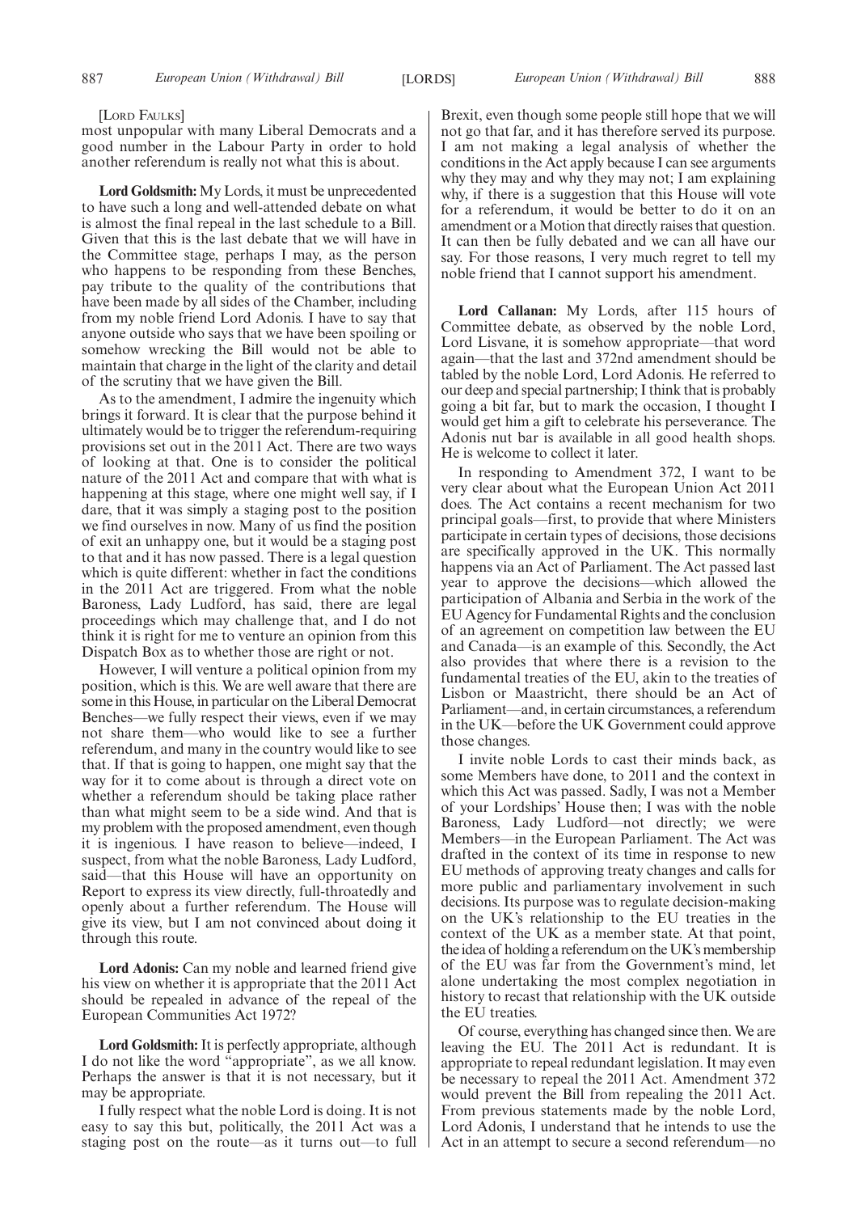[LORD FAULKS]

most unpopular with many Liberal Democrats and a good number in the Labour Party in order to hold another referendum is really not what this is about.

**Lord Goldsmith:** My Lords, it must be unprecedented to have such a long and well-attended debate on what is almost the final repeal in the last schedule to a Bill. Given that this is the last debate that we will have in the Committee stage, perhaps I may, as the person who happens to be responding from these Benches, pay tribute to the quality of the contributions that have been made by all sides of the Chamber, including from my noble friend Lord Adonis. I have to say that anyone outside who says that we have been spoiling or somehow wrecking the Bill would not be able to maintain that charge in the light of the clarity and detail of the scrutiny that we have given the Bill.

As to the amendment, I admire the ingenuity which brings it forward. It is clear that the purpose behind it ultimately would be to trigger the referendum-requiring provisions set out in the 2011 Act. There are two ways of looking at that. One is to consider the political nature of the 2011 Act and compare that with what is happening at this stage, where one might well say, if I dare, that it was simply a staging post to the position we find ourselves in now. Many of us find the position of exit an unhappy one, but it would be a staging post to that and it has now passed. There is a legal question which is quite different: whether in fact the conditions in the 2011 Act are triggered. From what the noble Baroness, Lady Ludford, has said, there are legal proceedings which may challenge that, and I do not think it is right for me to venture an opinion from this Dispatch Box as to whether those are right or not.

However, I will venture a political opinion from my position, which is this. We are well aware that there are some in this House, in particular on the Liberal Democrat Benches—we fully respect their views, even if we may not share them—who would like to see a further referendum, and many in the country would like to see that. If that is going to happen, one might say that the way for it to come about is through a direct vote on whether a referendum should be taking place rather than what might seem to be a side wind. And that is my problem with the proposed amendment, even though it is ingenious. I have reason to believe—indeed, I suspect, from what the noble Baroness, Lady Ludford, said—that this House will have an opportunity on Report to express its view directly, full-throatedly and openly about a further referendum. The House will give its view, but I am not convinced about doing it through this route.

**Lord Adonis:** Can my noble and learned friend give his view on whether it is appropriate that the 2011 Act should be repealed in advance of the repeal of the European Communities Act 1972?

**Lord Goldsmith:** It is perfectly appropriate, although I do not like the word "appropriate", as we all know. Perhaps the answer is that it is not necessary, but it may be appropriate.

I fully respect what the noble Lord is doing. It is not easy to say this but, politically, the 2011 Act was a staging post on the route—as it turns out—to full Brexit, even though some people still hope that we will not go that far, and it has therefore served its purpose. I am not making a legal analysis of whether the conditions in the Act apply because I can see arguments why they may and why they may not; I am explaining why, if there is a suggestion that this House will vote for a referendum, it would be better to do it on an amendment or a Motion that directly raises that question. It can then be fully debated and we can all have our say. For those reasons, I very much regret to tell my noble friend that I cannot support his amendment.

**Lord Callanan:** My Lords, after 115 hours of Committee debate, as observed by the noble Lord, Lord Lisvane, it is somehow appropriate—that word again—that the last and 372nd amendment should be tabled by the noble Lord, Lord Adonis. He referred to our deep and special partnership; I think that is probably going a bit far, but to mark the occasion, I thought I would get him a gift to celebrate his perseverance. The Adonis nut bar is available in all good health shops. He is welcome to collect it later.

In responding to Amendment 372, I want to be very clear about what the European Union Act 2011 does. The Act contains a recent mechanism for two principal goals—first, to provide that where Ministers participate in certain types of decisions, those decisions are specifically approved in the UK. This normally happens via an Act of Parliament. The Act passed last year to approve the decisions—which allowed the participation of Albania and Serbia in the work of the EU Agency for Fundamental Rights and the conclusion of an agreement on competition law between the EU and Canada—is an example of this. Secondly, the Act also provides that where there is a revision to the fundamental treaties of the EU, akin to the treaties of Lisbon or Maastricht, there should be an Act of Parliament—and, in certain circumstances, a referendum in the UK—before the UK Government could approve those changes.

I invite noble Lords to cast their minds back, as some Members have done, to 2011 and the context in which this Act was passed. Sadly, I was not a Member of your Lordships' House then; I was with the noble Baroness, Lady Ludford—not directly; we were Members—in the European Parliament. The Act was drafted in the context of its time in response to new EU methods of approving treaty changes and calls for more public and parliamentary involvement in such decisions. Its purpose was to regulate decision-making on the UK's relationship to the EU treaties in the context of the UK as a member state. At that point, the idea of holding a referendum on the UK's membership of the EU was far from the Government's mind, let alone undertaking the most complex negotiation in history to recast that relationship with the UK outside the EU treaties.

Of course, everything has changed since then. We are leaving the EU. The 2011 Act is redundant. It is appropriate to repeal redundant legislation. It may even be necessary to repeal the 2011 Act. Amendment 372 would prevent the Bill from repealing the 2011 Act. From previous statements made by the noble Lord, Lord Adonis, I understand that he intends to use the Act in an attempt to secure a second referendum—no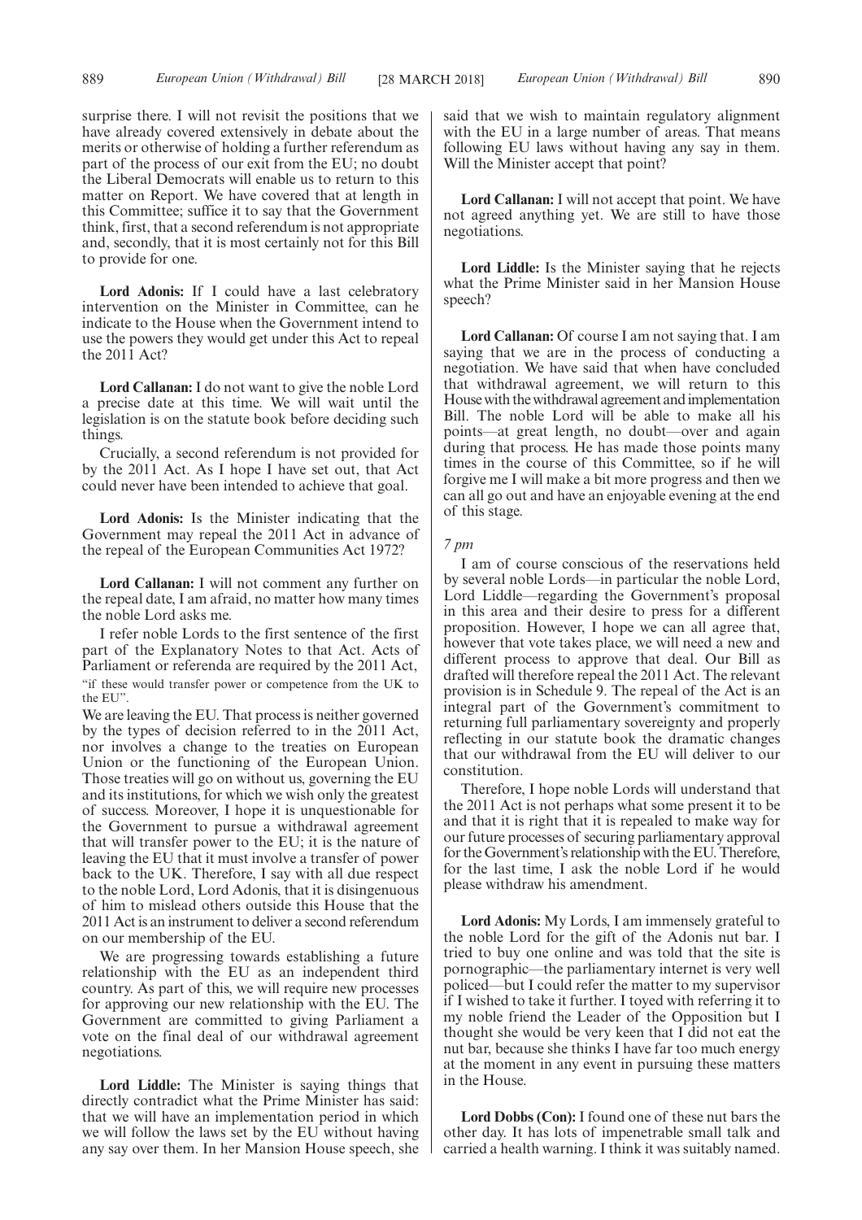surprise there. I will not revisit the positions that we have already covered extensively in debate about the merits or otherwise of holding a further referendum as part of the process of our exit from the EU; no doubt the Liberal Democrats will enable us to return to this matter on Report. We have covered that at length in this Committee; suffice it to say that the Government think, first, that a second referendum is not appropriate and, secondly, that it is most certainly not for this Bill to provide for one.

**Lord Adonis:** If I could have a last celebratory intervention on the Minister in Committee, can he indicate to the House when the Government intend to use the powers they would get under this Act to repeal the 2011 Act?

**Lord Callanan:** I do not want to give the noble Lord a precise date at this time. We will wait until the legislation is on the statute book before deciding such things.

Crucially, a second referendum is not provided for by the 2011 Act. As I hope I have set out, that Act could never have been intended to achieve that goal.

**Lord Adonis:** Is the Minister indicating that the Government may repeal the 2011 Act in advance of the repeal of the European Communities Act 1972?

**Lord Callanan:** I will not comment any further on the repeal date, I am afraid, no matter how many times the noble Lord asks me.

I refer noble Lords to the first sentence of the first part of the Explanatory Notes to that Act. Acts of Parliament or referenda are required by the 2011 Act,

"if these would transfer power or competence from the UK to the EU".

We are leaving the EU. That process is neither governed by the types of decision referred to in the 2011 Act, nor involves a change to the treaties on European Union or the functioning of the European Union. Those treaties will go on without us, governing the EU and its institutions, for which we wish only the greatest of success. Moreover, I hope it is unquestionable for the Government to pursue a withdrawal agreement that will transfer power to the EU; it is the nature of leaving the EU that it must involve a transfer of power back to the UK. Therefore, I say with all due respect to the noble Lord, Lord Adonis, that it is disingenuous of him to mislead others outside this House that the 2011 Act is an instrument to deliver a second referendum on our membership of the EU.

We are progressing towards establishing a future relationship with the EU as an independent third country. As part of this, we will require new processes for approving our new relationship with the EU. The Government are committed to giving Parliament a vote on the final deal of our withdrawal agreement negotiations.

**Lord Liddle:** The Minister is saying things that directly contradict what the Prime Minister has said: that we will have an implementation period in which we will follow the laws set by the EU without having any say over them. In her Mansion House speech, she said that we wish to maintain regulatory alignment with the EU in a large number of areas. That means following EU laws without having any say in them. Will the Minister accept that point?

**Lord Callanan:** I will not accept that point. We have not agreed anything yet. We are still to have those negotiations.

**Lord Liddle:** Is the Minister saying that he rejects what the Prime Minister said in her Mansion House speech?

**Lord Callanan:** Of course I am not saying that. I am saying that we are in the process of conducting a negotiation. We have said that when have concluded that withdrawal agreement, we will return to this House with the withdrawal agreement and implementation Bill. The noble Lord will be able to make all his points—at great length, no doubt—over and again during that process. He has made those points many times in the course of this Committee, so if he will forgive me I will make a bit more progress and then we can all go out and have an enjoyable evening at the end of this stage.

*7 pm*

I am of course conscious of the reservations held by several noble Lords—in particular the noble Lord, Lord Liddle—regarding the Government's proposal in this area and their desire to press for a different proposition. However, I hope we can all agree that, however that vote takes place, we will need a new and different process to approve that deal. Our Bill as drafted will therefore repeal the 2011 Act. The relevant provision is in Schedule 9. The repeal of the Act is an integral part of the Government's commitment to returning full parliamentary sovereignty and properly reflecting in our statute book the dramatic changes that our withdrawal from the EU will deliver to our constitution.

Therefore, I hope noble Lords will understand that the 2011 Act is not perhaps what some present it to be and that it is right that it is repealed to make way for our future processes of securing parliamentary approval for the Government's relationship with the EU. Therefore, for the last time, I ask the noble Lord if he would please withdraw his amendment.

**Lord Adonis:** My Lords, I am immensely grateful to the noble Lord for the gift of the Adonis nut bar. I tried to buy one online and was told that the site is pornographic—the parliamentary internet is very well policed—but I could refer the matter to my supervisor if I wished to take it further. I toyed with referring it to my noble friend the Leader of the Opposition but I thought she would be very keen that I did not eat the nut bar, because she thinks I have far too much energy at the moment in any event in pursuing these matters in the House.

**Lord Dobbs (Con):** I found one of these nut bars the other day. It has lots of impenetrable small talk and carried a health warning. I think it was suitably named.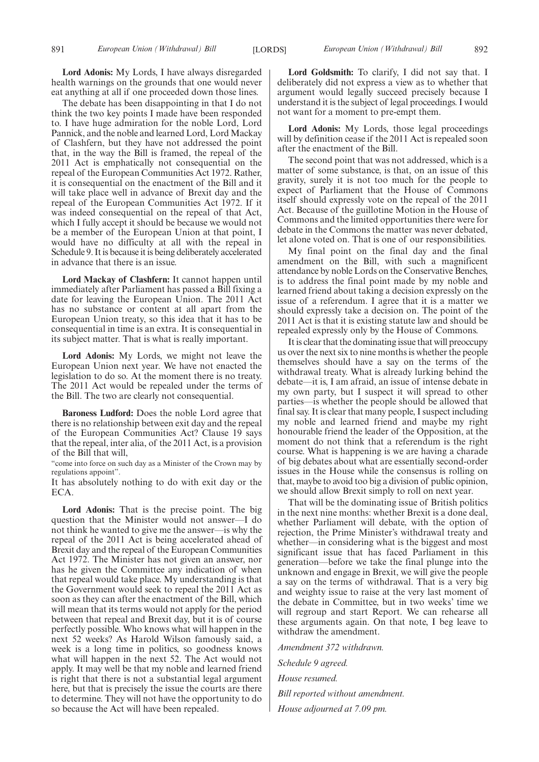**Lord Adonis:** My Lords, I have always disregarded health warnings on the grounds that one would never eat anything at all if one proceeded down those lines.

The debate has been disappointing in that I do not think the two key points I made have been responded to. I have huge admiration for the noble Lord, Lord Pannick, and the noble and learned Lord, Lord Mackay of Clashfern, but they have not addressed the point that, in the way the Bill is framed, the repeal of the 2011 Act is emphatically not consequential on the repeal of the European Communities Act 1972. Rather, it is consequential on the enactment of the Bill and it will take place well in advance of Brexit day and the repeal of the European Communities Act 1972. If it was indeed consequential on the repeal of that Act, which I fully accept it should be because we would not be a member of the European Union at that point, I would have no difficulty at all with the repeal in Schedule 9. It is because it is being deliberately accelerated in advance that there is an issue.

**Lord Mackay of Clashfern:** It cannot happen until immediately after Parliament has passed a Bill fixing a date for leaving the European Union. The 2011 Act has no substance or content at all apart from the European Union treaty, so this idea that it has to be consequential in time is an extra. It is consequential in its subject matter. That is what is really important.

**Lord Adonis:** My Lords, we might not leave the European Union next year. We have not enacted the legislation to do so. At the moment there is no treaty. The 2011 Act would be repealed under the terms of the Bill. The two are clearly not consequential.

**Baroness Ludford:** Does the noble Lord agree that there is no relationship between exit day and the repeal of the European Communities Act? Clause 19 says that the repeal, inter alia, of the 2011 Act, is a provision of the Bill that will,

"come into force on such day as a Minister of the Crown may by regulations appoint".

It has absolutely nothing to do with exit day or the ECA.

**Lord Adonis:** That is the precise point. The big question that the Minister would not answer—I do not think he wanted to give me the answer—is why the repeal of the 2011 Act is being accelerated ahead of Brexit day and the repeal of the European Communities Act 1972. The Minister has not given an answer, nor has he given the Committee any indication of when that repeal would take place. My understanding is that the Government would seek to repeal the 2011 Act as soon as they can after the enactment of the Bill, which will mean that its terms would not apply for the period between that repeal and Brexit day, but it is of course perfectly possible. Who knows what will happen in the next 52 weeks? As Harold Wilson famously said, a week is a long time in politics, so goodness knows what will happen in the next 52. The Act would not apply. It may well be that my noble and learned friend is right that there is not a substantial legal argument here, but that is precisely the issue the courts are there to determine. They will not have the opportunity to do so because the Act will have been repealed.

**Lord Goldsmith:** To clarify, I did not say that. I deliberately did not express a view as to whether that argument would legally succeed precisely because I understand it is the subject of legal proceedings. I would not want for a moment to pre-empt them.

**Lord Adonis:** My Lords, those legal proceedings will by definition cease if the 2011 Act is repealed soon after the enactment of the Bill.

The second point that was not addressed, which is a matter of some substance, is that, on an issue of this gravity, surely it is not too much for the people to expect of Parliament that the House of Commons itself should expressly vote on the repeal of the 2011 Act. Because of the guillotine Motion in the House of Commons and the limited opportunities there were for debate in the Commons the matter was never debated, let alone voted on. That is one of our responsibilities.

My final point on the final day and the final amendment on the Bill, with such a magnificent attendance by noble Lords on the Conservative Benches, is to address the final point made by my noble and learned friend about taking a decision expressly on the issue of a referendum. I agree that it is a matter we should expressly take a decision on. The point of the 2011 Act is that it is existing statute law and should be repealed expressly only by the House of Commons.

It is clear that the dominating issue that will preoccupy us over the next six to nine months is whether the people themselves should have a say on the terms of the withdrawal treaty. What is already lurking behind the debate—it is, I am afraid, an issue of intense debate in my own party, but I suspect it will spread to other parties—is whether the people should be allowed that final say. It is clear that many people, I suspect including my noble and learned friend and maybe my right honourable friend the leader of the Opposition, at the moment do not think that a referendum is the right course. What is happening is we are having a charade of big debates about what are essentially second-order issues in the House while the consensus is rolling on that, maybe to avoid too big a division of public opinion, we should allow Brexit simply to roll on next year.

That will be the dominating issue of British politics in the next nine months: whether Brexit is a done deal, whether Parliament will debate, with the option of rejection, the Prime Minister's withdrawal treaty and whether—in considering what is the biggest and most significant issue that has faced Parliament in this generation—before we take the final plunge into the unknown and engage in Brexit, we will give the people a say on the terms of withdrawal. That is a very big and weighty issue to raise at the very last moment of the debate in Committee, but in two weeks' time we will regroup and start Report. We can rehearse all these arguments again. On that note, I beg leave to withdraw the amendment.

*Amendment 372 withdrawn.*

*Schedule 9 agreed.*

*House resumed.*

*Bill reported without amendment.*

*House adjourned at 7.09 pm.*